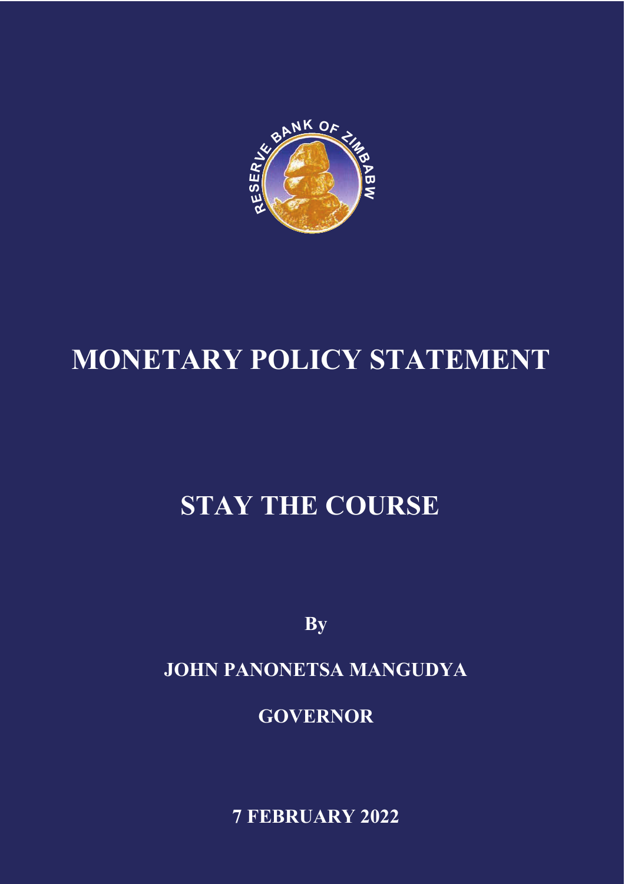# MONETARY POLICY STATEMENT

## STAY THE COURSE

**By**

**JOHN PANONETSA MANGUDYA**

**GOVERNOR**

**7 FEBRUARY 2022**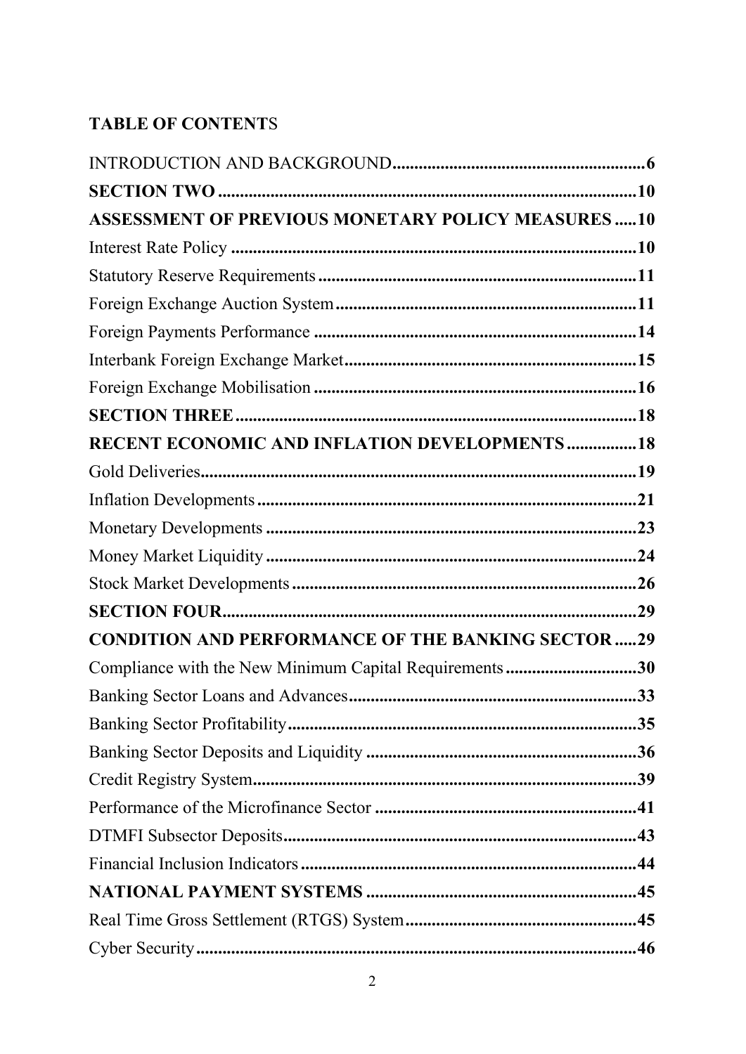**TABLE OF CONTENTS**

INTRODUCTION AND BACKGROUND........................................................6

**SECTION TWO** ........................................................................................10

**ASSESSMENT OF PREVIOUS MONETARY POLICY MEASURES** .....10

Interest Rate Policy .......................................................................................10

Statutory Reserve Requirements ...................................................................11

Foreign Exchange Auction System ................................................................11

Foreign Payments Performance ....................................................................14

Interbank Foreign Exchange Market ..............................................................15

Foreign Exchange Mobilisation ....................................................................16

**SECTION THREE** ......................................................................................18

**RECENT ECONOMIC AND INFLATION DEVELOPMENTS** ................18

Gold Deliveries...............................................................................................19

Inflation Developments .................................................................................21

Monetary Developments ...............................................................................23

Money Market Liquidity ...............................................................................24

Stock Market Developments .........................................................................26

**SECTION FOUR**.........................................................................................29

**CONDITION AND PERFORMANCE OF THE BANKING SECTOR** .....29

Compliance with the New Minimum Capital Requirements ..........................30

Banking Sector Loans and Advances.............................................................33

Banking Sector Profitability...........................................................................35

Banking Sector Deposits and Liquidity ........................................................36

Credit Registry System..................................................................................39

Performance of the Microfinance Sector ......................................................41

DTMFI Subsector Deposits............................................................................43

Financial Inclusion Indicators .......................................................................44

**NATIONAL PAYMENT SYSTEMS** ........................................................45

Real Time Gross Settlement (RTGS) System ................................................45

Cyber Security ...............................................................................................46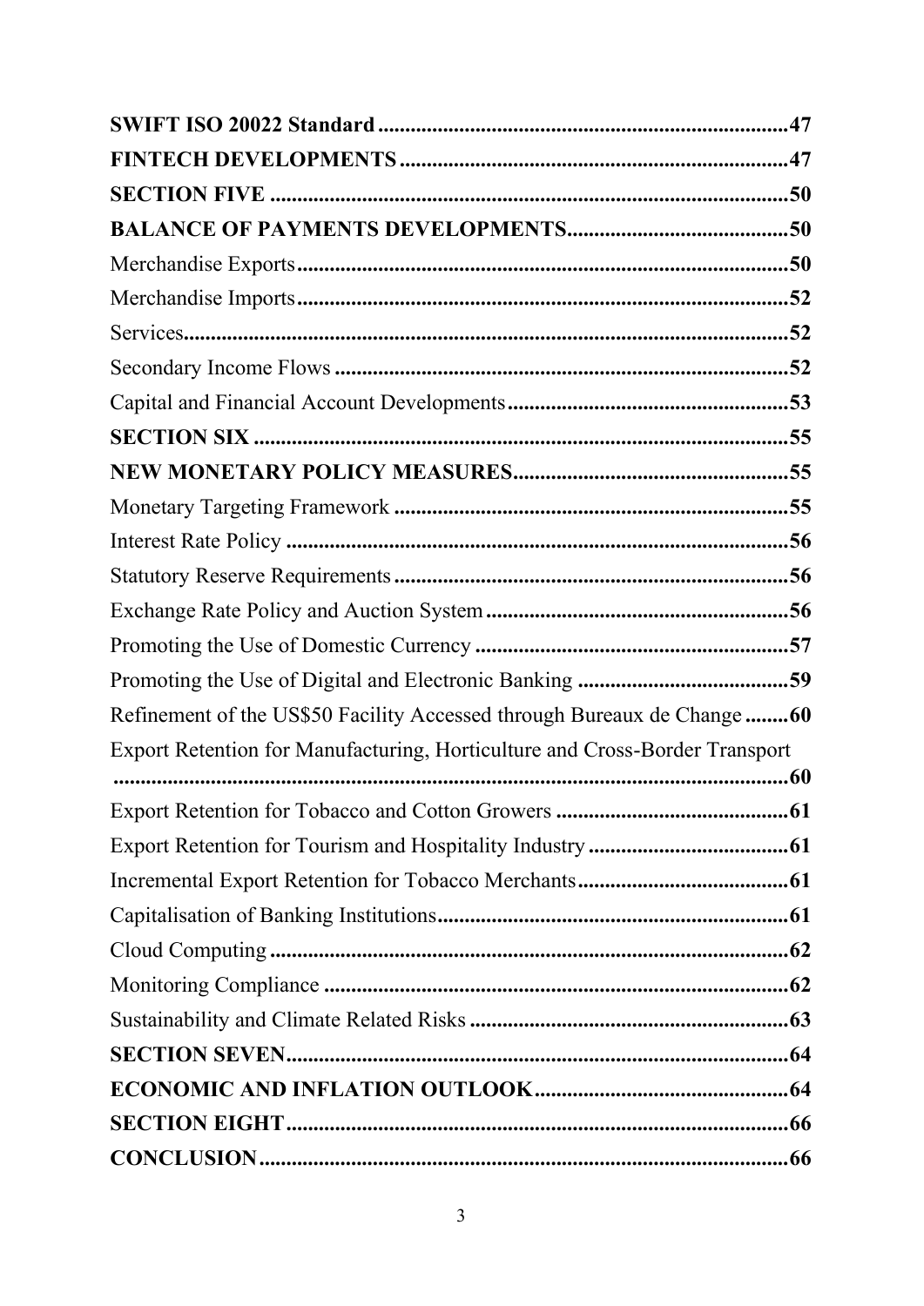**SWIFT ISO 20022 Standard** .......... **47**

**FINTECH DEVELOPMENTS** .......... **47**

**SECTION FIVE** .......... **50**

**BALANCE OF PAYMENTS DEVELOPMENTS** .......... **50**

Merchandise Exports .......... **50**

Merchandise Imports .......... **52**

Services .......... **52**

Secondary Income Flows .......... **52**

Capital and Financial Account Developments .......... **53**

**SECTION SIX** .......... **55**

**NEW MONETARY POLICY MEASURES** .......... **55**

Monetary Targeting Framework .......... **55**

Interest Rate Policy .......... **56**

Statutory Reserve Requirements .......... **56**

Exchange Rate Policy and Auction System .......... **56**

Promoting the Use of Domestic Currency .......... **57**

Promoting the Use of Digital and Electronic Banking .......... **59**

Refinement of the US$50 Facility Accessed through Bureaux de Change .......... **60**

Export Retention for Manufacturing, Horticulture and Cross-Border Transport .......... **60**

Export Retention for Tobacco and Cotton Growers .......... **61**

Export Retention for Tourism and Hospitality Industry .......... **61**

Incremental Export Retention for Tobacco Merchants .......... **61**

Capitalisation of Banking Institutions .......... **61**

Cloud Computing .......... **62**

Monitoring Compliance .......... **62**

Sustainability and Climate Related Risks .......... **63**

**SECTION SEVEN** .......... **64**

**ECONOMIC AND INFLATION OUTLOOK** .......... **64**

**SECTION EIGHT** .......... **66**

**CONCLUSION** .......... **66**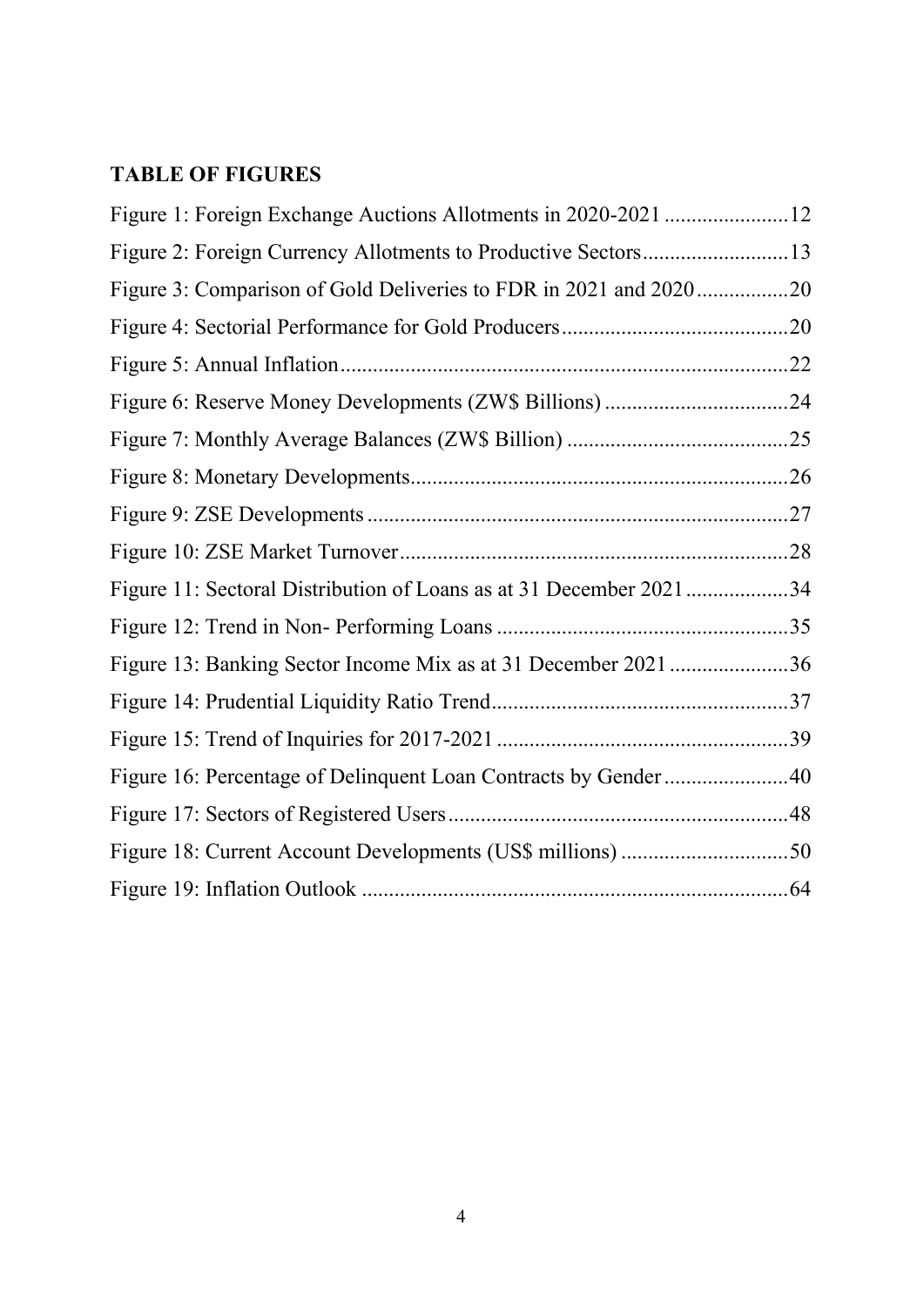## TABLE OF FIGURES

Figure 1: Foreign Exchange Auctions Allotments in 2020-2021 ....................... 12

Figure 2: Foreign Currency Allotments to Productive Sectors........................... 13

Figure 3: Comparison of Gold Deliveries to FDR in 2021 and 2020................. 20

Figure 4: Sectorial Performance for Gold Producers.......................................... 20

Figure 5: Annual Inflation................................................................................... 22

Figure 6: Reserve Money Developments (ZW$ Billions) .................................. 24

Figure 7: Monthly Average Balances (ZW$ Billion) ......................................... 25

Figure 8: Monetary Developments...................................................................... 26

Figure 9: ZSE Developments .............................................................................. 27

Figure 10: ZSE Market Turnover........................................................................ 28

Figure 11: Sectoral Distribution of Loans as at 31 December 2021................... 34

Figure 12: Trend in Non- Performing Loans ...................................................... 35

Figure 13: Banking Sector Income Mix as at 31 December 2021...................... 36

Figure 14: Prudential Liquidity Ratio Trend....................................................... 37

Figure 15: Trend of Inquiries for 2017-2021 ...................................................... 39

Figure 16: Percentage of Delinquent Loan Contracts by Gender....................... 40

Figure 17: Sectors of Registered Users............................................................... 48

Figure 18: Current Account Developments (US$ millions) ............................... 50

Figure 19: Inflation Outlook ............................................................................... 64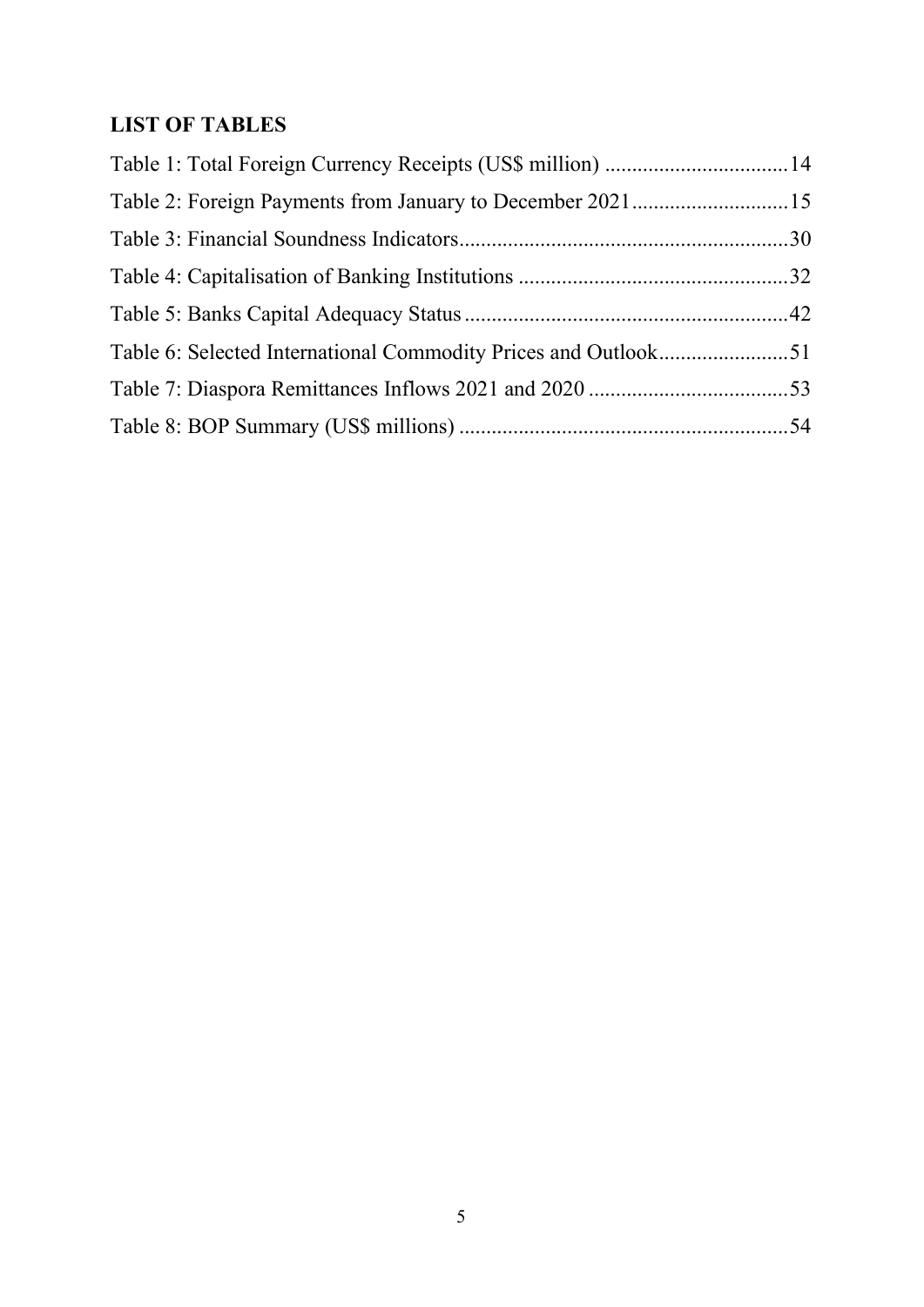## LIST OF TABLES

Table 1: Total Foreign Currency Receipts (US$ million) .................................14

Table 2: Foreign Payments from January to December 2021............................15

Table 3: Financial Soundness Indicators............................................................30

Table 4: Capitalisation of Banking Institutions .................................................32

Table 5: Banks Capital Adequacy Status...........................................................42

Table 6: Selected International Commodity Prices and Outlook.......................51

Table 7: Diaspora Remittances Inflows 2021 and 2020 ....................................53

Table 8: BOP Summary (US$ millions) ............................................................54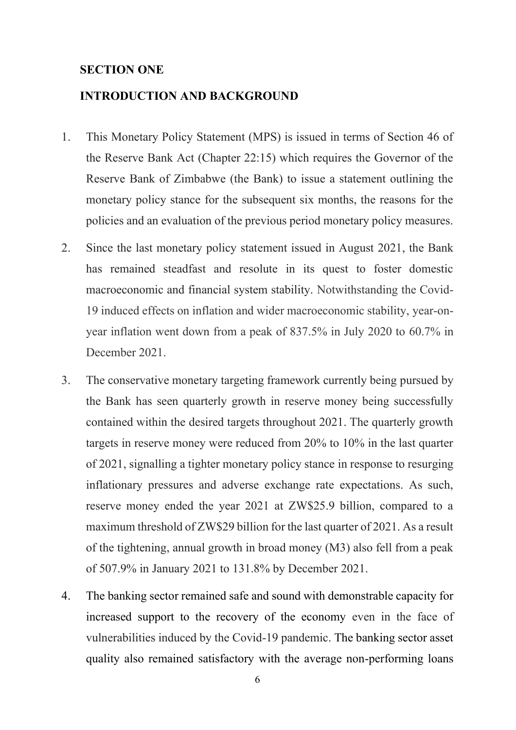## SECTION ONE

## INTRODUCTION AND BACKGROUND

1. This Monetary Policy Statement (MPS) is issued in terms of Section 46 of the Reserve Bank Act (Chapter 22:15) which requires the Governor of the Reserve Bank of Zimbabwe (the Bank) to issue a statement outlining the monetary policy stance for the subsequent six months, the reasons for the policies and an evaluation of the previous period monetary policy measures.

2. Since the last monetary policy statement issued in August 2021, the Bank has remained steadfast and resolute in its quest to foster domestic macroeconomic and financial system stability. Notwithstanding the Covid-19 induced effects on inflation and wider macroeconomic stability, year-on-year inflation went down from a peak of 837.5% in July 2020 to 60.7% in December 2021.

3. The conservative monetary targeting framework currently being pursued by the Bank has seen quarterly growth in reserve money being successfully contained within the desired targets throughout 2021. The quarterly growth targets in reserve money were reduced from 20% to 10% in the last quarter of 2021, signalling a tighter monetary policy stance in response to resurging inflationary pressures and adverse exchange rate expectations. As such, reserve money ended the year 2021 at ZW$25.9 billion, compared to a maximum threshold of ZW$29 billion for the last quarter of 2021. As a result of the tightening, annual growth in broad money (M3) also fell from a peak of 507.9% in January 2021 to 131.8% by December 2021.

4. The banking sector remained safe and sound with demonstrable capacity for increased support to the recovery of the economy even in the face of vulnerabilities induced by the Covid-19 pandemic. The banking sector asset quality also remained satisfactory with the average non-performing loans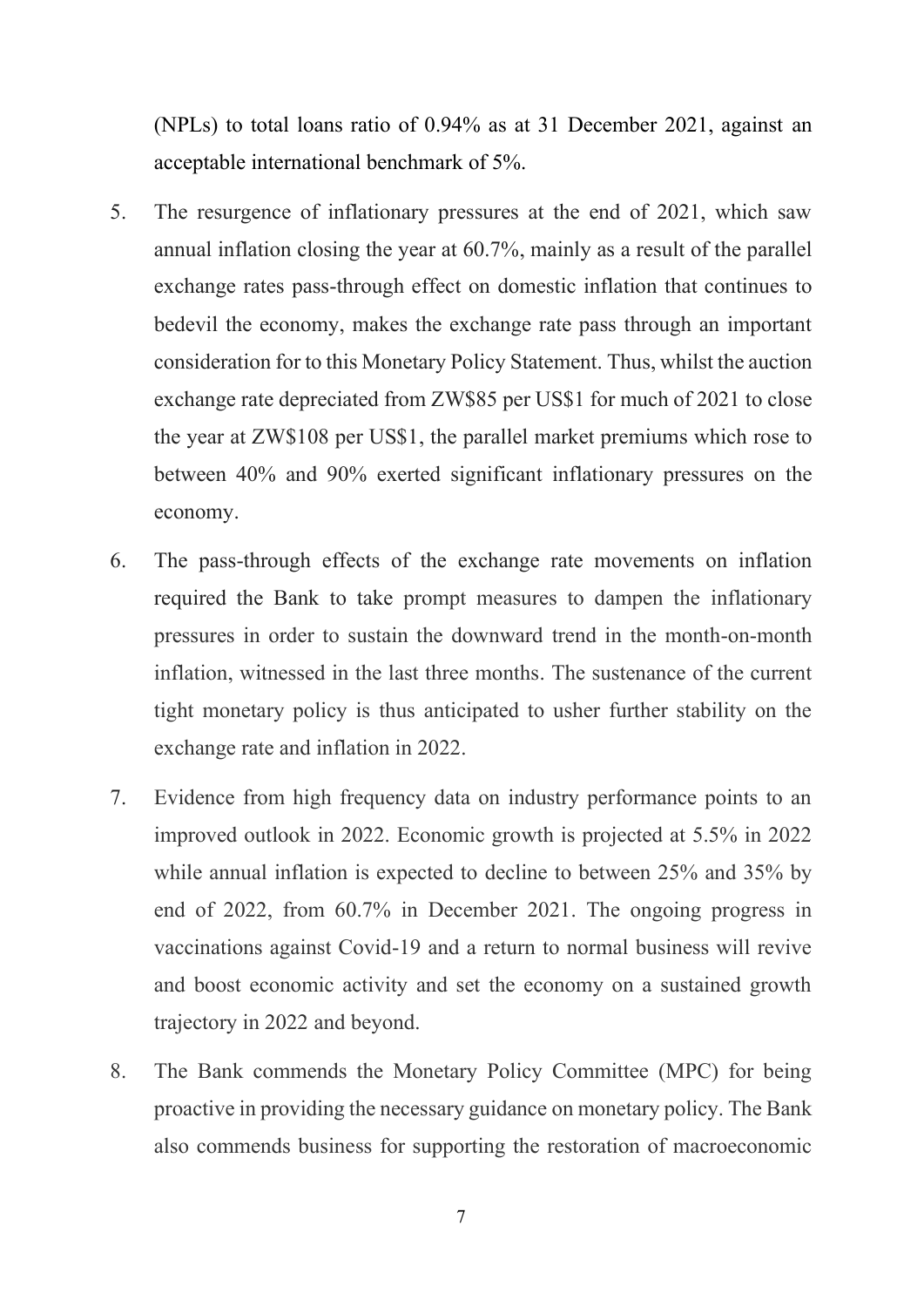(NPLs) to total loans ratio of 0.94% as at 31 December 2021, against an acceptable international benchmark of 5%.

5. The resurgence of inflationary pressures at the end of 2021, which saw annual inflation closing the year at 60.7%, mainly as a result of the parallel exchange rates pass-through effect on domestic inflation that continues to bedevil the economy, makes the exchange rate pass through an important consideration for to this Monetary Policy Statement. Thus, whilst the auction exchange rate depreciated from ZW$85 per US$1 for much of 2021 to close the year at ZW$108 per US$1, the parallel market premiums which rose to between 40% and 90% exerted significant inflationary pressures on the economy.

6. The pass-through effects of the exchange rate movements on inflation required the Bank to take prompt measures to dampen the inflationary pressures in order to sustain the downward trend in the month-on-month inflation, witnessed in the last three months. The sustenance of the current tight monetary policy is thus anticipated to usher further stability on the exchange rate and inflation in 2022.

7. Evidence from high frequency data on industry performance points to an improved outlook in 2022. Economic growth is projected at 5.5% in 2022 while annual inflation is expected to decline to between 25% and 35% by end of 2022, from 60.7% in December 2021. The ongoing progress in vaccinations against Covid-19 and a return to normal business will revive and boost economic activity and set the economy on a sustained growth trajectory in 2022 and beyond.

8. The Bank commends the Monetary Policy Committee (MPC) for being proactive in providing the necessary guidance on monetary policy. The Bank also commends business for supporting the restoration of macroeconomic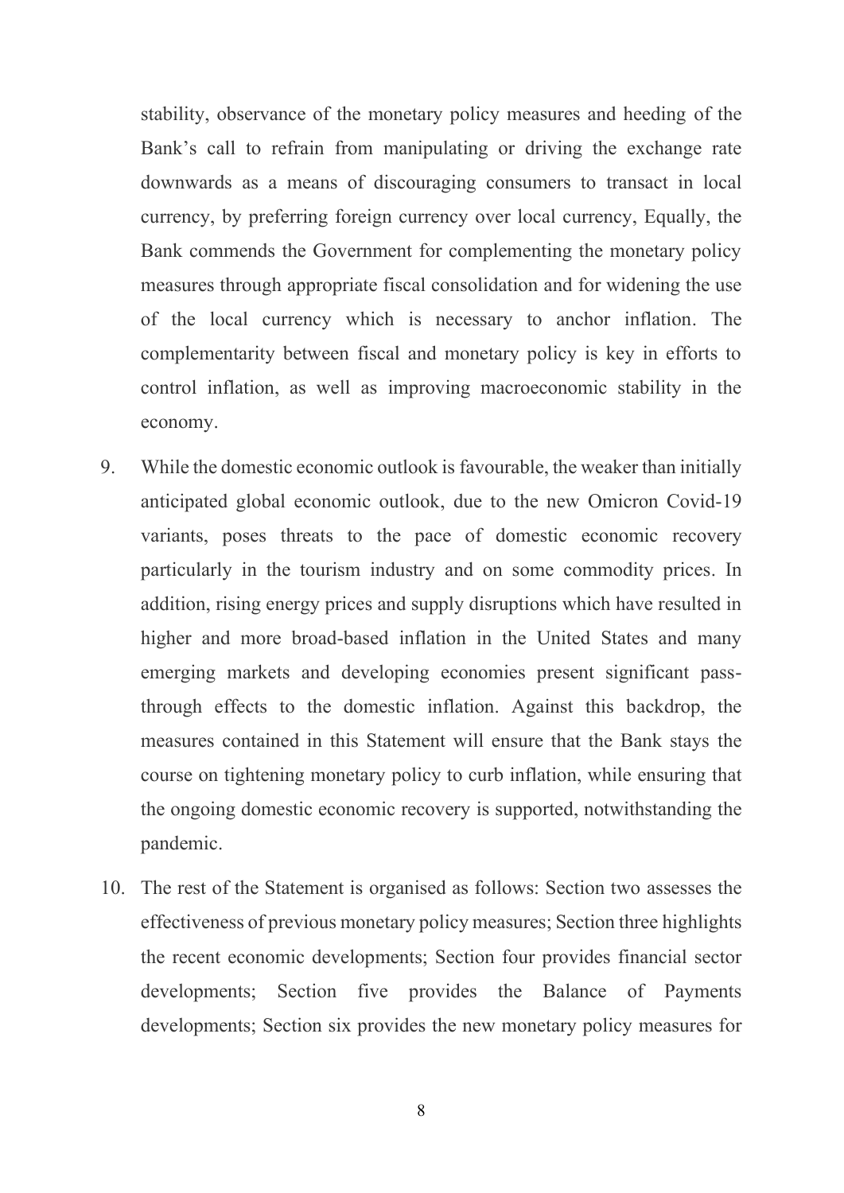stability, observance of the monetary policy measures and heeding of the Bank's call to refrain from manipulating or driving the exchange rate downwards as a means of discouraging consumers to transact in local currency, by preferring foreign currency over local currency, Equally, the Bank commends the Government for complementing the monetary policy measures through appropriate fiscal consolidation and for widening the use of the local currency which is necessary to anchor inflation. The complementarity between fiscal and monetary policy is key in efforts to control inflation, as well as improving macroeconomic stability in the economy.

9. While the domestic economic outlook is favourable, the weaker than initially anticipated global economic outlook, due to the new Omicron Covid-19 variants, poses threats to the pace of domestic economic recovery particularly in the tourism industry and on some commodity prices. In addition, rising energy prices and supply disruptions which have resulted in higher and more broad-based inflation in the United States and many emerging markets and developing economies present significant pass-through effects to the domestic inflation. Against this backdrop, the measures contained in this Statement will ensure that the Bank stays the course on tightening monetary policy to curb inflation, while ensuring that the ongoing domestic economic recovery is supported, notwithstanding the pandemic.

10. The rest of the Statement is organised as follows: Section two assesses the effectiveness of previous monetary policy measures; Section three highlights the recent economic developments; Section four provides financial sector developments; Section five provides the Balance of Payments developments; Section six provides the new monetary policy measures for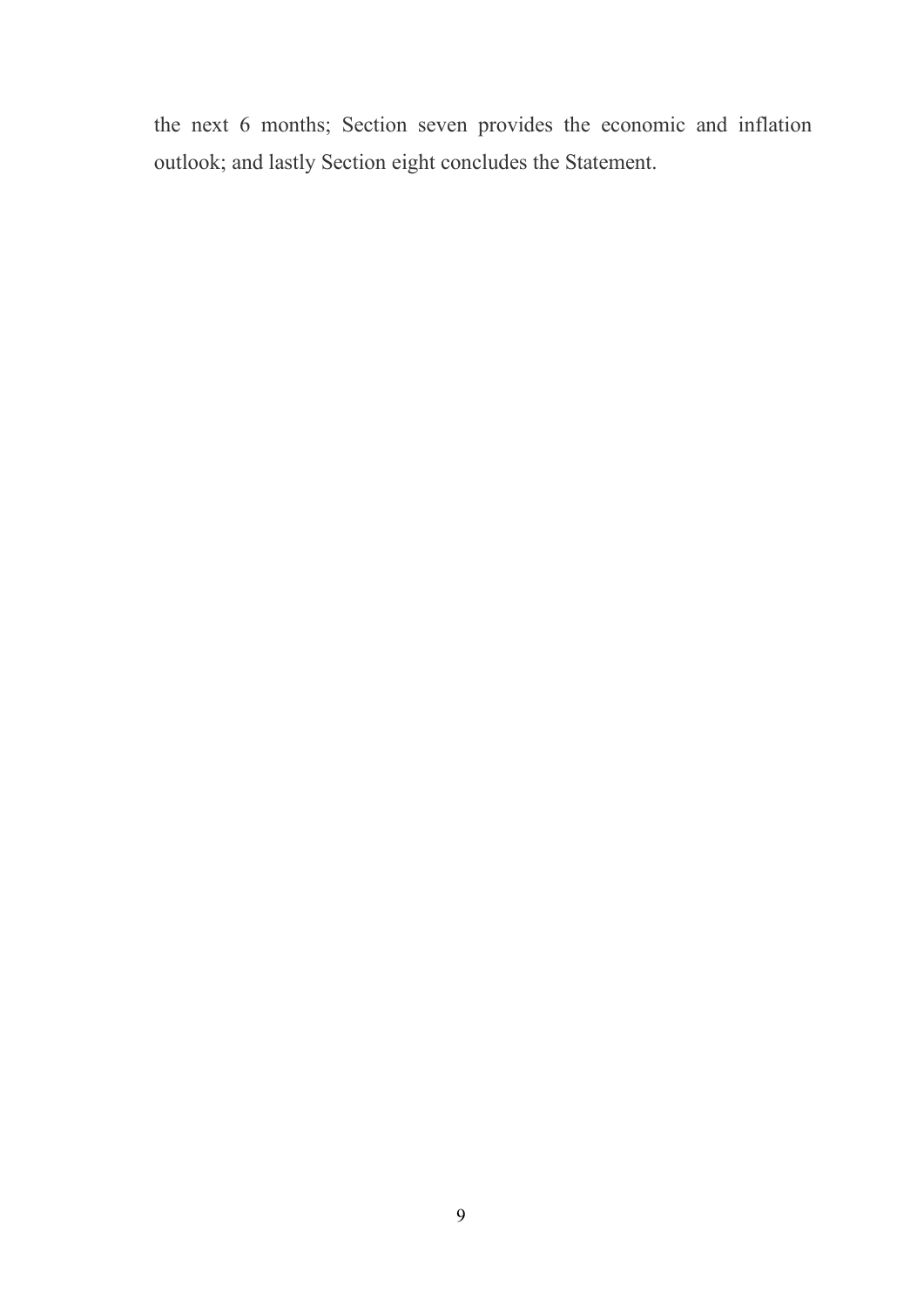the next 6 months; Section seven provides the economic and inflation outlook; and lastly Section eight concludes the Statement.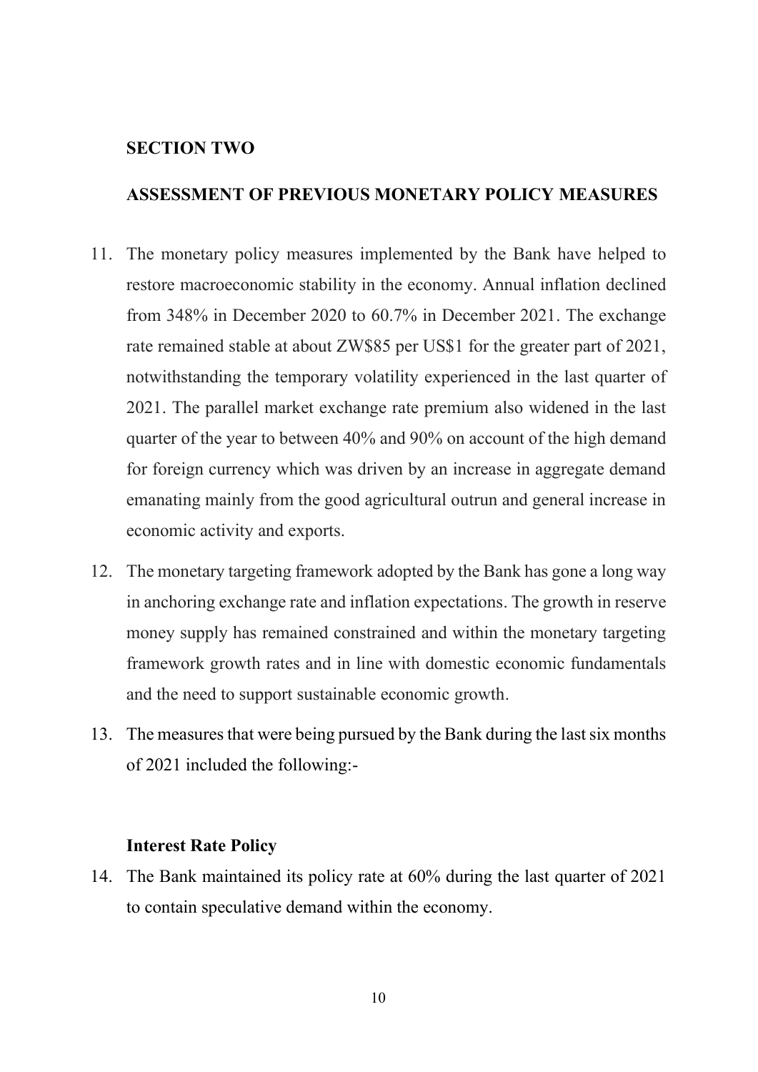## SECTION TWO

## ASSESSMENT OF PREVIOUS MONETARY POLICY MEASURES

11. The monetary policy measures implemented by the Bank have helped to restore macroeconomic stability in the economy. Annual inflation declined from 348% in December 2020 to 60.7% in December 2021. The exchange rate remained stable at about ZW$85 per US$1 for the greater part of 2021, notwithstanding the temporary volatility experienced in the last quarter of 2021. The parallel market exchange rate premium also widened in the last quarter of the year to between 40% and 90% on account of the high demand for foreign currency which was driven by an increase in aggregate demand emanating mainly from the good agricultural outrun and general increase in economic activity and exports.

12. The monetary targeting framework adopted by the Bank has gone a long way in anchoring exchange rate and inflation expectations. The growth in reserve money supply has remained constrained and within the monetary targeting framework growth rates and in line with domestic economic fundamentals and the need to support sustainable economic growth.

13. The measures that were being pursued by the Bank during the last six months of 2021 included the following:-

### Interest Rate Policy

14. The Bank maintained its policy rate at 60% during the last quarter of 2021 to contain speculative demand within the economy.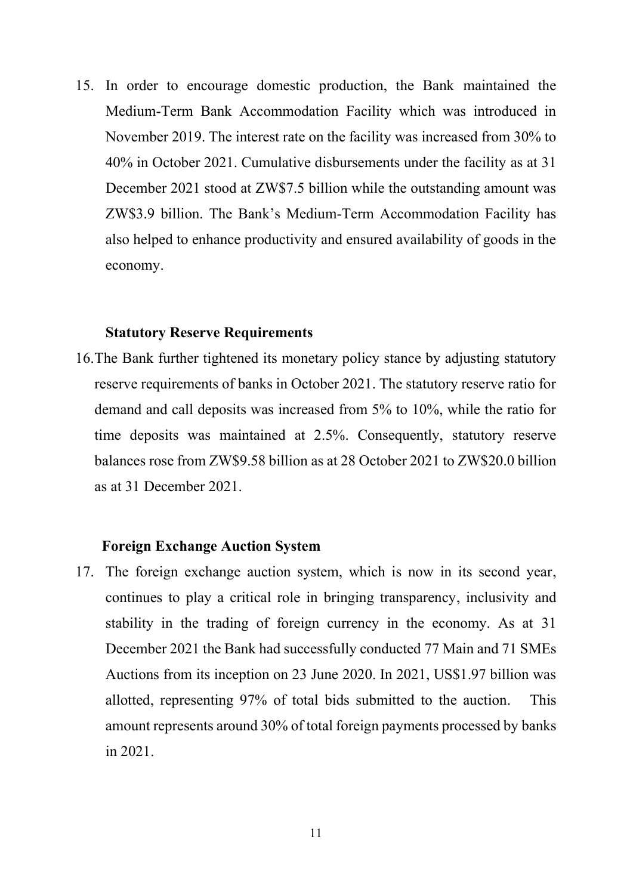15. In order to encourage domestic production, the Bank maintained the Medium-Term Bank Accommodation Facility which was introduced in November 2019. The interest rate on the facility was increased from 30% to 40% in October 2021. Cumulative disbursements under the facility as at 31 December 2021 stood at ZW$7.5 billion while the outstanding amount was ZW$3.9 billion. The Bank's Medium-Term Accommodation Facility has also helped to enhance productivity and ensured availability of goods in the economy.

### Statutory Reserve Requirements

16. The Bank further tightened its monetary policy stance by adjusting statutory reserve requirements of banks in October 2021. The statutory reserve ratio for demand and call deposits was increased from 5% to 10%, while the ratio for time deposits was maintained at 2.5%. Consequently, statutory reserve balances rose from ZW$9.58 billion as at 28 October 2021 to ZW$20.0 billion as at 31 December 2021.

### Foreign Exchange Auction System

17. The foreign exchange auction system, which is now in its second year, continues to play a critical role in bringing transparency, inclusivity and stability in the trading of foreign currency in the economy. As at 31 December 2021 the Bank had successfully conducted 77 Main and 71 SMEs Auctions from its inception on 23 June 2020. In 2021, US$1.97 billion was allotted, representing 97% of total bids submitted to the auction. This amount represents around 30% of total foreign payments processed by banks in 2021.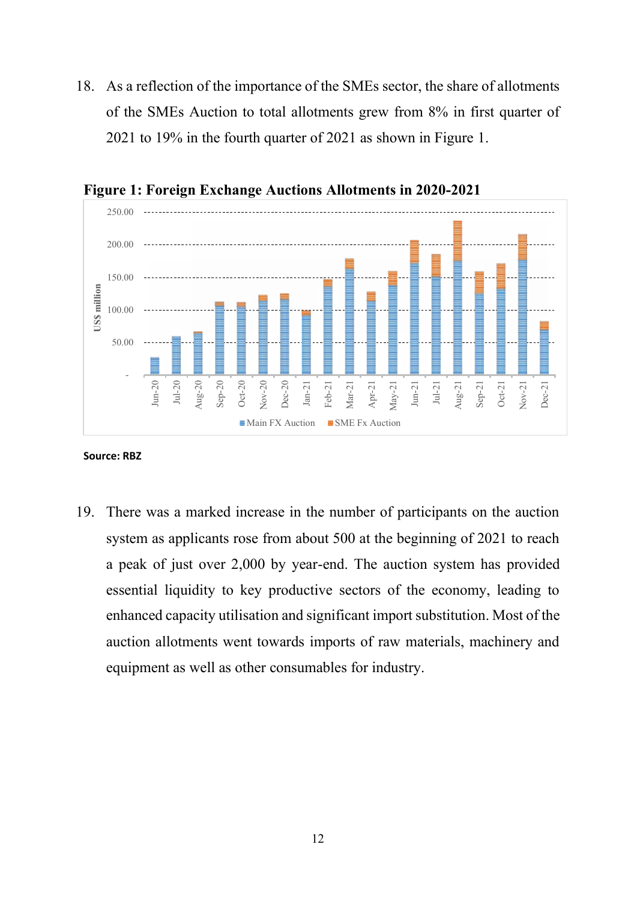18. As a reflection of the importance of the SMEs sector, the share of allotments of the SMEs Auction to total allotments grew from 8% in first quarter of 2021 to 19% in the fourth quarter of 2021 as shown in Figure 1.

**Figure 1: Foreign Exchange Auctions Allotments in 2020-2021**

**Source: RBZ**

19. There was a marked increase in the number of participants on the auction system as applicants rose from about 500 at the beginning of 2021 to reach a peak of just over 2,000 by year-end. The auction system has provided essential liquidity to key productive sectors of the economy, leading to enhanced capacity utilisation and significant import substitution. Most of the auction allotments went towards imports of raw materials, machinery and equipment as well as other consumables for industry.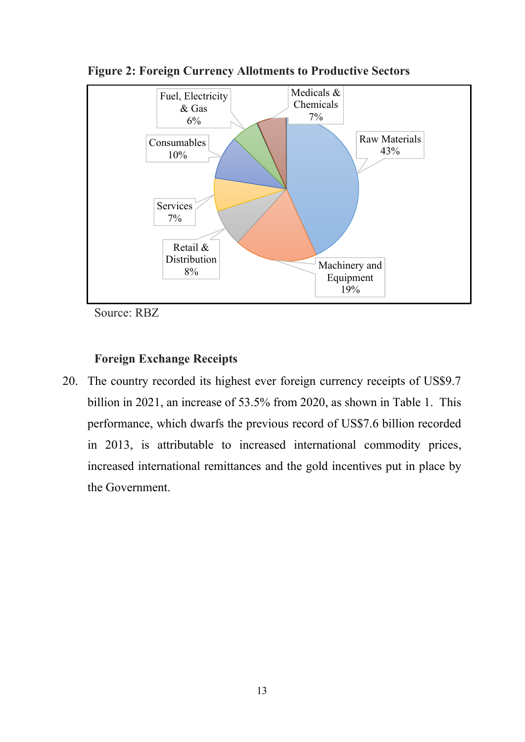**Figure 2: Foreign Currency Allotments to Productive Sectors**

Source: RBZ

**Foreign Exchange Receipts**

20. The country recorded its highest ever foreign currency receipts of US$9.7 billion in 2021, an increase of 53.5% from 2020, as shown in Table 1. This performance, which dwarfs the previous record of US$7.6 billion recorded in 2013, is attributable to increased international commodity prices, increased international remittances and the gold incentives put in place by the Government.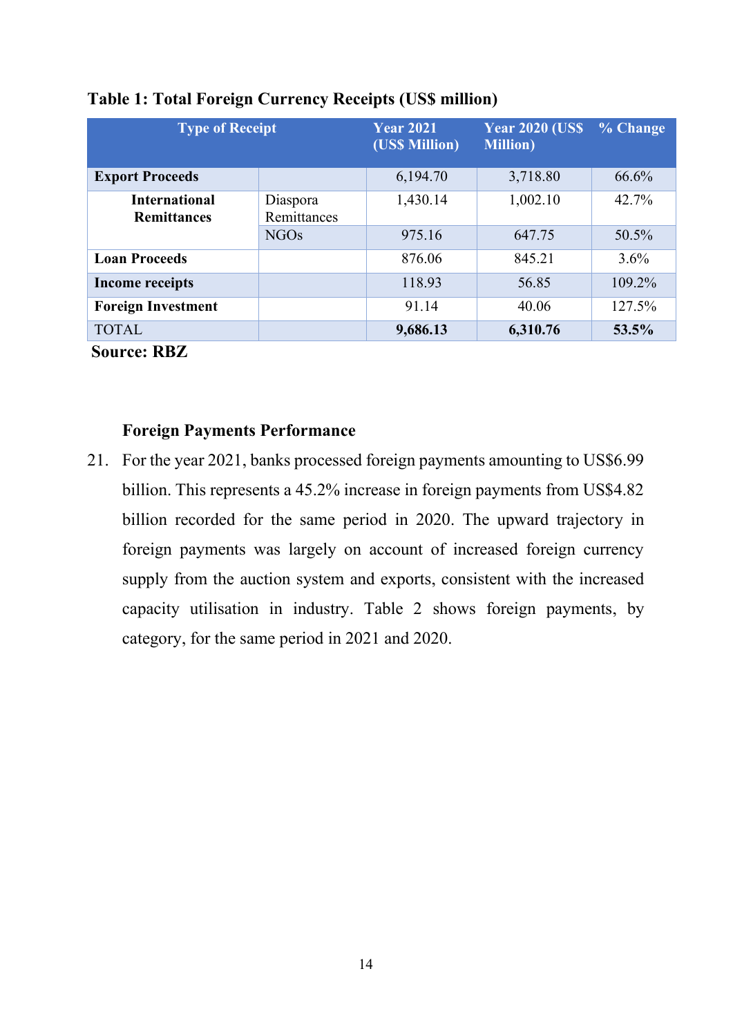**Table 1: Total Foreign Currency Receipts (US$ million)**

| Type of Receipt | | Year 2021 (US$ Million) | Year 2020 (US$ Million) | % Change |
|---|---|---|---|---|
| **Export Proceeds** | | 6,194.70 | 3,718.80 | 66.6% |
| **International Remittances** | Diaspora Remittances | 1,430.14 | 1,002.10 | 42.7% |
| | NGOs | 975.16 | 647.75 | 50.5% |
| **Loan Proceeds** | | 876.06 | 845.21 | 3.6% |
| **Income receipts** | | 118.93 | 56.85 | 109.2% |
| **Foreign Investment** | | 91.14 | 40.06 | 127.5% |
| TOTAL | | **9,686.13** | **6,310.76** | **53.5%** |

**Source: RBZ**

### Foreign Payments Performance

21. For the year 2021, banks processed foreign payments amounting to US$6.99 billion. This represents a 45.2% increase in foreign payments from US$4.82 billion recorded for the same period in 2020. The upward trajectory in foreign payments was largely on account of increased foreign currency supply from the auction system and exports, consistent with the increased capacity utilisation in industry. Table 2 shows foreign payments, by category, for the same period in 2021 and 2020.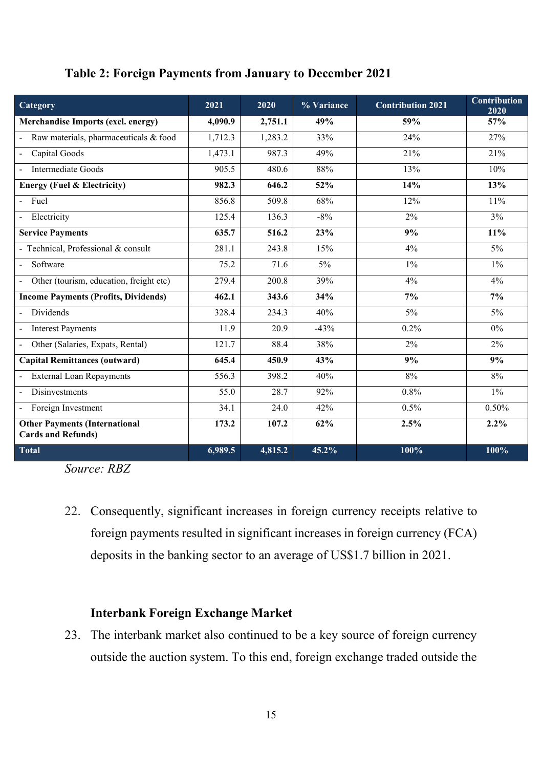**Table 2: Foreign Payments from January to December 2021**

| Category | 2021 | 2020 | % Variance | Contribution 2021 | Contribution 2020 |
|---|---|---|---|---|---|
| **Merchandise Imports (excl. energy)** | **4,090.9** | **2,751.1** | **49%** | **59%** | **57%** |
| - Raw materials, pharmaceuticals & food | 1,712.3 | 1,283.2 | 33% | 24% | 27% |
| - Capital Goods | 1,473.1 | 987.3 | 49% | 21% | 21% |
| - Intermediate Goods | 905.5 | 480.6 | 88% | 13% | 10% |
| **Energy (Fuel & Electricity)** | **982.3** | **646.2** | **52%** | **14%** | **13%** |
| - Fuel | 856.8 | 509.8 | 68% | 12% | 11% |
| - Electricity | 125.4 | 136.3 | -8% | 2% | 3% |
| **Service Payments** | **635.7** | **516.2** | **23%** | **9%** | **11%** |
| - Technical, Professional & consult | 281.1 | 243.8 | 15% | 4% | 5% |
| - Software | 75.2 | 71.6 | 5% | 1% | 1% |
| - Other (tourism, education, freight etc) | 279.4 | 200.8 | 39% | 4% | 4% |
| **Income Payments (Profits, Dividends)** | **462.1** | **343.6** | **34%** | **7%** | **7%** |
| - Dividends | 328.4 | 234.3 | 40% | 5% | 5% |
| - Interest Payments | 11.9 | 20.9 | -43% | 0.2% | 0% |
| - Other (Salaries, Expats, Rental) | 121.7 | 88.4 | 38% | 2% | 2% |
| **Capital Remittances (outward)** | **645.4** | **450.9** | **43%** | **9%** | **9%** |
| - External Loan Repayments | 556.3 | 398.2 | 40% | 8% | 8% |
| - Disinvestments | 55.0 | 28.7 | 92% | 0.8% | 1% |
| - Foreign Investment | 34.1 | 24.0 | 42% | 0.5% | 0.50% |
| **Other Payments (International Cards and Refunds)** | **173.2** | **107.2** | **62%** | **2.5%** | **2.2%** |
| **Total** | **6,989.5** | **4,815.2** | **45.2%** | **100%** | **100%** |

*Source: RBZ*

22. Consequently, significant increases in foreign currency receipts relative to foreign payments resulted in significant increases in foreign currency (FCA) deposits in the banking sector to an average of US$1.7 billion in 2021.

### Interbank Foreign Exchange Market

23. The interbank market also continued to be a key source of foreign currency outside the auction system. To this end, foreign exchange traded outside the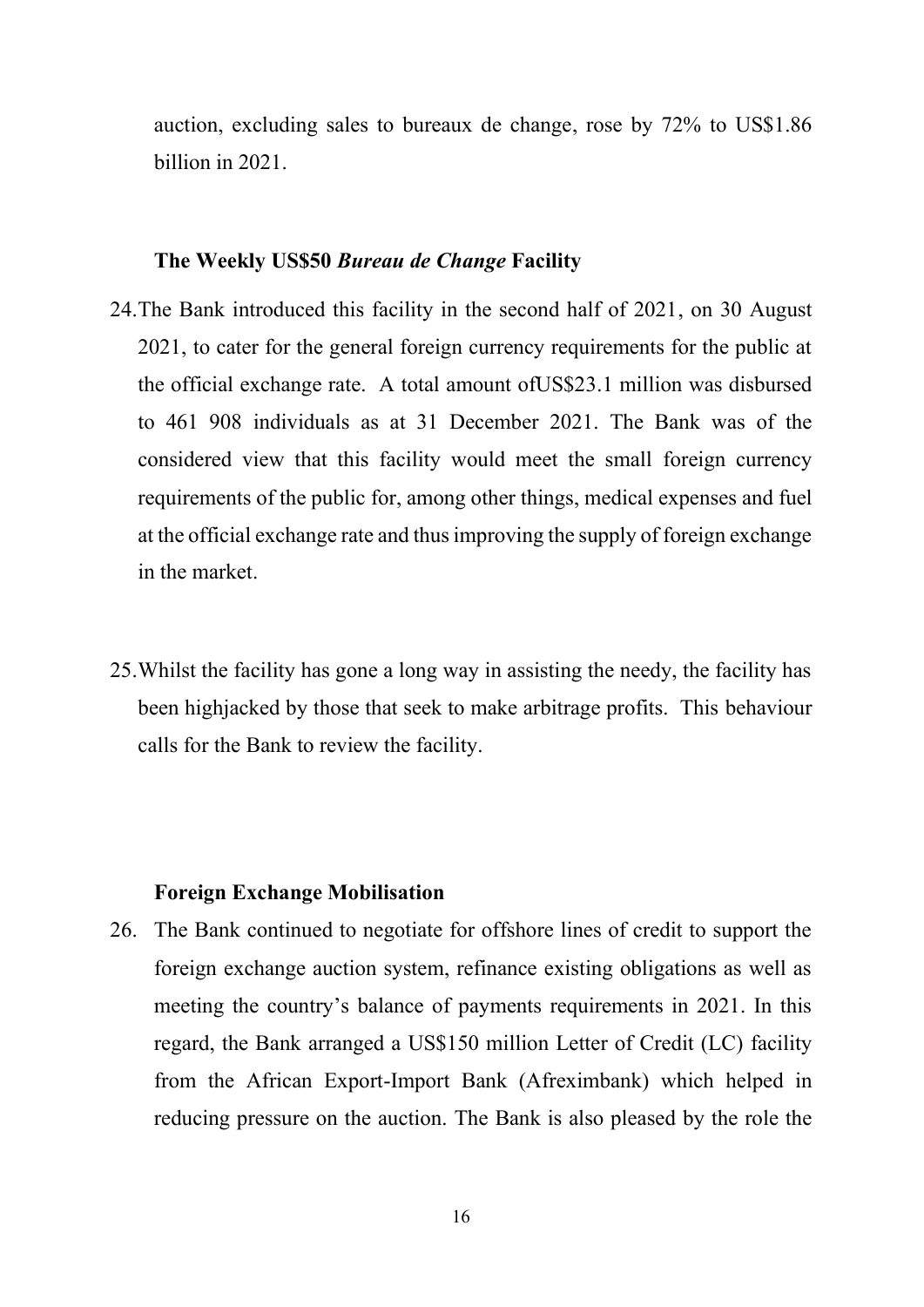auction, excluding sales to bureaux de change, rose by 72% to US$1.86 billion in 2021.

### The Weekly US$50 *Bureau de Change* Facility

24. The Bank introduced this facility in the second half of 2021, on 30 August 2021, to cater for the general foreign currency requirements for the public at the official exchange rate. A total amount ofUS$23.1 million was disbursed to 461 908 individuals as at 31 December 2021. The Bank was of the considered view that this facility would meet the small foreign currency requirements of the public for, among other things, medical expenses and fuel at the official exchange rate and thus improving the supply of foreign exchange in the market.

25. Whilst the facility has gone a long way in assisting the needy, the facility has been highjacked by those that seek to make arbitrage profits. This behaviour calls for the Bank to review the facility.

### Foreign Exchange Mobilisation

26. The Bank continued to negotiate for offshore lines of credit to support the foreign exchange auction system, refinance existing obligations as well as meeting the country's balance of payments requirements in 2021. In this regard, the Bank arranged a US$150 million Letter of Credit (LC) facility from the African Export-Import Bank (Afreximbank) which helped in reducing pressure on the auction. The Bank is also pleased by the role the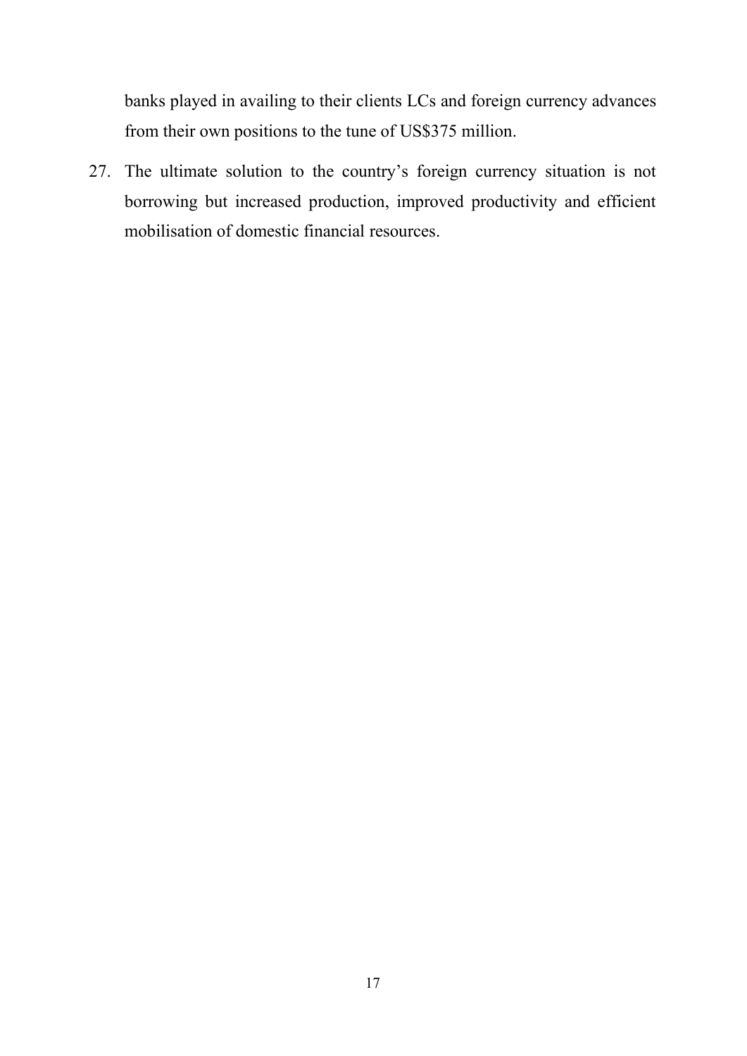banks played in availing to their clients LCs and foreign currency advances from their own positions to the tune of US$375 million.

27. The ultimate solution to the country's foreign currency situation is not borrowing but increased production, improved productivity and efficient mobilisation of domestic financial resources.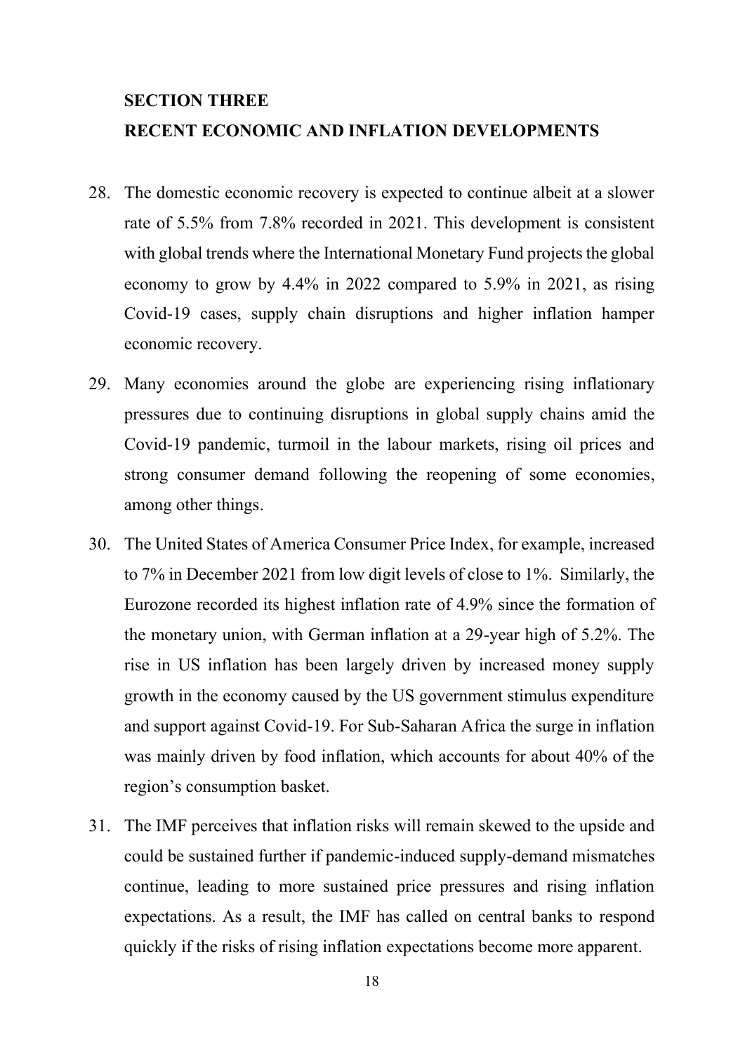## SECTION THREE

## RECENT ECONOMIC AND INFLATION DEVELOPMENTS

28. The domestic economic recovery is expected to continue albeit at a slower rate of 5.5% from 7.8% recorded in 2021. This development is consistent with global trends where the International Monetary Fund projects the global economy to grow by 4.4% in 2022 compared to 5.9% in 2021, as rising Covid-19 cases, supply chain disruptions and higher inflation hamper economic recovery.

29. Many economies around the globe are experiencing rising inflationary pressures due to continuing disruptions in global supply chains amid the Covid-19 pandemic, turmoil in the labour markets, rising oil prices and strong consumer demand following the reopening of some economies, among other things.

30. The United States of America Consumer Price Index, for example, increased to 7% in December 2021 from low digit levels of close to 1%. Similarly, the Eurozone recorded its highest inflation rate of 4.9% since the formation of the monetary union, with German inflation at a 29-year high of 5.2%. The rise in US inflation has been largely driven by increased money supply growth in the economy caused by the US government stimulus expenditure and support against Covid-19. For Sub-Saharan Africa the surge in inflation was mainly driven by food inflation, which accounts for about 40% of the region's consumption basket.

31. The IMF perceives that inflation risks will remain skewed to the upside and could be sustained further if pandemic-induced supply-demand mismatches continue, leading to more sustained price pressures and rising inflation expectations. As a result, the IMF has called on central banks to respond quickly if the risks of rising inflation expectations become more apparent.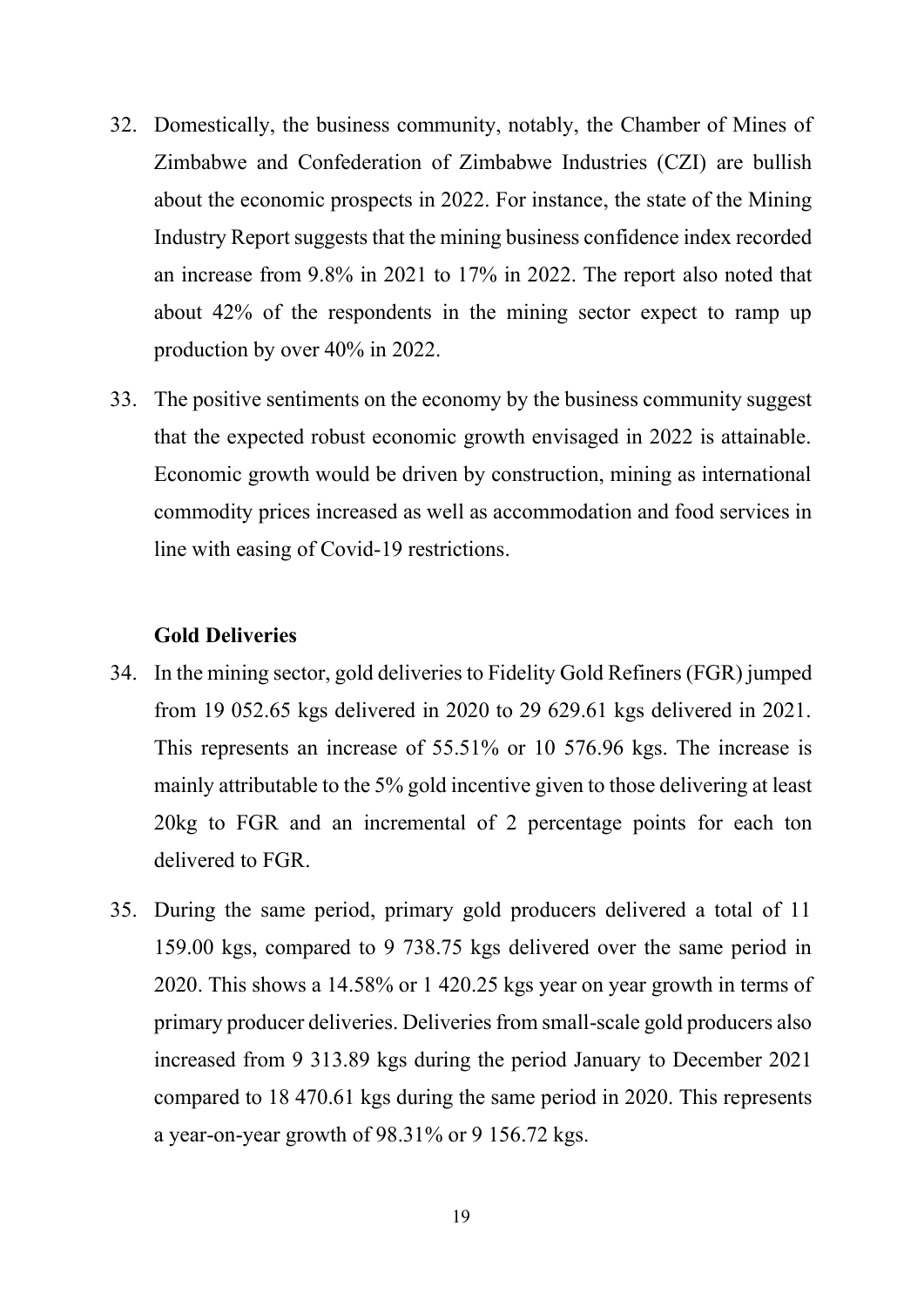32. Domestically, the business community, notably, the Chamber of Mines of Zimbabwe and Confederation of Zimbabwe Industries (CZI) are bullish about the economic prospects in 2022. For instance, the state of the Mining Industry Report suggests that the mining business confidence index recorded an increase from 9.8% in 2021 to 17% in 2022. The report also noted that about 42% of the respondents in the mining sector expect to ramp up production by over 40% in 2022.

33. The positive sentiments on the economy by the business community suggest that the expected robust economic growth envisaged in 2022 is attainable. Economic growth would be driven by construction, mining as international commodity prices increased as well as accommodation and food services in line with easing of Covid-19 restrictions.

### Gold Deliveries

34. In the mining sector, gold deliveries to Fidelity Gold Refiners (FGR) jumped from 19 052.65 kgs delivered in 2020 to 29 629.61 kgs delivered in 2021. This represents an increase of 55.51% or 10 576.96 kgs. The increase is mainly attributable to the 5% gold incentive given to those delivering at least 20kg to FGR and an incremental of 2 percentage points for each ton delivered to FGR.

35. During the same period, primary gold producers delivered a total of 11 159.00 kgs, compared to 9 738.75 kgs delivered over the same period in 2020. This shows a 14.58% or 1 420.25 kgs year on year growth in terms of primary producer deliveries. Deliveries from small-scale gold producers also increased from 9 313.89 kgs during the period January to December 2021 compared to 18 470.61 kgs during the same period in 2020. This represents a year-on-year growth of 98.31% or 9 156.72 kgs.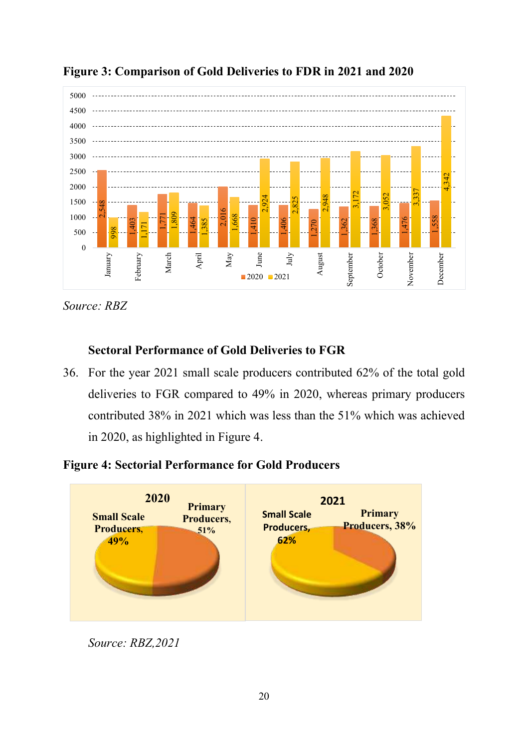**Figure 3: Comparison of Gold Deliveries to FDR in 2021 and 2020**

| Month | 2020 | 2021 |
|---|---|---|
| January | 2,548 | 998 |
| February | 1,403 | 1,171 |
| March | 1,771 | 1,809 |
| April | 1,464 | 1,385 |
| May | 2,016 | 1,668 |
| June | 1,410 | 2,924 |
| July | 1,406 | 2,825 |
| August | 1,270 | 2,948 |
| September | 1,362 | 3,172 |
| October | 1,368 | 3,052 |
| November | 1,476 | 3,337 |
| December | 1,558 | 4,342 |

*Source: RBZ*

**Sectoral Performance of Gold Deliveries to FGR**

36. For the year 2021 small scale producers contributed 62% of the total gold deliveries to FGR compared to 49% in 2020, whereas primary producers contributed 38% in 2021 which was less than the 51% which was achieved in 2020, as highlighted in Figure 4.

**Figure 4: Sectorial Performance for Gold Producers**

| Year | Small Scale Producers | Primary Producers |
|---|---|---|
| 2020 | 49% | 51% |
| 2021 | 62% | 38% |

*Source: RBZ,2021*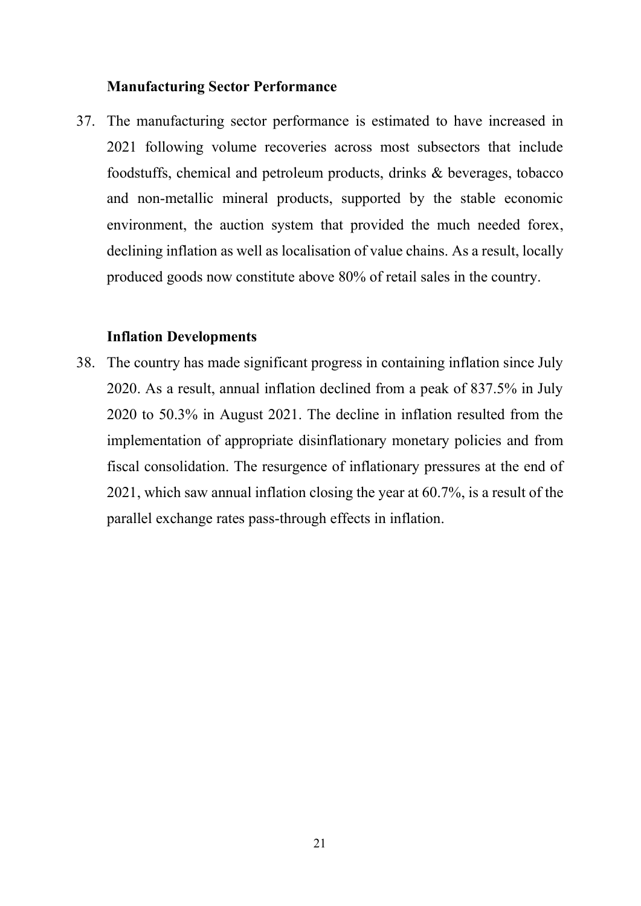### Manufacturing Sector Performance

37. The manufacturing sector performance is estimated to have increased in 2021 following volume recoveries across most subsectors that include foodstuffs, chemical and petroleum products, drinks & beverages, tobacco and non-metallic mineral products, supported by the stable economic environment, the auction system that provided the much needed forex, declining inflation as well as localisation of value chains. As a result, locally produced goods now constitute above 80% of retail sales in the country.

### Inflation Developments

38. The country has made significant progress in containing inflation since July 2020. As a result, annual inflation declined from a peak of 837.5% in July 2020 to 50.3% in August 2021. The decline in inflation resulted from the implementation of appropriate disinflationary monetary policies and from fiscal consolidation. The resurgence of inflationary pressures at the end of 2021, which saw annual inflation closing the year at 60.7%, is a result of the parallel exchange rates pass-through effects in inflation.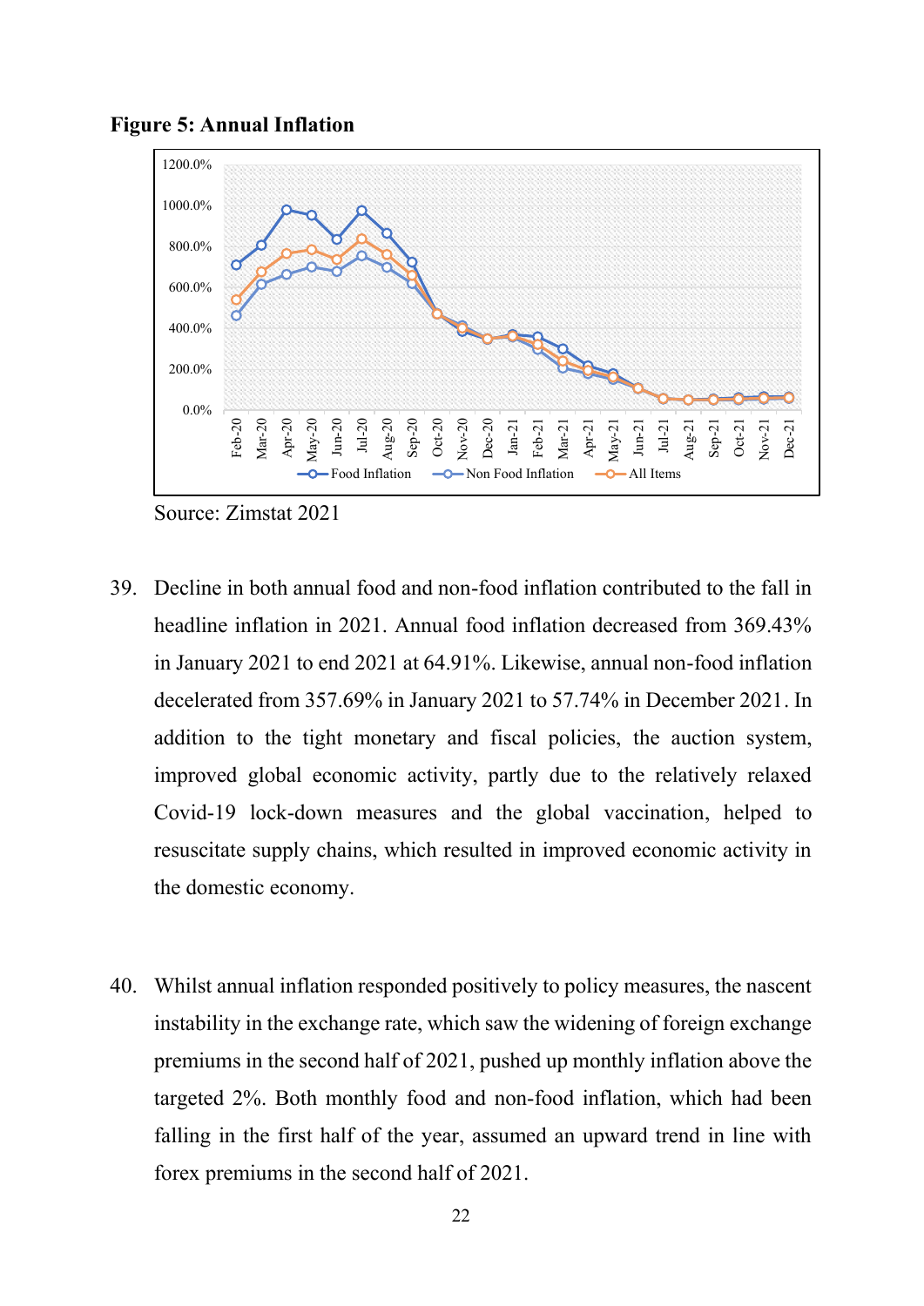**Figure 5: Annual Inflation**

Source: Zimstat 2021

39. Decline in both annual food and non-food inflation contributed to the fall in headline inflation in 2021. Annual food inflation decreased from 369.43% in January 2021 to end 2021 at 64.91%. Likewise, annual non-food inflation decelerated from 357.69% in January 2021 to 57.74% in December 2021. In addition to the tight monetary and fiscal policies, the auction system, improved global economic activity, partly due to the relatively relaxed Covid-19 lock-down measures and the global vaccination, helped to resuscitate supply chains, which resulted in improved economic activity in the domestic economy.

40. Whilst annual inflation responded positively to policy measures, the nascent instability in the exchange rate, which saw the widening of foreign exchange premiums in the second half of 2021, pushed up monthly inflation above the targeted 2%. Both monthly food and non-food inflation, which had been falling in the first half of the year, assumed an upward trend in line with forex premiums in the second half of 2021.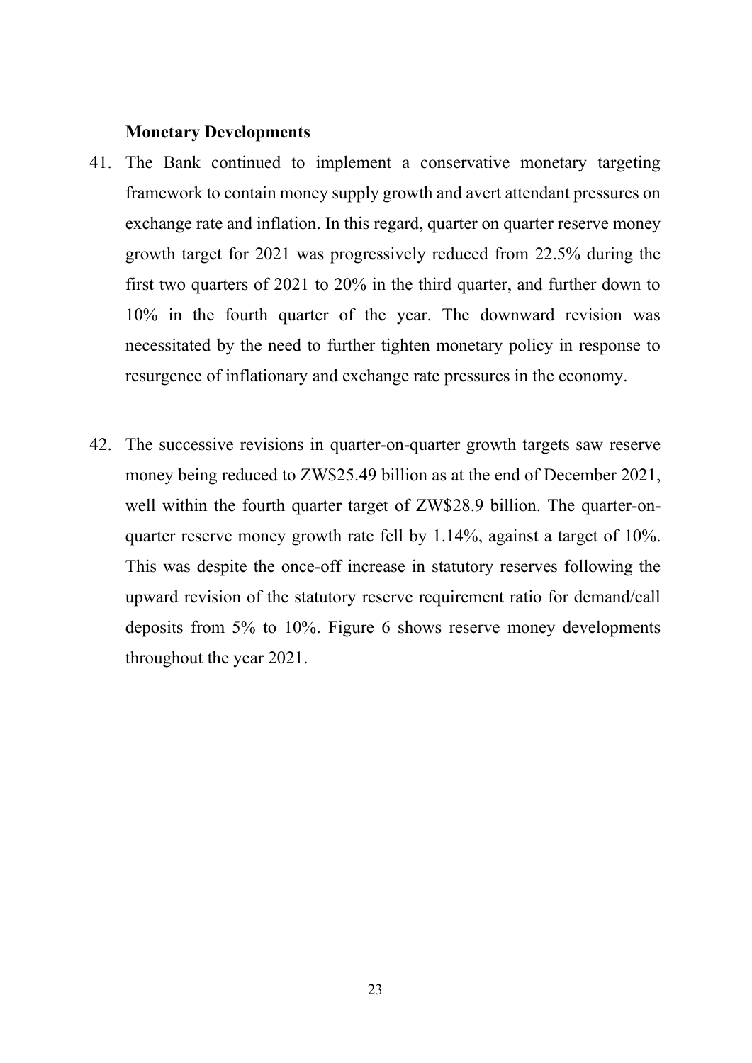**Monetary Developments**

41. The Bank continued to implement a conservative monetary targeting framework to contain money supply growth and avert attendant pressures on exchange rate and inflation. In this regard, quarter on quarter reserve money growth target for 2021 was progressively reduced from 22.5% during the first two quarters of 2021 to 20% in the third quarter, and further down to 10% in the fourth quarter of the year. The downward revision was necessitated by the need to further tighten monetary policy in response to resurgence of inflationary and exchange rate pressures in the economy.

42. The successive revisions in quarter-on-quarter growth targets saw reserve money being reduced to ZW$25.49 billion as at the end of December 2021, well within the fourth quarter target of ZW$28.9 billion. The quarter-on-quarter reserve money growth rate fell by 1.14%, against a target of 10%. This was despite the once-off increase in statutory reserves following the upward revision of the statutory reserve requirement ratio for demand/call deposits from 5% to 10%. Figure 6 shows reserve money developments throughout the year 2021.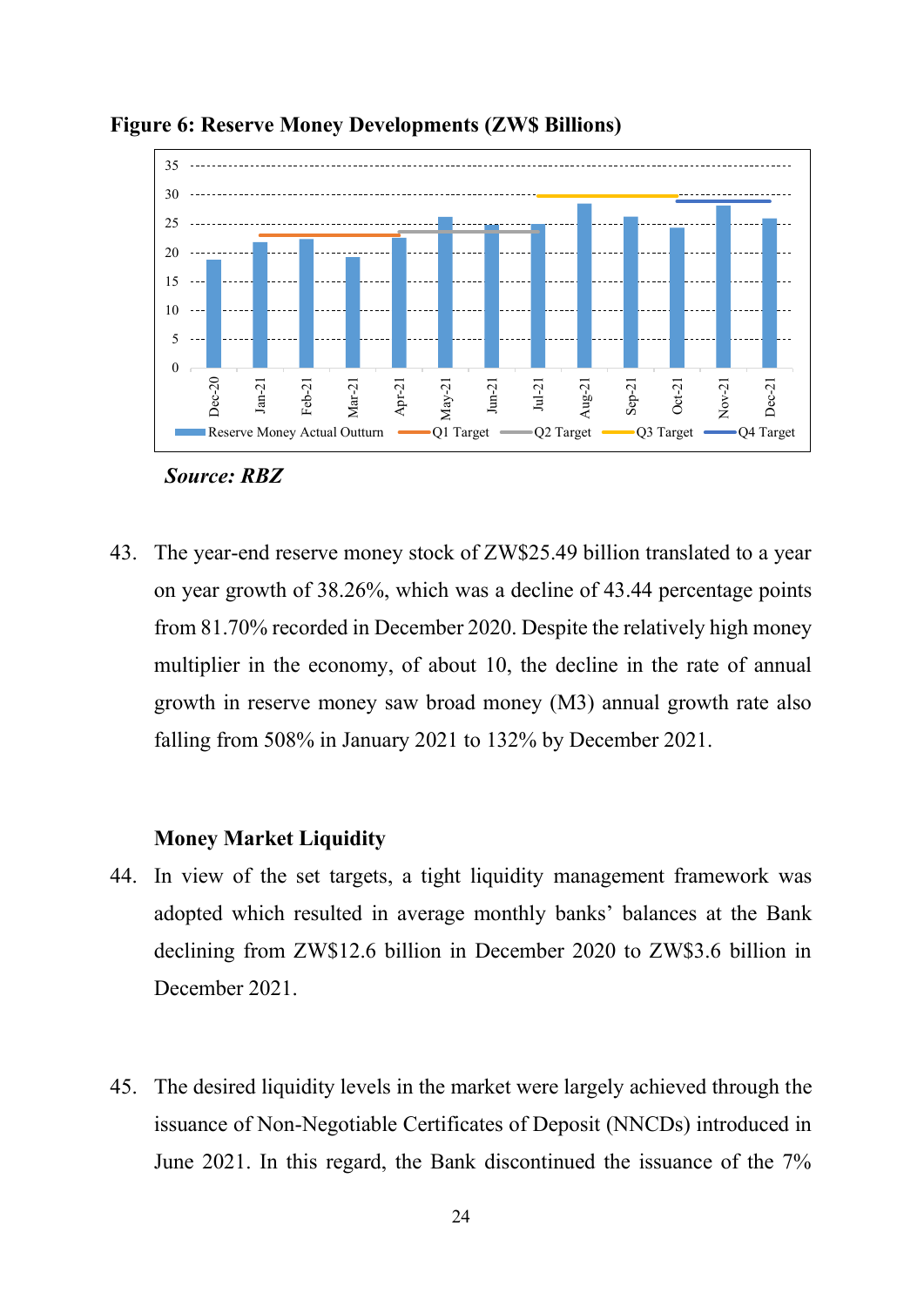**Figure 6: Reserve Money Developments (ZW$ Billions)**

*Source: RBZ*

43. The year-end reserve money stock of ZW$25.49 billion translated to a year on year growth of 38.26%, which was a decline of 43.44 percentage points from 81.70% recorded in December 2020. Despite the relatively high money multiplier in the economy, of about 10, the decline in the rate of annual growth in reserve money saw broad money (M3) annual growth rate also falling from 508% in January 2021 to 132% by December 2021.

**Money Market Liquidity**

44. In view of the set targets, a tight liquidity management framework was adopted which resulted in average monthly banks' balances at the Bank declining from ZW$12.6 billion in December 2020 to ZW$3.6 billion in December 2021.

45. The desired liquidity levels in the market were largely achieved through the issuance of Non-Negotiable Certificates of Deposit (NNCDs) introduced in June 2021. In this regard, the Bank discontinued the issuance of the 7%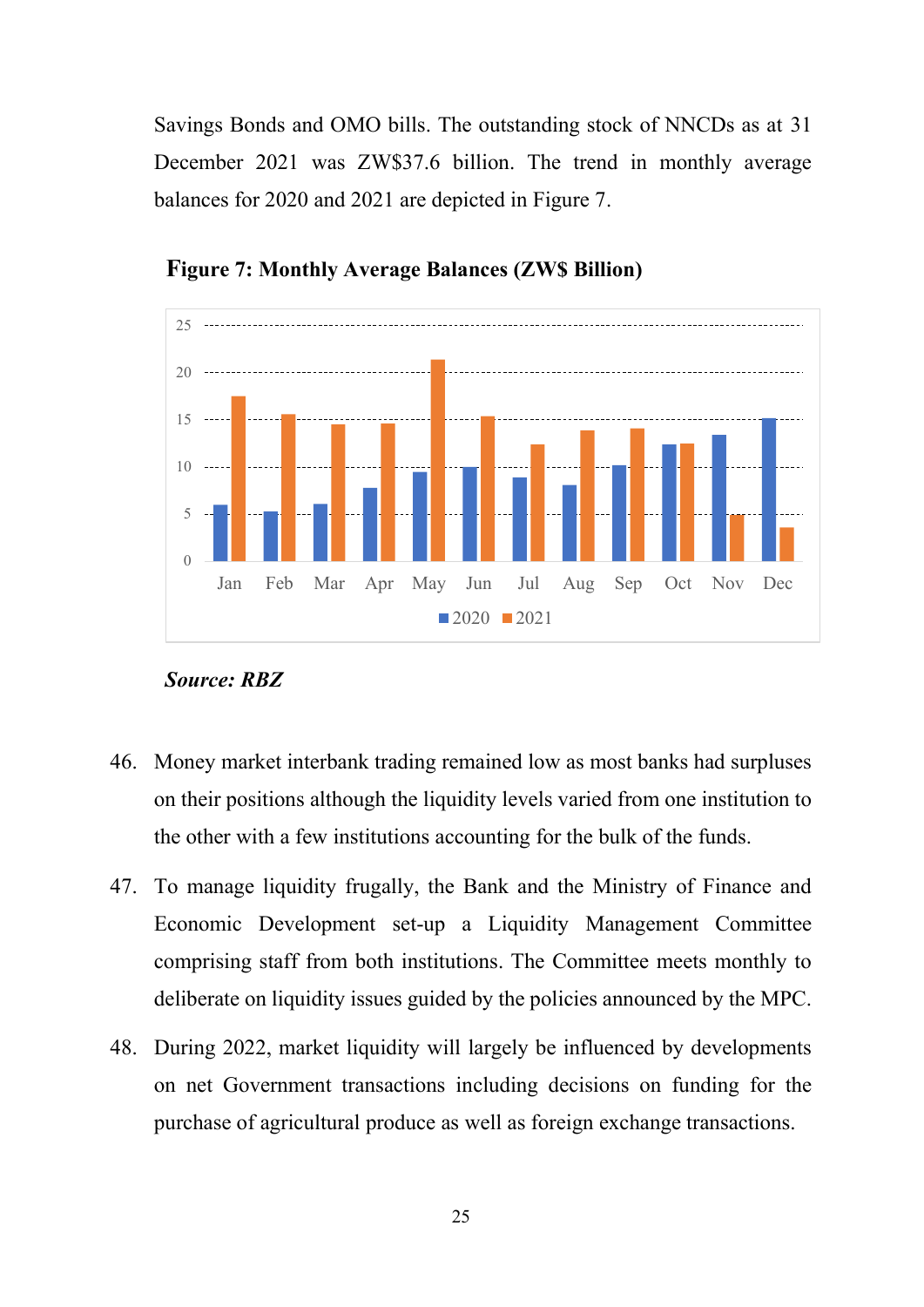Savings Bonds and OMO bills. The outstanding stock of NNCDs as at 31 December 2021 was ZW$37.6 billion. The trend in monthly average balances for 2020 and 2021 are depicted in Figure 7.

**Figure 7: Monthly Average Balances (ZW$ Billion)**

***Source: RBZ***

46. Money market interbank trading remained low as most banks had surpluses on their positions although the liquidity levels varied from one institution to the other with a few institutions accounting for the bulk of the funds.

47. To manage liquidity frugally, the Bank and the Ministry of Finance and Economic Development set-up a Liquidity Management Committee comprising staff from both institutions. The Committee meets monthly to deliberate on liquidity issues guided by the policies announced by the MPC.

48. During 2022, market liquidity will largely be influenced by developments on net Government transactions including decisions on funding for the purchase of agricultural produce as well as foreign exchange transactions.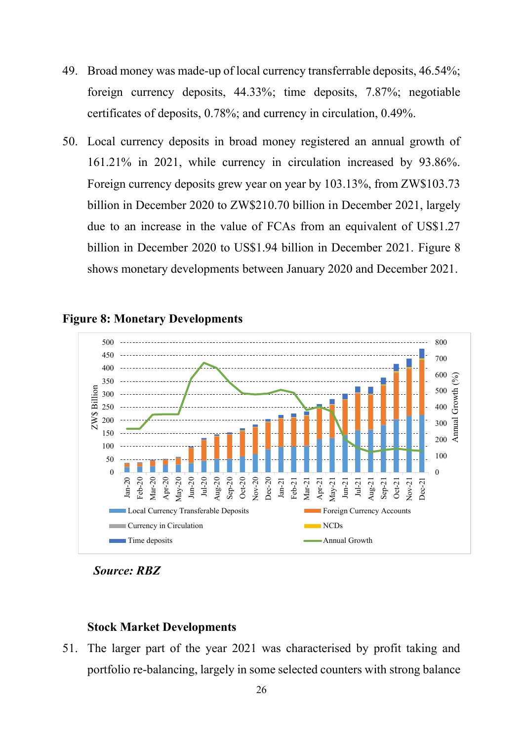49. Broad money was made-up of local currency transferrable deposits, 46.54%; foreign currency deposits, 44.33%; time deposits, 7.87%; negotiable certificates of deposits, 0.78%; and currency in circulation, 0.49%.

50. Local currency deposits in broad money registered an annual growth of 161.21% in 2021, while currency in circulation increased by 93.86%. Foreign currency deposits grew year on year by 103.13%, from ZW$103.73 billion in December 2020 to ZW$210.70 billion in December 2021, largely due to an increase in the value of FCAs from an equivalent of US$1.27 billion in December 2020 to US$1.94 billion in December 2021. Figure 8 shows monetary developments between January 2020 and December 2021.

**Figure 8: Monetary Developments**

***Source: RBZ***

### Stock Market Developments

51. The larger part of the year 2021 was characterised by profit taking and portfolio re-balancing, largely in some selected counters with strong balance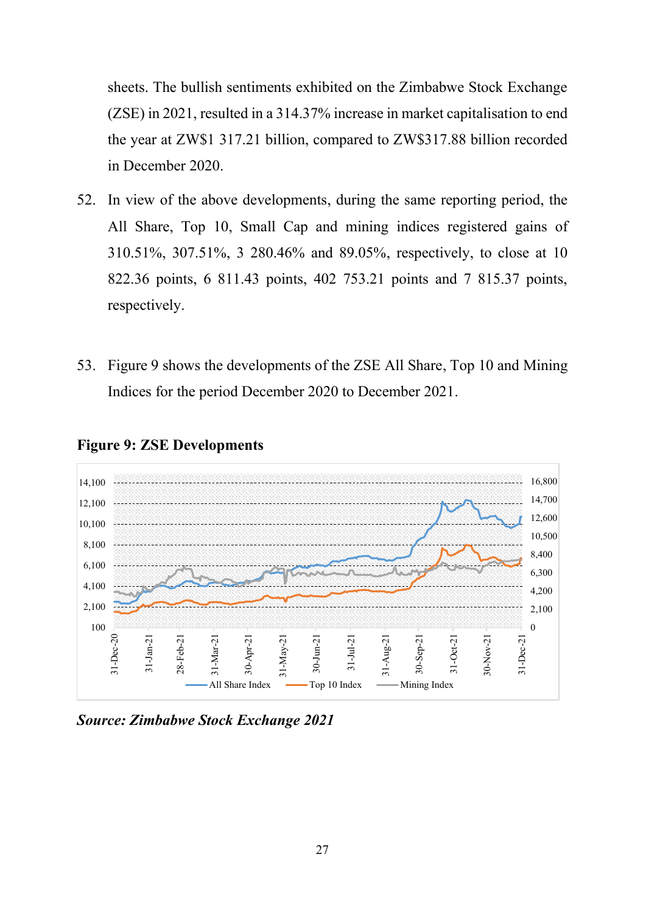sheets. The bullish sentiments exhibited on the Zimbabwe Stock Exchange (ZSE) in 2021, resulted in a 314.37% increase in market capitalisation to end the year at ZW$1 317.21 billion, compared to ZW$317.88 billion recorded in December 2020.

52. In view of the above developments, during the same reporting period, the All Share, Top 10, Small Cap and mining indices registered gains of 310.51%, 307.51%, 3 280.46% and 89.05%, respectively, to close at 10 822.36 points, 6 811.43 points, 402 753.21 points and 7 815.37 points, respectively.

53. Figure 9 shows the developments of the ZSE All Share, Top 10 and Mining Indices for the period December 2020 to December 2021.

**Figure 9: ZSE Developments**

***Source: Zimbabwe Stock Exchange 2021***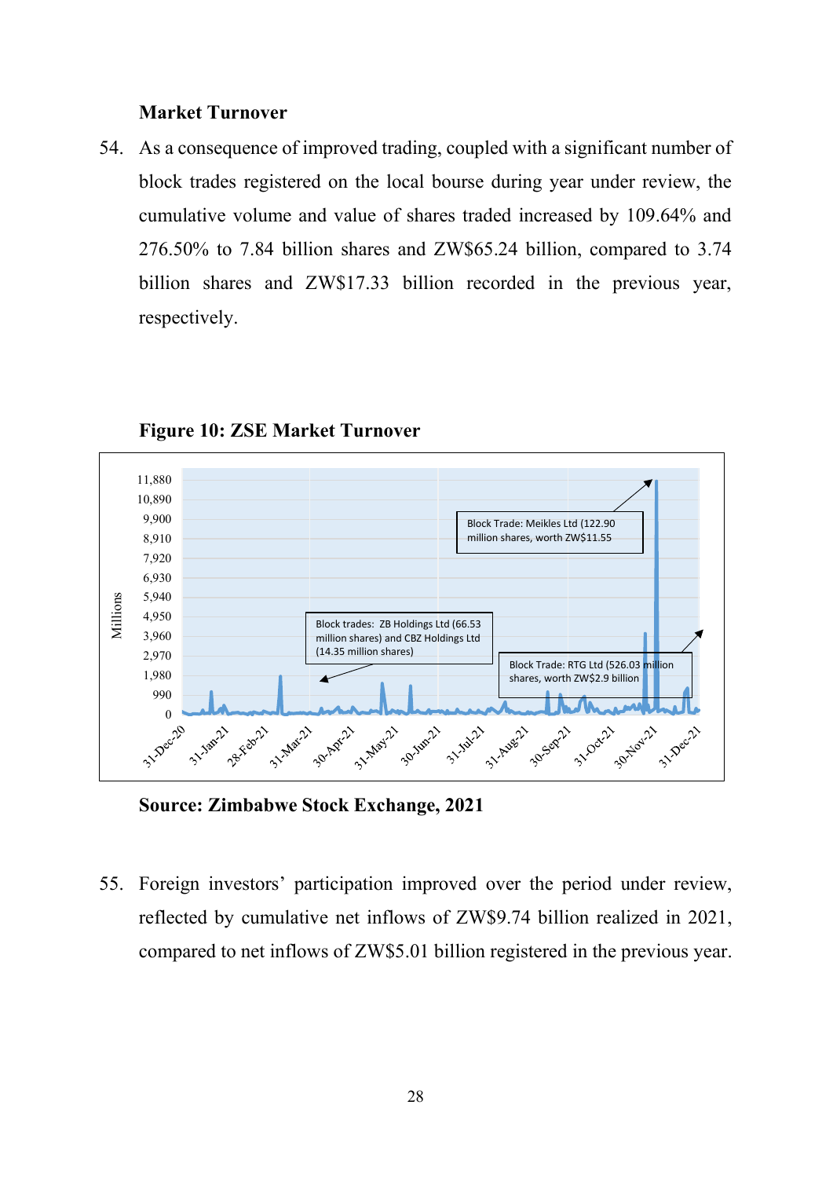### Market Turnover

54. As a consequence of improved trading, coupled with a significant number of block trades registered on the local bourse during year under review, the cumulative volume and value of shares traded increased by 109.64% and 276.50% to 7.84 billion shares and ZW$65.24 billion, compared to 3.74 billion shares and ZW$17.33 billion recorded in the previous year, respectively.

**Figure 10: ZSE Market Turnover**

Millions

Block Trade: Meikles Ltd (122.90 million shares, worth ZW$11.55

Block trades: ZB Holdings Ltd (66.53 million shares) and CBZ Holdings Ltd (14.35 million shares)

Block Trade: RTG Ltd (526.03 million shares, worth ZW$2.9 billion

**Source: Zimbabwe Stock Exchange, 2021**

55. Foreign investors' participation improved over the period under review, reflected by cumulative net inflows of ZW$9.74 billion realized in 2021, compared to net inflows of ZW$5.01 billion registered in the previous year.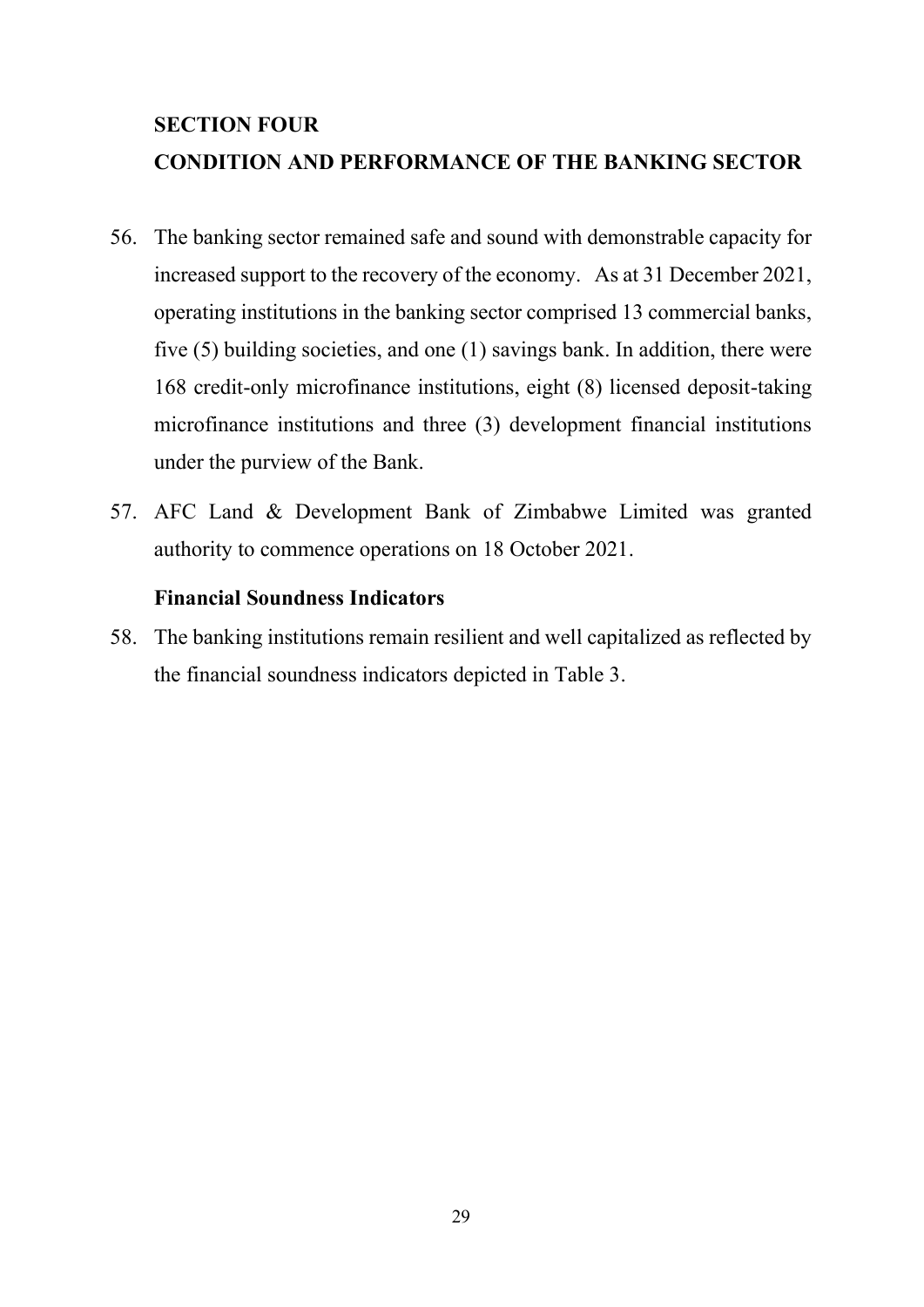## SECTION FOUR

## CONDITION AND PERFORMANCE OF THE BANKING SECTOR

56. The banking sector remained safe and sound with demonstrable capacity for increased support to the recovery of the economy. As at 31 December 2021, operating institutions in the banking sector comprised 13 commercial banks, five (5) building societies, and one (1) savings bank. In addition, there were 168 credit-only microfinance institutions, eight (8) licensed deposit-taking microfinance institutions and three (3) development financial institutions under the purview of the Bank.

57. AFC Land & Development Bank of Zimbabwe Limited was granted authority to commence operations on 18 October 2021.

### Financial Soundness Indicators

58. The banking institutions remain resilient and well capitalized as reflected by the financial soundness indicators depicted in Table 3.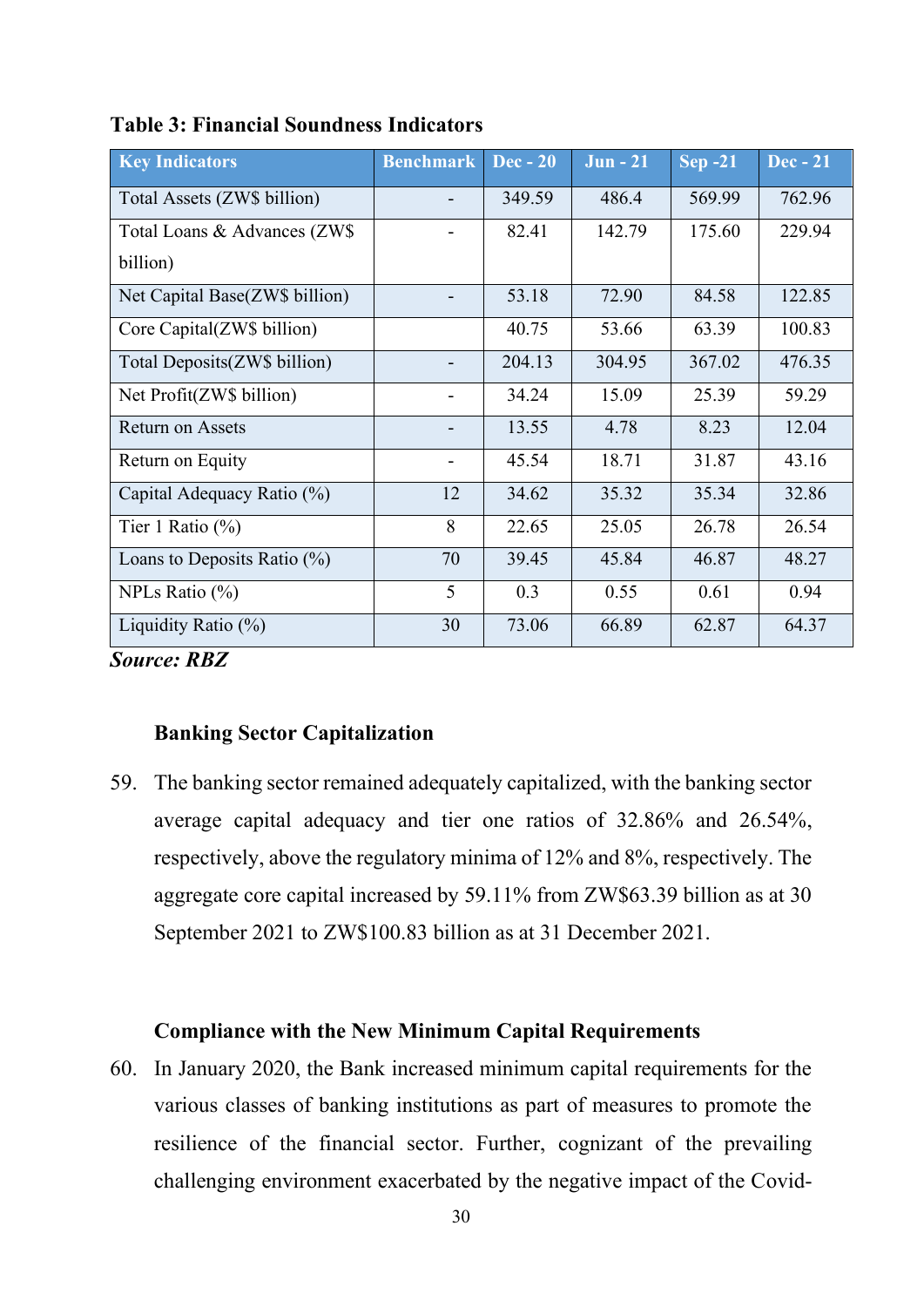**Table 3: Financial Soundness Indicators**

| Key Indicators | Benchmark | Dec - 20 | Jun - 21 | Sep -21 | Dec - 21 |
|---|---|---|---|---|---|
| Total Assets (ZW$ billion) | - | 349.59 | 486.4 | 569.99 | 762.96 |
| Total Loans & Advances (ZW$ billion) | - | 82.41 | 142.79 | 175.60 | 229.94 |
| Net Capital Base(ZW$ billion) | - | 53.18 | 72.90 | 84.58 | 122.85 |
| Core Capital(ZW$ billion) | | 40.75 | 53.66 | 63.39 | 100.83 |
| Total Deposits(ZW$ billion) | - | 204.13 | 304.95 | 367.02 | 476.35 |
| Net Profit(ZW$ billion) | - | 34.24 | 15.09 | 25.39 | 59.29 |
| Return on Assets | - | 13.55 | 4.78 | 8.23 | 12.04 |
| Return on Equity | - | 45.54 | 18.71 | 31.87 | 43.16 |
| Capital Adequacy Ratio (%) | 12 | 34.62 | 35.32 | 35.34 | 32.86 |
| Tier 1 Ratio (%) | 8 | 22.65 | 25.05 | 26.78 | 26.54 |
| Loans to Deposits Ratio (%) | 70 | 39.45 | 45.84 | 46.87 | 48.27 |
| NPLs Ratio (%) | 5 | 0.3 | 0.55 | 0.61 | 0.94 |
| Liquidity Ratio (%) | 30 | 73.06 | 66.89 | 62.87 | 64.37 |

***Source: RBZ***

### Banking Sector Capitalization

59. The banking sector remained adequately capitalized, with the banking sector average capital adequacy and tier one ratios of 32.86% and 26.54%, respectively, above the regulatory minima of 12% and 8%, respectively. The aggregate core capital increased by 59.11% from ZW$63.39 billion as at 30 September 2021 to ZW$100.83 billion as at 31 December 2021.

### Compliance with the New Minimum Capital Requirements

60. In January 2020, the Bank increased minimum capital requirements for the various classes of banking institutions as part of measures to promote the resilience of the financial sector. Further, cognizant of the prevailing challenging environment exacerbated by the negative impact of the Covid-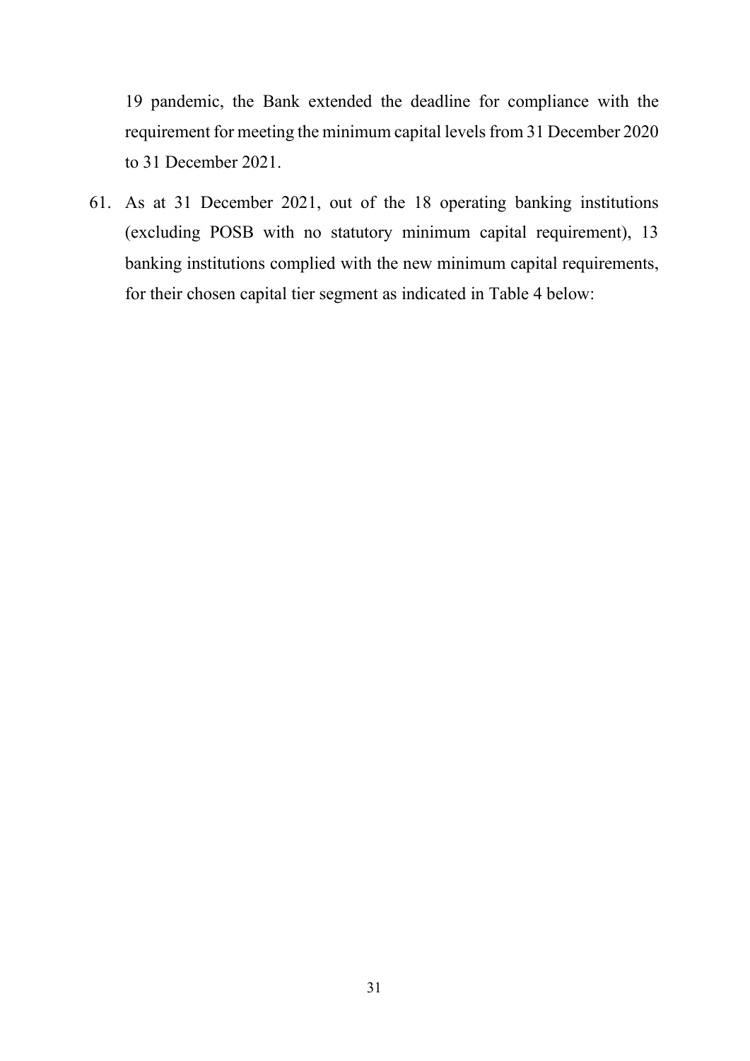19 pandemic, the Bank extended the deadline for compliance with the requirement for meeting the minimum capital levels from 31 December 2020 to 31 December 2021.

61. As at 31 December 2021, out of the 18 operating banking institutions (excluding POSB with no statutory minimum capital requirement), 13 banking institutions complied with the new minimum capital requirements, for their chosen capital tier segment as indicated in Table 4 below: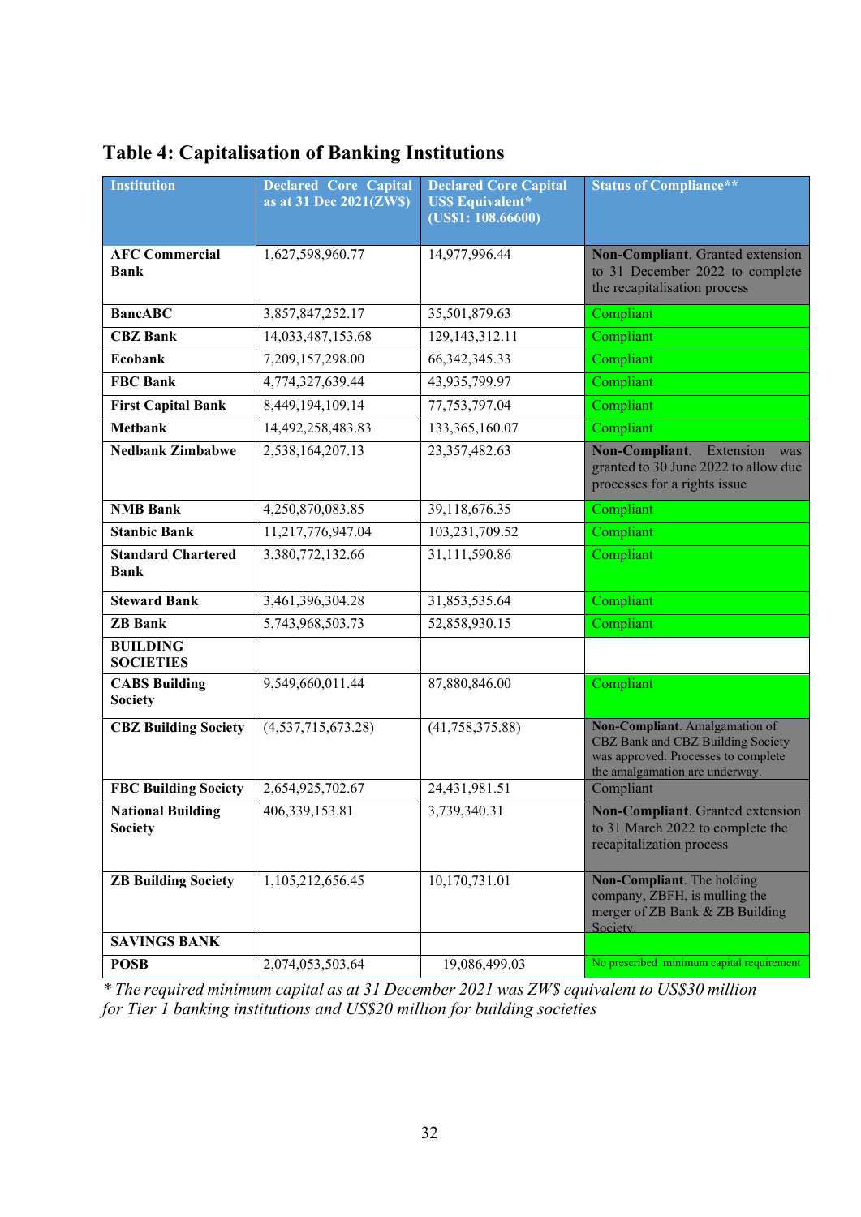## Table 4: Capitalisation of Banking Institutions

| Institution | Declared Core Capital as at 31 Dec 2021(ZW$) | Declared Core Capital US$ Equivalent* (US$1: 108.66600) | Status of Compliance** |
|---|---|---|---|
| **AFC Commercial Bank** | 1,627,598,960.77 | 14,977,996.44 | **Non-Compliant**. Granted extension to 31 December 2022 to complete the recapitalisation process |
| **BancABC** | 3,857,847,252.17 | 35,501,879.63 | Compliant |
| **CBZ Bank** | 14,033,487,153.68 | 129,143,312.11 | Compliant |
| **Ecobank** | 7,209,157,298.00 | 66,342,345.33 | Compliant |
| **FBC Bank** | 4,774,327,639.44 | 43,935,799.97 | Compliant |
| **First Capital Bank** | 8,449,194,109.14 | 77,753,797.04 | Compliant |
| **Metbank** | 14,492,258,483.83 | 133,365,160.07 | Compliant |
| **Nedbank Zimbabwe** | 2,538,164,207.13 | 23,357,482.63 | **Non-Compliant**. Extension was granted to 30 June 2022 to allow due processes for a rights issue |
| **NMB Bank** | 4,250,870,083.85 | 39,118,676.35 | Compliant |
| **Stanbic Bank** | 11,217,776,947.04 | 103,231,709.52 | Compliant |
| **Standard Chartered Bank** | 3,380,772,132.66 | 31,111,590.86 | Compliant |
| **Steward Bank** | 3,461,396,304.28 | 31,853,535.64 | Compliant |
| **ZB Bank** | 5,743,968,503.73 | 52,858,930.15 | Compliant |
| **BUILDING SOCIETIES** | | | |
| **CABS Building Society** | 9,549,660,011.44 | 87,880,846.00 | Compliant |
| **CBZ Building Society** | (4,537,715,673.28) | (41,758,375.88) | **Non-Compliant**. Amalgamation of CBZ Bank and CBZ Building Society was approved. Processes to complete the amalgamation are underway. |
| **FBC Building Society** | 2,654,925,702.67 | 24,431,981.51 | Compliant |
| **National Building Society** | 406,339,153.81 | 3,739,340.31 | **Non-Compliant**. Granted extension to 31 March 2022 to complete the recapitalization process |
| **ZB Building Society** | 1,105,212,656.45 | 10,170,731.01 | **Non-Compliant**. The holding company, ZBFH, is mulling the merger of ZB Bank & ZB Building Society. |
| **SAVINGS BANK** | | | |
| **POSB** | 2,074,053,503.64 | 19,086,499.03 | No prescribed minimum capital requirement |

*\* The required minimum capital as at 31 December 2021 was ZW$ equivalent to US$30 million for Tier 1 banking institutions and US$20 million for building societies*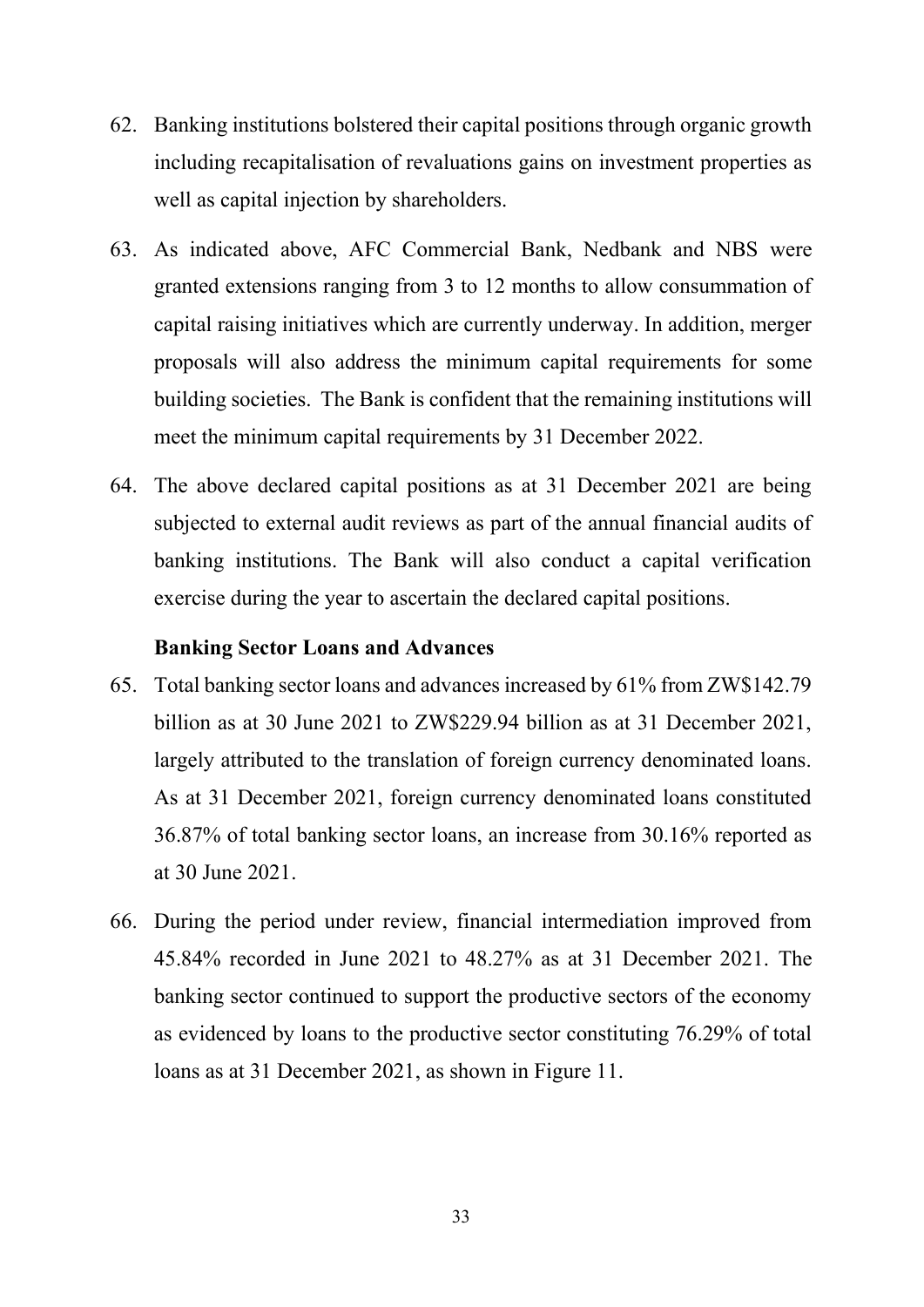62. Banking institutions bolstered their capital positions through organic growth including recapitalisation of revaluations gains on investment properties as well as capital injection by shareholders.

63. As indicated above, AFC Commercial Bank, Nedbank and NBS were granted extensions ranging from 3 to 12 months to allow consummation of capital raising initiatives which are currently underway. In addition, merger proposals will also address the minimum capital requirements for some building societies. The Bank is confident that the remaining institutions will meet the minimum capital requirements by 31 December 2022.

64. The above declared capital positions as at 31 December 2021 are being subjected to external audit reviews as part of the annual financial audits of banking institutions. The Bank will also conduct a capital verification exercise during the year to ascertain the declared capital positions.

**Banking Sector Loans and Advances**

65. Total banking sector loans and advances increased by 61% from ZW$142.79 billion as at 30 June 2021 to ZW$229.94 billion as at 31 December 2021, largely attributed to the translation of foreign currency denominated loans. As at 31 December 2021, foreign currency denominated loans constituted 36.87% of total banking sector loans, an increase from 30.16% reported as at 30 June 2021.

66. During the period under review, financial intermediation improved from 45.84% recorded in June 2021 to 48.27% as at 31 December 2021. The banking sector continued to support the productive sectors of the economy as evidenced by loans to the productive sector constituting 76.29% of total loans as at 31 December 2021, as shown in Figure 11.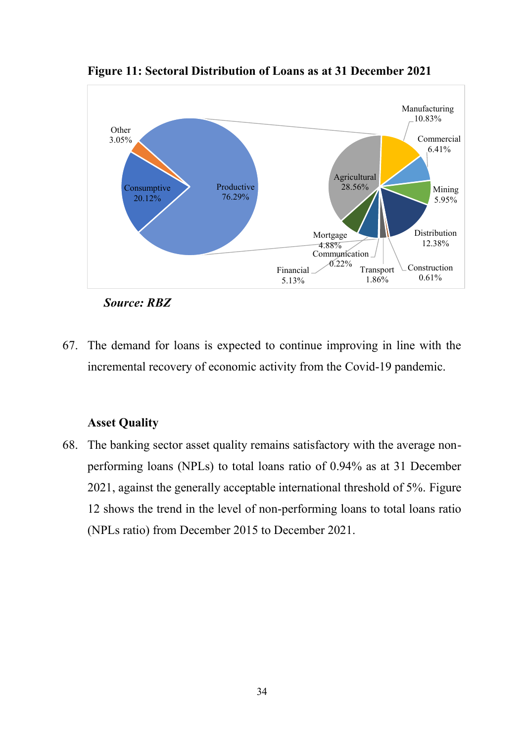**Figure 11: Sectoral Distribution of Loans as at 31 December 2021**

Other 3.05%
Consumptive 20.12%
Productive 76.29%

Manufacturing 10.83%
Commercial 6.41%
Mining 5.95%
Distribution 12.38%
Construction 0.61%
Transport 1.86%
Communication 0.22%
Financial 5.13%
Mortgage 4.88%
Agricultural 28.56%

***Source: RBZ***

67. The demand for loans is expected to continue improving in line with the incremental recovery of economic activity from the Covid-19 pandemic.

**Asset Quality**

68. The banking sector asset quality remains satisfactory with the average non-performing loans (NPLs) to total loans ratio of 0.94% as at 31 December 2021, against the generally acceptable international threshold of 5%. Figure 12 shows the trend in the level of non-performing loans to total loans ratio (NPLs ratio) from December 2015 to December 2021.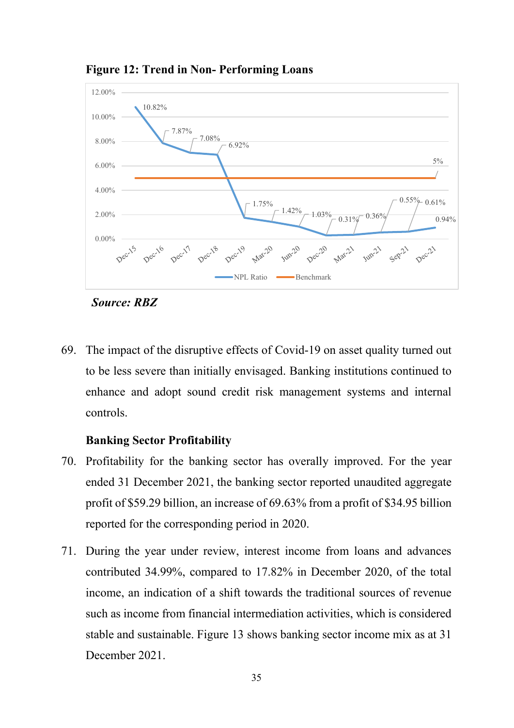**Figure 12: Trend in Non- Performing Loans**

| Period | NPL Ratio | Benchmark |
|---|---|---|
| Dec-15 | 10.82% | 5% |
| Dec-16 | 7.87% | 5% |
| Dec-17 | 7.08% | 5% |
| Dec-18 | 6.92% | 5% |
| Dec-19 | 1.75% | 5% |
| Mar-20 | 1.42% | 5% |
| Jun-20 | 1.03% | 5% |
| Dec-20 | 0.31% | 5% |
| Mar-21 | 0.36% | 5% |
| Jun-21 | 0.55% | 5% |
| Sep-21 | 0.61% | 5% |
| Dec-21 | 0.94% | 5% |

***Source: RBZ***

69. The impact of the disruptive effects of Covid-19 on asset quality turned out to be less severe than initially envisaged. Banking institutions continued to enhance and adopt sound credit risk management systems and internal controls.

**Banking Sector Profitability**

70. Profitability for the banking sector has overally improved. For the year ended 31 December 2021, the banking sector reported unaudited aggregate profit of $59.29 billion, an increase of 69.63% from a profit of $34.95 billion reported for the corresponding period in 2020.

71. During the year under review, interest income from loans and advances contributed 34.99%, compared to 17.82% in December 2020, of the total income, an indication of a shift towards the traditional sources of revenue such as income from financial intermediation activities, which is considered stable and sustainable. Figure 13 shows banking sector income mix as at 31 December 2021.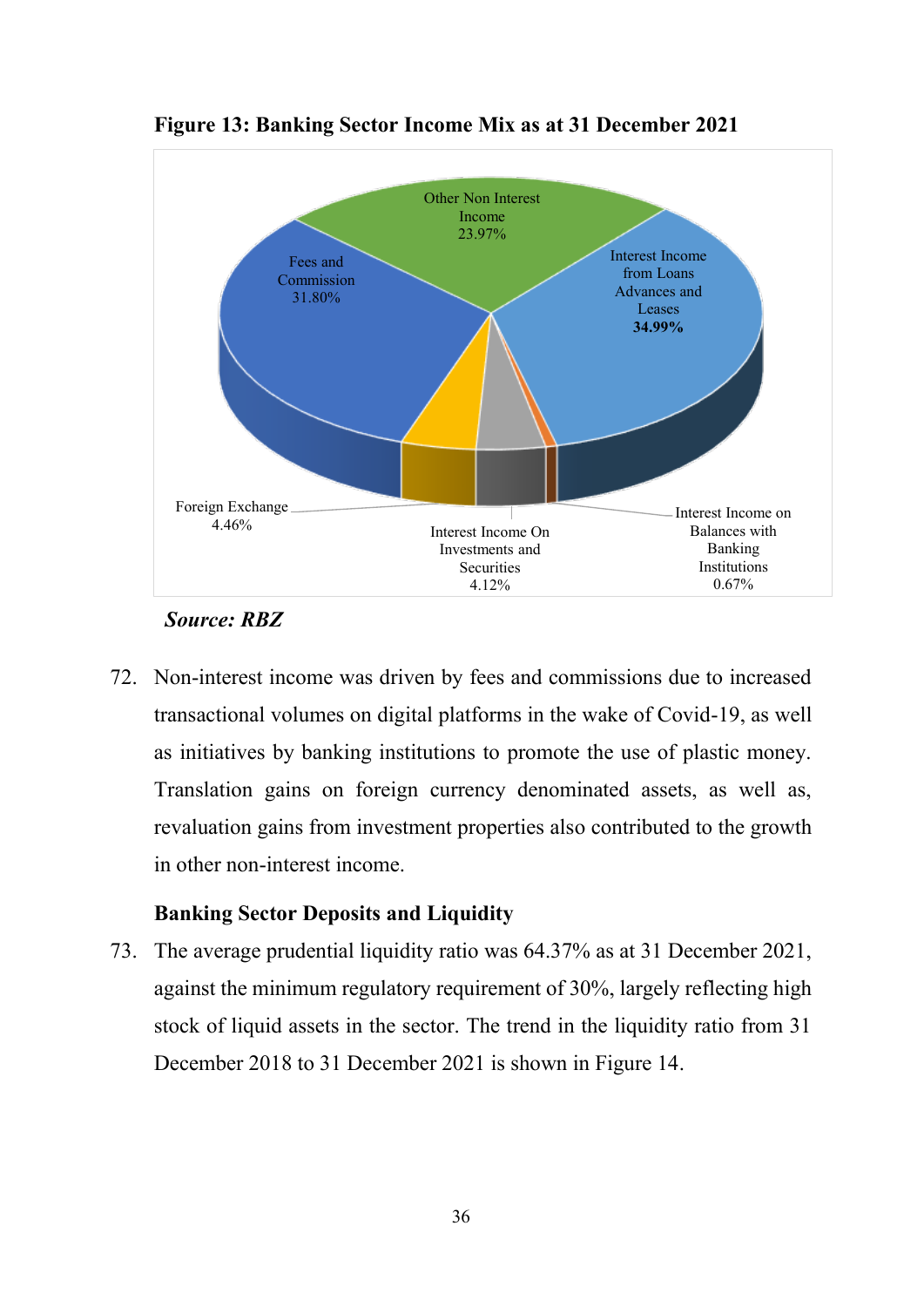**Figure 13: Banking Sector Income Mix as at 31 December 2021**

Other Non Interest Income 23.97%

Fees and Commission 31.80%

Interest Income from Loans Advances and Leases **34.99%**

Foreign Exchange 4.46%

Interest Income On Investments and Securities 4.12%

Interest Income on Balances with Banking Institutions 0.67%

***Source: RBZ***

72. Non-interest income was driven by fees and commissions due to increased transactional volumes on digital platforms in the wake of Covid-19, as well as initiatives by banking institutions to promote the use of plastic money. Translation gains on foreign currency denominated assets, as well as, revaluation gains from investment properties also contributed to the growth in other non-interest income.

**Banking Sector Deposits and Liquidity**

73. The average prudential liquidity ratio was 64.37% as at 31 December 2021, against the minimum regulatory requirement of 30%, largely reflecting high stock of liquid assets in the sector. The trend in the liquidity ratio from 31 December 2018 to 31 December 2021 is shown in Figure 14.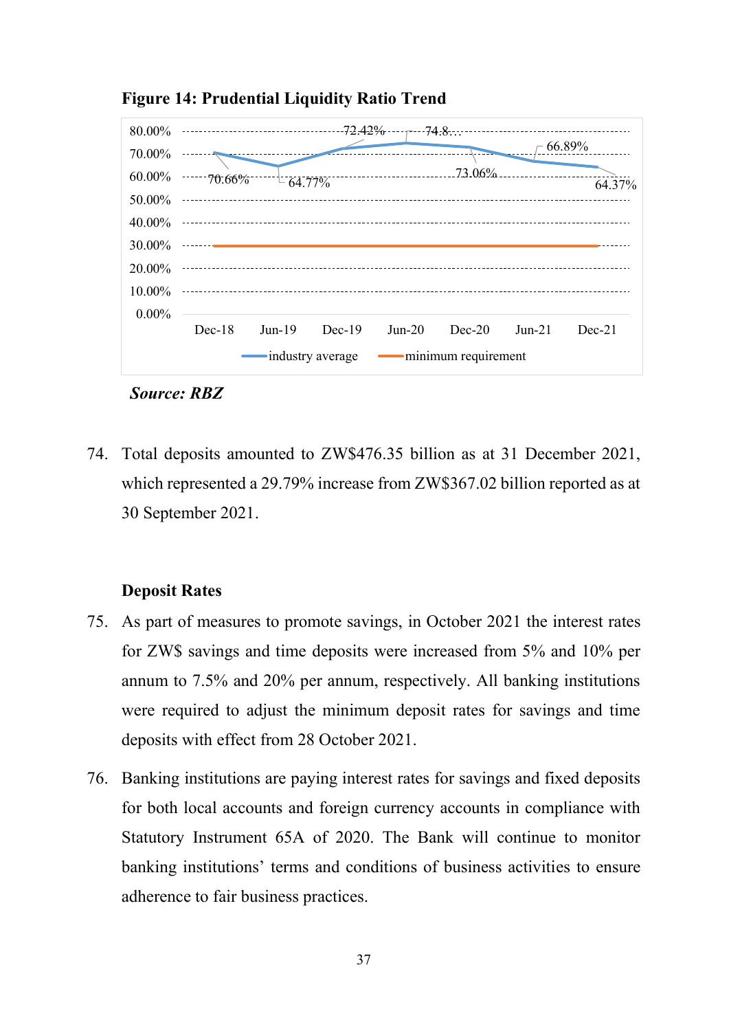**Figure 14: Prudential Liquidity Ratio Trend**

| Period | Industry average | Minimum requirement |
|---|---|---|
| Dec-18 | 70.66% | 30.00% |
| Jun-19 | 64.77% | 30.00% |
| Dec-19 | 72.42% | 30.00% |
| Jun-20 | 74.8… | 30.00% |
| Dec-20 | 73.06% | 30.00% |
| Jun-21 | 66.89% | 30.00% |
| Dec-21 | 64.37% | 30.00% |

***Source: RBZ***

74. Total deposits amounted to ZW$476.35 billion as at 31 December 2021, which represented a 29.79% increase from ZW$367.02 billion reported as at 30 September 2021.

**Deposit Rates**

75. As part of measures to promote savings, in October 2021 the interest rates for ZW$ savings and time deposits were increased from 5% and 10% per annum to 7.5% and 20% per annum, respectively. All banking institutions were required to adjust the minimum deposit rates for savings and time deposits with effect from 28 October 2021.

76. Banking institutions are paying interest rates for savings and fixed deposits for both local accounts and foreign currency accounts in compliance with Statutory Instrument 65A of 2020. The Bank will continue to monitor banking institutions' terms and conditions of business activities to ensure adherence to fair business practices.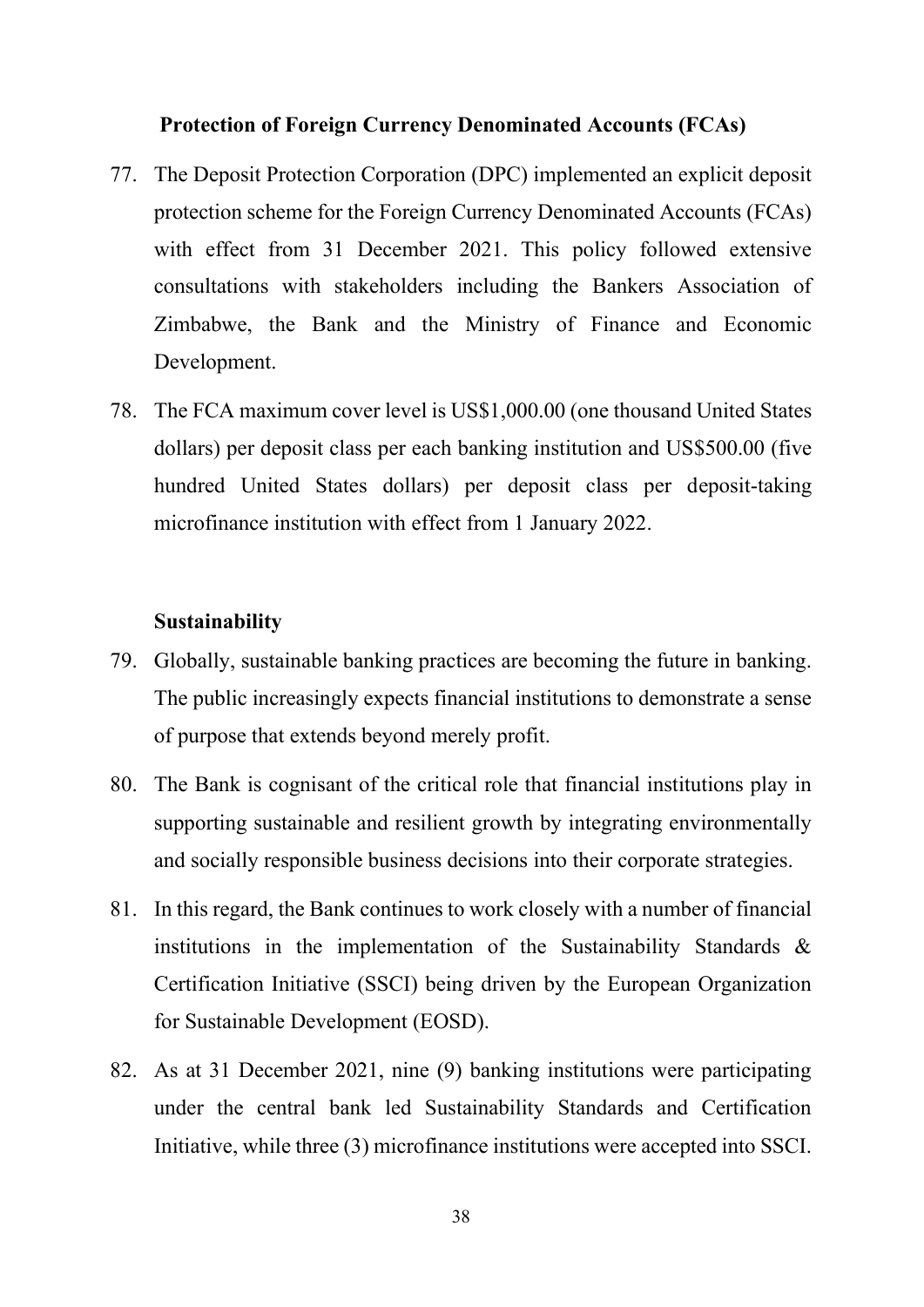### Protection of Foreign Currency Denominated Accounts (FCAs)

77. The Deposit Protection Corporation (DPC) implemented an explicit deposit protection scheme for the Foreign Currency Denominated Accounts (FCAs) with effect from 31 December 2021. This policy followed extensive consultations with stakeholders including the Bankers Association of Zimbabwe, the Bank and the Ministry of Finance and Economic Development.

78. The FCA maximum cover level is US$1,000.00 (one thousand United States dollars) per deposit class per each banking institution and US$500.00 (five hundred United States dollars) per deposit class per deposit-taking microfinance institution with effect from 1 January 2022.

### Sustainability

79. Globally, sustainable banking practices are becoming the future in banking. The public increasingly expects financial institutions to demonstrate a sense of purpose that extends beyond merely profit.

80. The Bank is cognisant of the critical role that financial institutions play in supporting sustainable and resilient growth by integrating environmentally and socially responsible business decisions into their corporate strategies.

81. In this regard, the Bank continues to work closely with a number of financial institutions in the implementation of the Sustainability Standards & Certification Initiative (SSCI) being driven by the European Organization for Sustainable Development (EOSD).

82. As at 31 December 2021, nine (9) banking institutions were participating under the central bank led Sustainability Standards and Certification Initiative, while three (3) microfinance institutions were accepted into SSCI.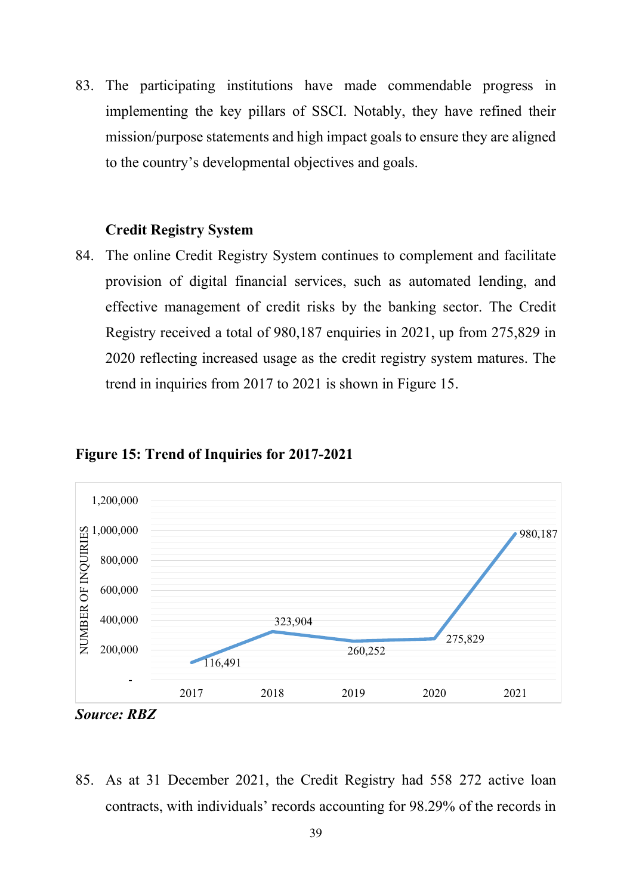83. The participating institutions have made commendable progress in implementing the key pillars of SSCI. Notably, they have refined their mission/purpose statements and high impact goals to ensure they are aligned to the country's developmental objectives and goals.

### Credit Registry System

84. The online Credit Registry System continues to complement and facilitate provision of digital financial services, such as automated lending, and effective management of credit risks by the banking sector. The Credit Registry received a total of 980,187 enquiries in 2021, up from 275,829 in 2020 reflecting increased usage as the credit registry system matures. The trend in inquiries from 2017 to 2021 is shown in Figure 15.

**Figure 15: Trend of Inquiries for 2017-2021**

| Year | Number of Inquiries |
|---|---|
| 2017 | 116,491 |
| 2018 | 323,904 |
| 2019 | 260,252 |
| 2020 | 275,829 |
| 2021 | 980,187 |

***Source: RBZ***

85. As at 31 December 2021, the Credit Registry had 558 272 active loan contracts, with individuals' records accounting for 98.29% of the records in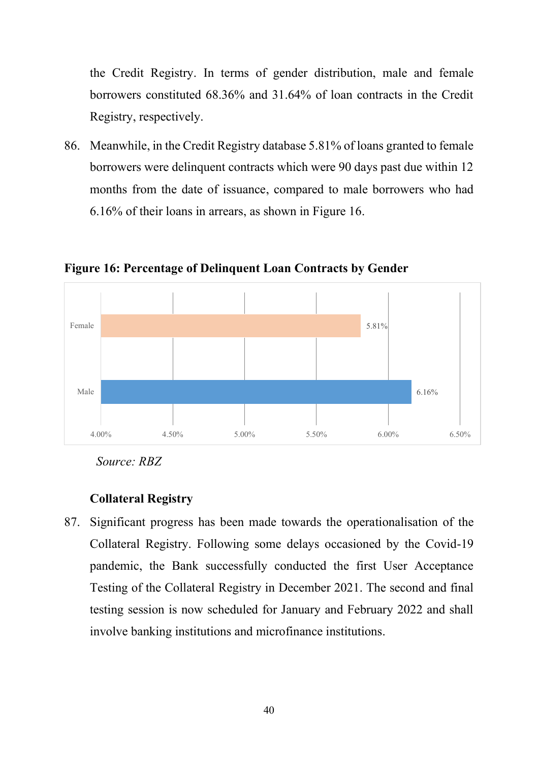the Credit Registry. In terms of gender distribution, male and female borrowers constituted 68.36% and 31.64% of loan contracts in the Credit Registry, respectively.

86. Meanwhile, in the Credit Registry database 5.81% of loans granted to female borrowers were delinquent contracts which were 90 days past due within 12 months from the date of issuance, compared to male borrowers who had 6.16% of their loans in arrears, as shown in Figure 16.

**Figure 16: Percentage of Delinquent Loan Contracts by Gender**

| Gender | Delinquent Loan Contracts |
|---|---|
| Female | 5.81% |
| Male | 6.16% |

*Source: RBZ*

**Collateral Registry**

87. Significant progress has been made towards the operationalisation of the Collateral Registry. Following some delays occasioned by the Covid-19 pandemic, the Bank successfully conducted the first User Acceptance Testing of the Collateral Registry in December 2021. The second and final testing session is now scheduled for January and February 2022 and shall involve banking institutions and microfinance institutions.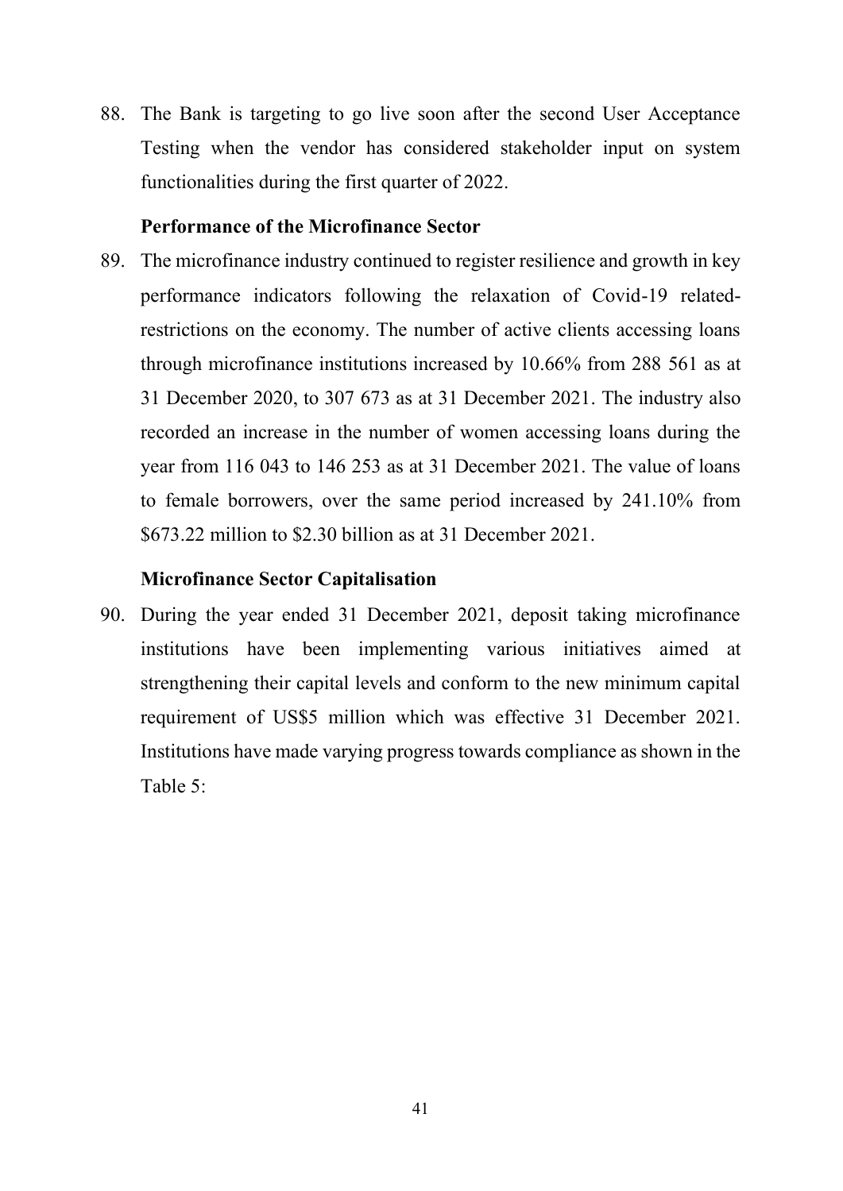88. The Bank is targeting to go live soon after the second User Acceptance Testing when the vendor has considered stakeholder input on system functionalities during the first quarter of 2022.

### Performance of the Microfinance Sector

89. The microfinance industry continued to register resilience and growth in key performance indicators following the relaxation of Covid-19 related-restrictions on the economy. The number of active clients accessing loans through microfinance institutions increased by 10.66% from 288 561 as at 31 December 2020, to 307 673 as at 31 December 2021. The industry also recorded an increase in the number of women accessing loans during the year from 116 043 to 146 253 as at 31 December 2021. The value of loans to female borrowers, over the same period increased by 241.10% from $673.22 million to $2.30 billion as at 31 December 2021.

### Microfinance Sector Capitalisation

90. During the year ended 31 December 2021, deposit taking microfinance institutions have been implementing various initiatives aimed at strengthening their capital levels and conform to the new minimum capital requirement of US$5 million which was effective 31 December 2021. Institutions have made varying progress towards compliance as shown in the Table 5: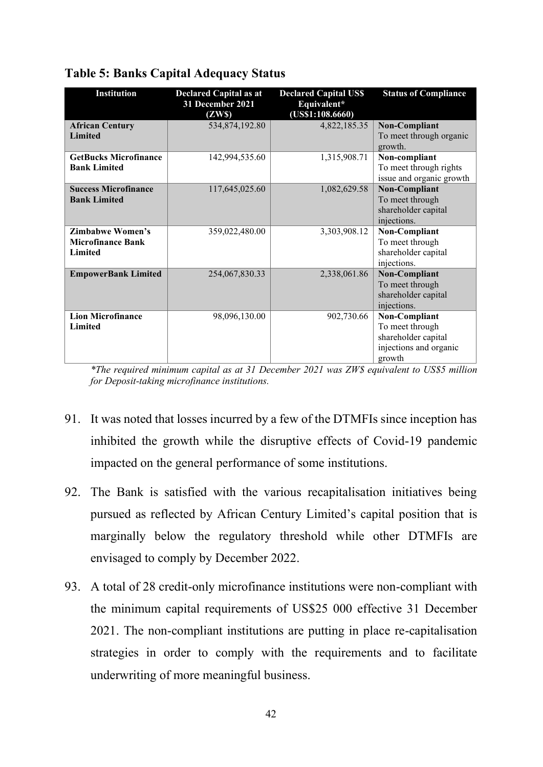**Table 5: Banks Capital Adequacy Status**

| Institution | Declared Capital as at 31 December 2021 (ZW$) | Declared Capital US$ Equivalent* (US$1:108.6660) | Status of Compliance |
|---|---|---|---|
| **African Century Limited** | 534,874,192.80 | 4,822,185.35 | **Non-Compliant** To meet through organic growth. |
| **GetBucks Microfinance Bank Limited** | 142,994,535.60 | 1,315,908.71 | **Non-compliant** To meet through rights issue and organic growth |
| **Success Microfinance Bank Limited** | 117,645,025.60 | 1,082,629.58 | **Non-Compliant** To meet through shareholder capital injections. |
| **Zimbabwe Women's Microfinance Bank Limited** | 359,022,480.00 | 3,303,908.12 | **Non-Compliant** To meet through shareholder capital injections. |
| **EmpowerBank Limited** | 254,067,830.33 | 2,338,061.86 | **Non-Compliant** To meet through shareholder capital injections. |
| **Lion Microfinance Limited** | 98,096,130.00 | 902,730.66 | **Non-Compliant** To meet through shareholder capital injections and organic growth |

*\*The required minimum capital as at 31 December 2021 was ZW$ equivalent to US$5 million for Deposit-taking microfinance institutions.*

91. It was noted that losses incurred by a few of the DTMFIs since inception has inhibited the growth while the disruptive effects of Covid-19 pandemic impacted on the general performance of some institutions.

92. The Bank is satisfied with the various recapitalisation initiatives being pursued as reflected by African Century Limited's capital position that is marginally below the regulatory threshold while other DTMFIs are envisaged to comply by December 2022.

93. A total of 28 credit-only microfinance institutions were non-compliant with the minimum capital requirements of US$25 000 effective 31 December 2021. The non-compliant institutions are putting in place re-capitalisation strategies in order to comply with the requirements and to facilitate underwriting of more meaningful business.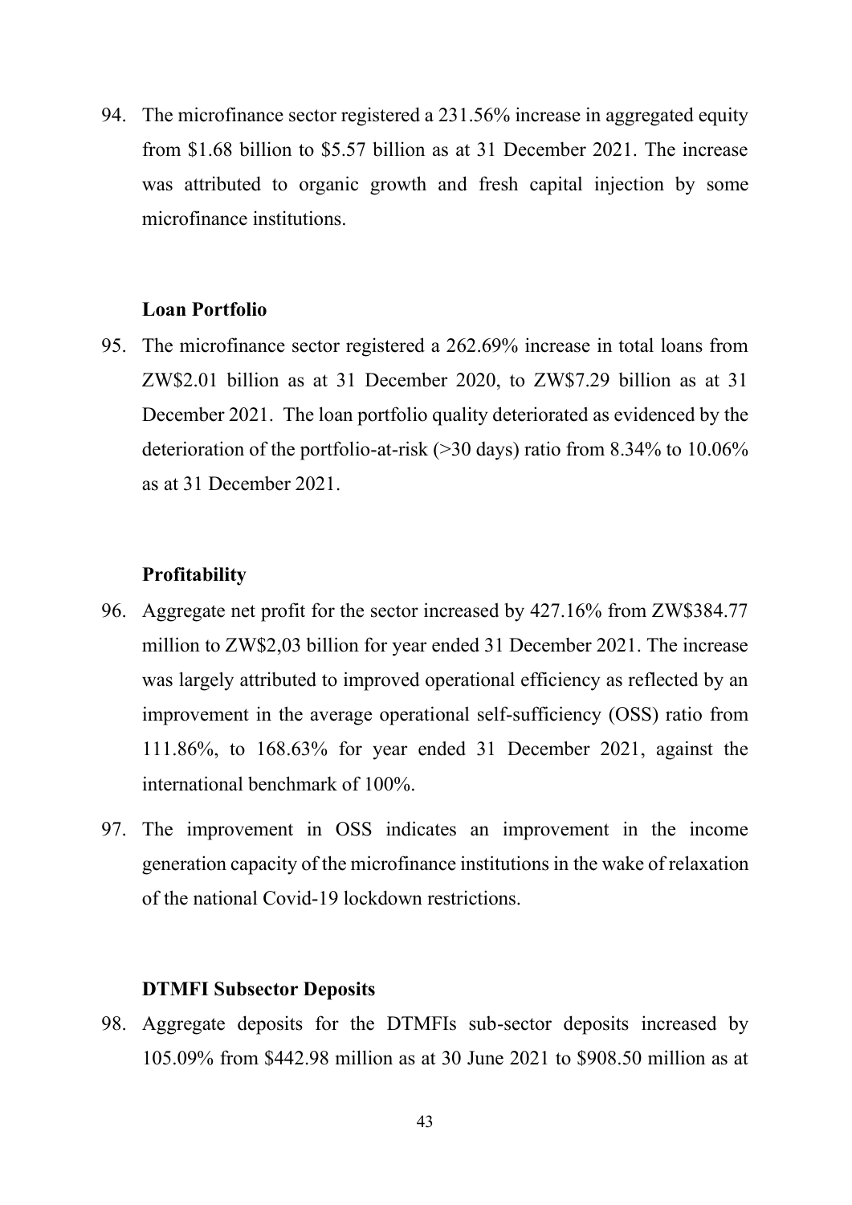94. The microfinance sector registered a 231.56% increase in aggregated equity from $1.68 billion to $5.57 billion as at 31 December 2021. The increase was attributed to organic growth and fresh capital injection by some microfinance institutions.

**Loan Portfolio**

95. The microfinance sector registered a 262.69% increase in total loans from ZW$2.01 billion as at 31 December 2020, to ZW$7.29 billion as at 31 December 2021. The loan portfolio quality deteriorated as evidenced by the deterioration of the portfolio-at-risk (>30 days) ratio from 8.34% to 10.06% as at 31 December 2021.

**Profitability**

96. Aggregate net profit for the sector increased by 427.16% from ZW$384.77 million to ZW$2,03 billion for year ended 31 December 2021. The increase was largely attributed to improved operational efficiency as reflected by an improvement in the average operational self-sufficiency (OSS) ratio from 111.86%, to 168.63% for year ended 31 December 2021, against the international benchmark of 100%.

97. The improvement in OSS indicates an improvement in the income generation capacity of the microfinance institutions in the wake of relaxation of the national Covid-19 lockdown restrictions.

**DTMFI Subsector Deposits**

98. Aggregate deposits for the DTMFIs sub-sector deposits increased by 105.09% from $442.98 million as at 30 June 2021 to $908.50 million as at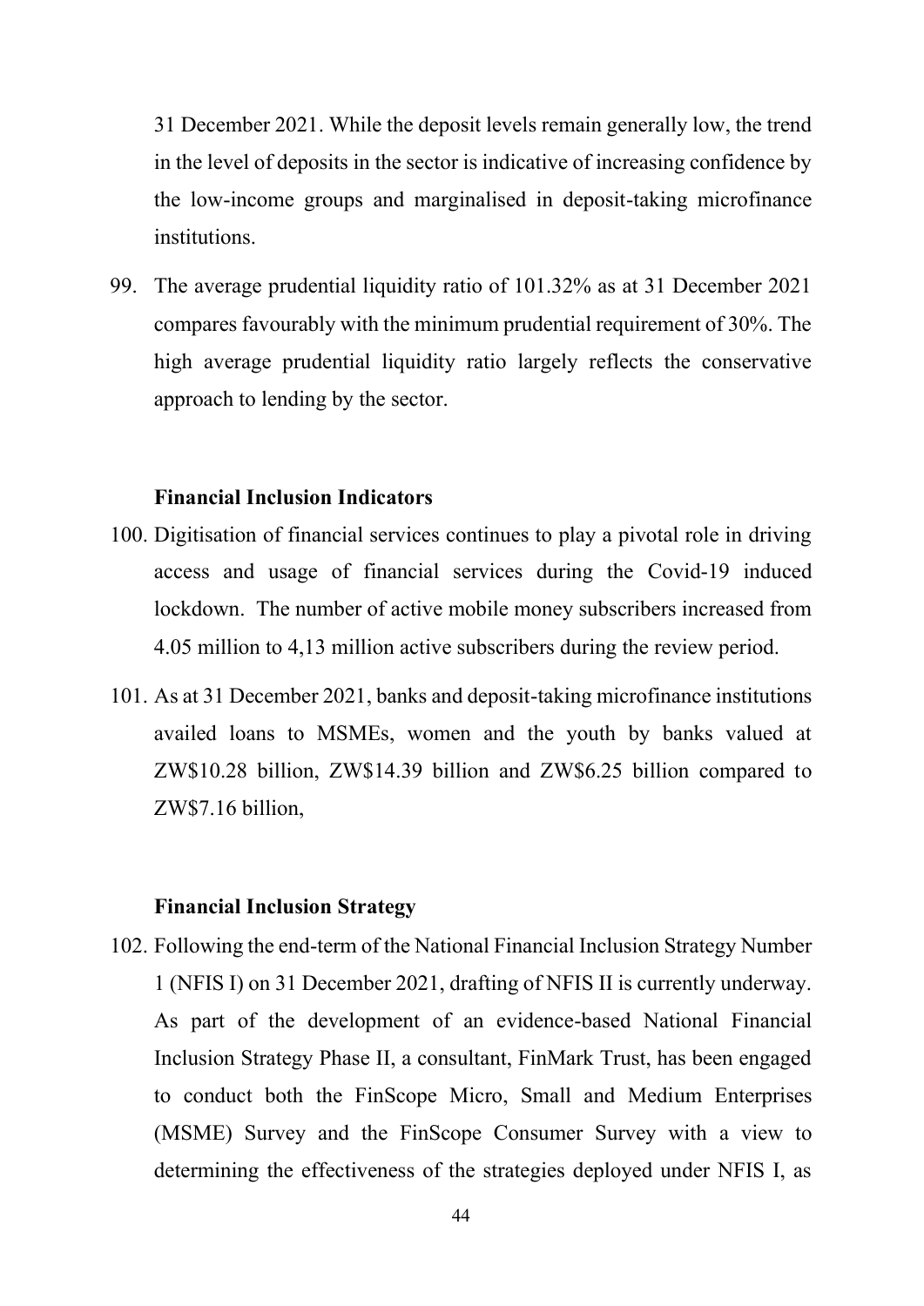31 December 2021. While the deposit levels remain generally low, the trend in the level of deposits in the sector is indicative of increasing confidence by the low-income groups and marginalised in deposit-taking microfinance institutions.

99. The average prudential liquidity ratio of 101.32% as at 31 December 2021 compares favourably with the minimum prudential requirement of 30%. The high average prudential liquidity ratio largely reflects the conservative approach to lending by the sector.

**Financial Inclusion Indicators**

100. Digitisation of financial services continues to play a pivotal role in driving access and usage of financial services during the Covid-19 induced lockdown. The number of active mobile money subscribers increased from 4.05 million to 4,13 million active subscribers during the review period.

101. As at 31 December 2021, banks and deposit-taking microfinance institutions availed loans to MSMEs, women and the youth by banks valued at ZW$10.28 billion, ZW$14.39 billion and ZW$6.25 billion compared to ZW$7.16 billion,

**Financial Inclusion Strategy**

102. Following the end-term of the National Financial Inclusion Strategy Number 1 (NFIS I) on 31 December 2021, drafting of NFIS II is currently underway. As part of the development of an evidence-based National Financial Inclusion Strategy Phase II, a consultant, FinMark Trust, has been engaged to conduct both the FinScope Micro, Small and Medium Enterprises (MSME) Survey and the FinScope Consumer Survey with a view to determining the effectiveness of the strategies deployed under NFIS I, as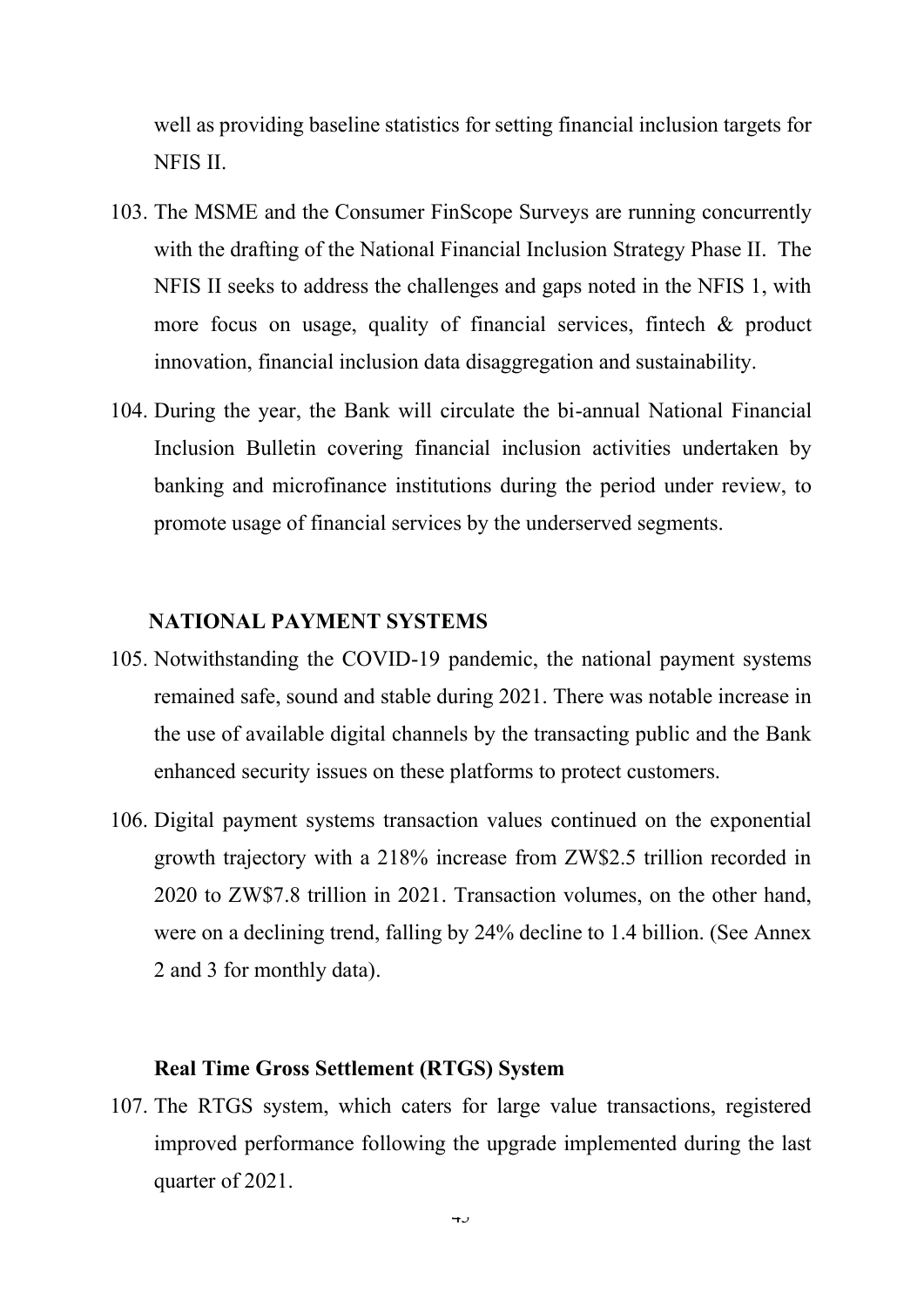well as providing baseline statistics for setting financial inclusion targets for NFIS II.

103. The MSME and the Consumer FinScope Surveys are running concurrently with the drafting of the National Financial Inclusion Strategy Phase II. The NFIS II seeks to address the challenges and gaps noted in the NFIS 1, with more focus on usage, quality of financial services, fintech & product innovation, financial inclusion data disaggregation and sustainability.

104. During the year, the Bank will circulate the bi-annual National Financial Inclusion Bulletin covering financial inclusion activities undertaken by banking and microfinance institutions during the period under review, to promote usage of financial services by the underserved segments.

## NATIONAL PAYMENT SYSTEMS

105. Notwithstanding the COVID-19 pandemic, the national payment systems remained safe, sound and stable during 2021. There was notable increase in the use of available digital channels by the transacting public and the Bank enhanced security issues on these platforms to protect customers.

106. Digital payment systems transaction values continued on the exponential growth trajectory with a 218% increase from ZW$2.5 trillion recorded in 2020 to ZW$7.8 trillion in 2021. Transaction volumes, on the other hand, were on a declining trend, falling by 24% decline to 1.4 billion. (See Annex 2 and 3 for monthly data).

### Real Time Gross Settlement (RTGS) System

107. The RTGS system, which caters for large value transactions, registered improved performance following the upgrade implemented during the last quarter of 2021.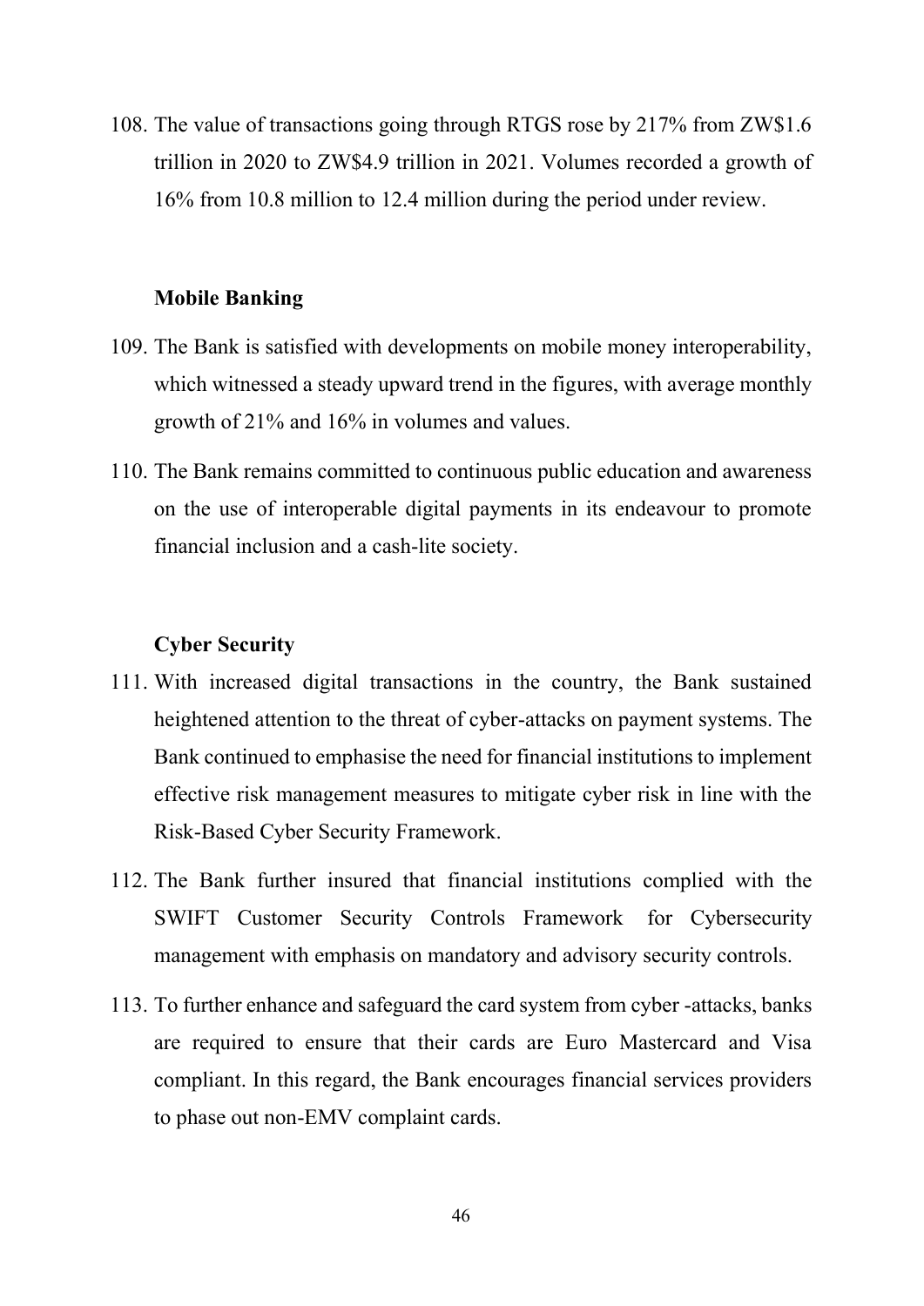108. The value of transactions going through RTGS rose by 217% from ZW$1.6 trillion in 2020 to ZW$4.9 trillion in 2021. Volumes recorded a growth of 16% from 10.8 million to 12.4 million during the period under review.

**Mobile Banking**

109. The Bank is satisfied with developments on mobile money interoperability, which witnessed a steady upward trend in the figures, with average monthly growth of 21% and 16% in volumes and values.

110. The Bank remains committed to continuous public education and awareness on the use of interoperable digital payments in its endeavour to promote financial inclusion and a cash-lite society.

**Cyber Security**

111. With increased digital transactions in the country, the Bank sustained heightened attention to the threat of cyber-attacks on payment systems. The Bank continued to emphasise the need for financial institutions to implement effective risk management measures to mitigate cyber risk in line with the Risk-Based Cyber Security Framework.

112. The Bank further insured that financial institutions complied with the SWIFT Customer Security Controls Framework for Cybersecurity management with emphasis on mandatory and advisory security controls.

113. To further enhance and safeguard the card system from cyber -attacks, banks are required to ensure that their cards are Euro Mastercard and Visa compliant. In this regard, the Bank encourages financial services providers to phase out non-EMV complaint cards.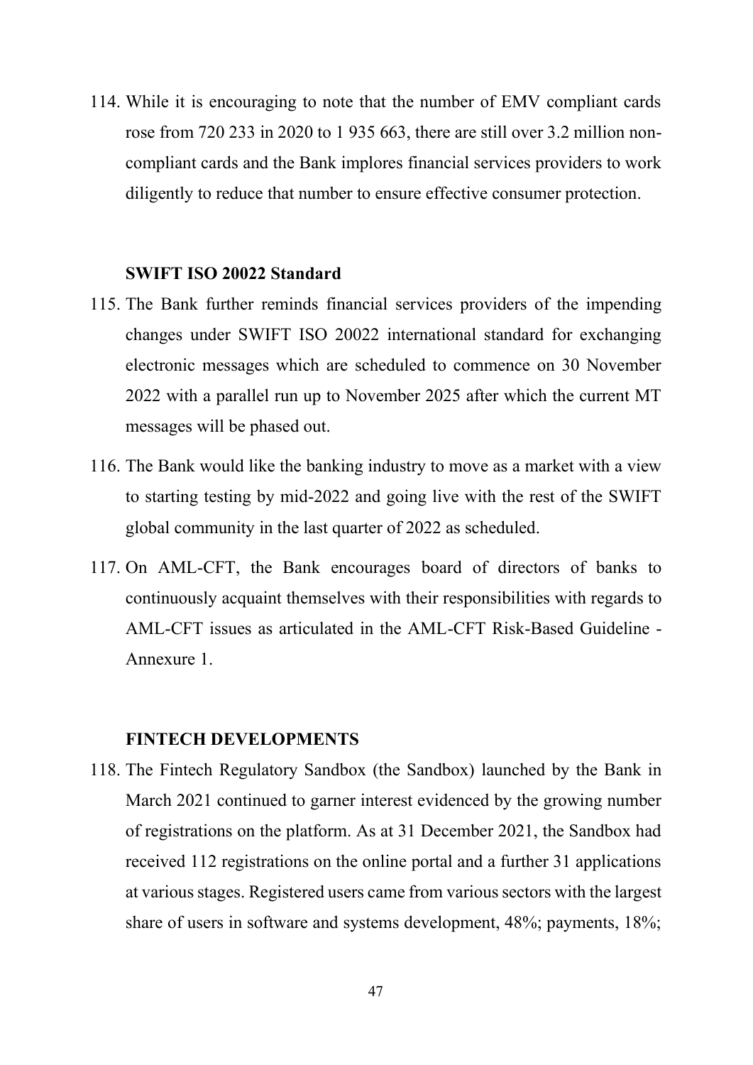114. While it is encouraging to note that the number of EMV compliant cards rose from 720 233 in 2020 to 1 935 663, there are still over 3.2 million non-compliant cards and the Bank implores financial services providers to work diligently to reduce that number to ensure effective consumer protection.

### SWIFT ISO 20022 Standard

115. The Bank further reminds financial services providers of the impending changes under SWIFT ISO 20022 international standard for exchanging electronic messages which are scheduled to commence on 30 November 2022 with a parallel run up to November 2025 after which the current MT messages will be phased out.

116. The Bank would like the banking industry to move as a market with a view to starting testing by mid-2022 and going live with the rest of the SWIFT global community in the last quarter of 2022 as scheduled.

117. On AML-CFT, the Bank encourages board of directors of banks to continuously acquaint themselves with their responsibilities with regards to AML-CFT issues as articulated in the AML-CFT Risk-Based Guideline - Annexure 1.

### FINTECH DEVELOPMENTS

118. The Fintech Regulatory Sandbox (the Sandbox) launched by the Bank in March 2021 continued to garner interest evidenced by the growing number of registrations on the platform. As at 31 December 2021, the Sandbox had received 112 registrations on the online portal and a further 31 applications at various stages. Registered users came from various sectors with the largest share of users in software and systems development, 48%; payments, 18%;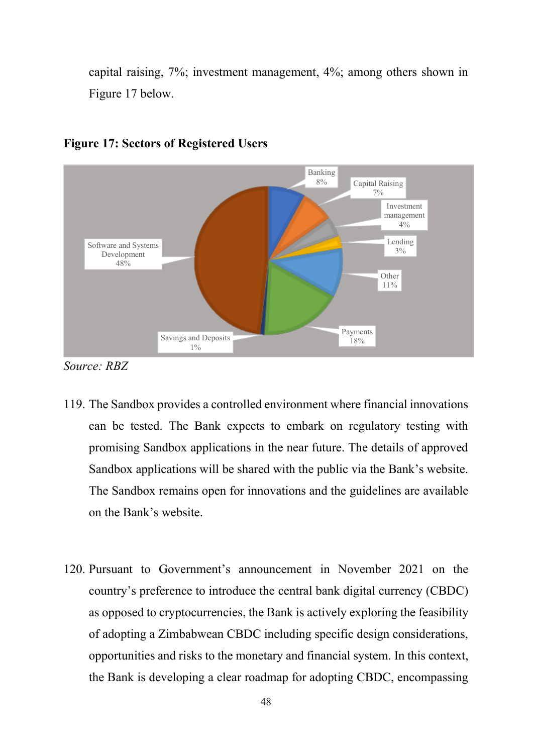capital raising, 7%; investment management, 4%; among others shown in Figure 17 below.

**Figure 17: Sectors of Registered Users**

| Sector | Share |
|---|---|
| Banking | 8% |
| Capital Raising | 7% |
| Investment management | 4% |
| Lending | 3% |
| Other | 11% |
| Payments | 18% |
| Savings and Deposits | 1% |
| Software and Systems Development | 48% |

*Source: RBZ*

119. The Sandbox provides a controlled environment where financial innovations can be tested. The Bank expects to embark on regulatory testing with promising Sandbox applications in the near future. The details of approved Sandbox applications will be shared with the public via the Bank's website. The Sandbox remains open for innovations and the guidelines are available on the Bank's website.

120. Pursuant to Government's announcement in November 2021 on the country's preference to introduce the central bank digital currency (CBDC) as opposed to cryptocurrencies, the Bank is actively exploring the feasibility of adopting a Zimbabwean CBDC including specific design considerations, opportunities and risks to the monetary and financial system. In this context, the Bank is developing a clear roadmap for adopting CBDC, encompassing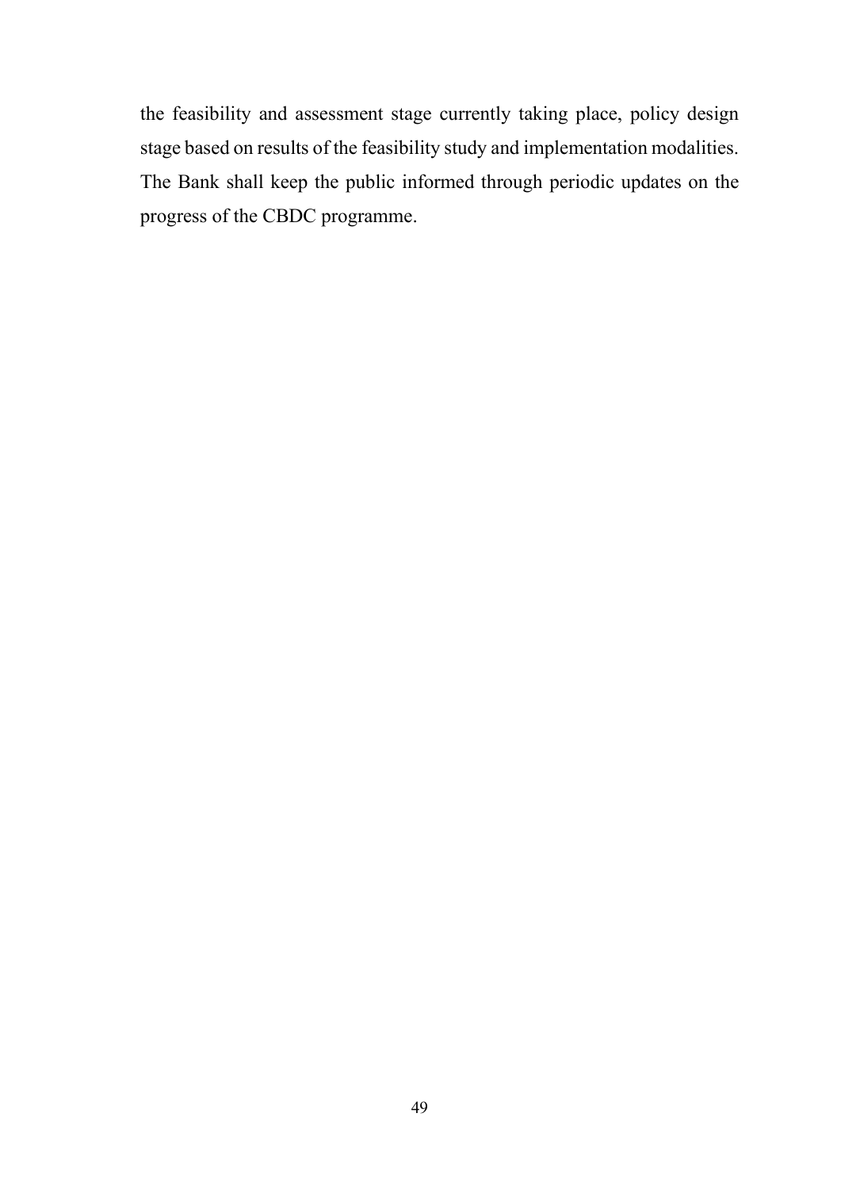the feasibility and assessment stage currently taking place, policy design stage based on results of the feasibility study and implementation modalities. The Bank shall keep the public informed through periodic updates on the progress of the CBDC programme.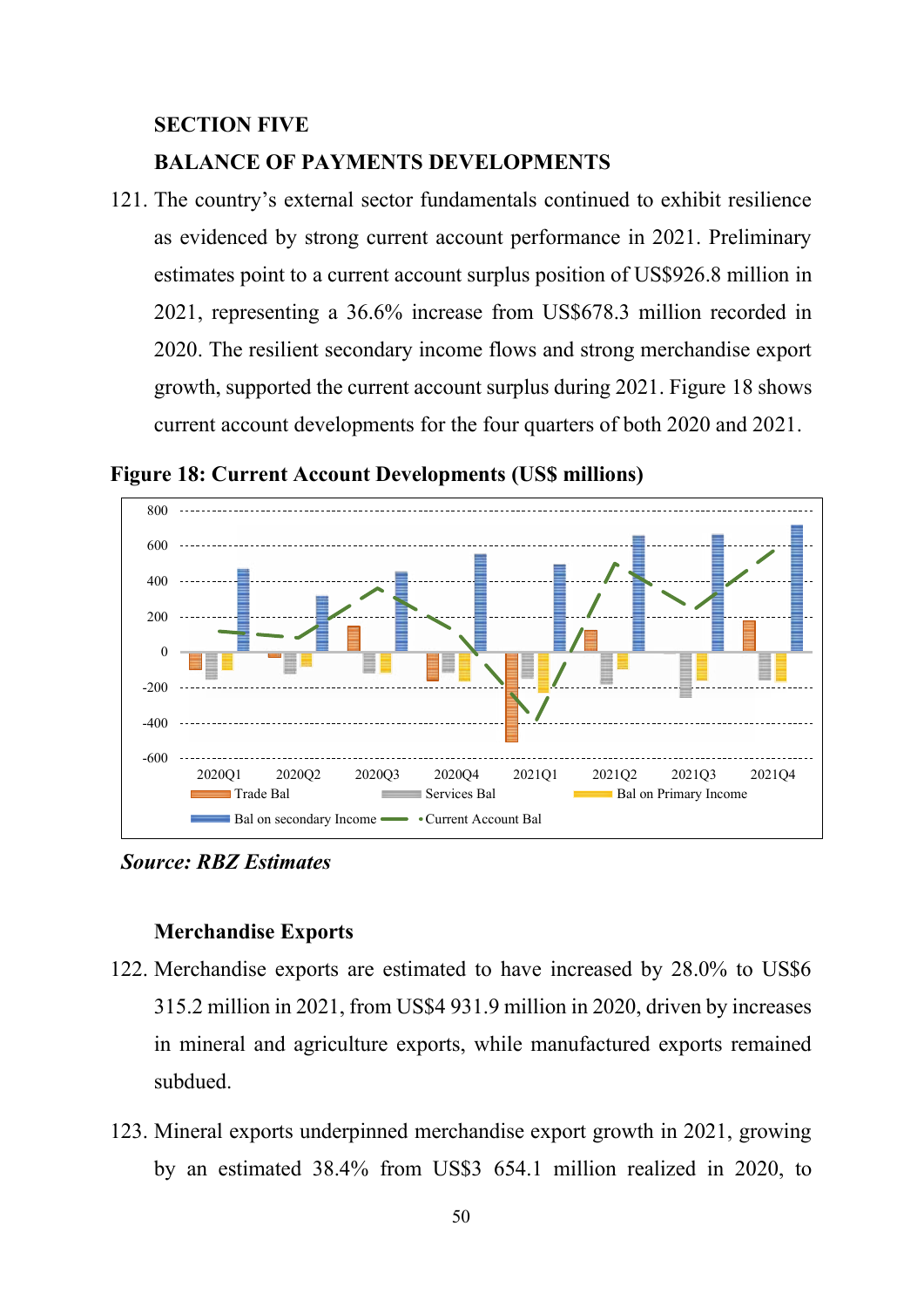## SECTION FIVE

## BALANCE OF PAYMENTS DEVELOPMENTS

121. The country's external sector fundamentals continued to exhibit resilience as evidenced by strong current account performance in 2021. Preliminary estimates point to a current account surplus position of US$926.8 million in 2021, representing a 36.6% increase from US$678.3 million recorded in 2020. The resilient secondary income flows and strong merchandise export growth, supported the current account surplus during 2021. Figure 18 shows current account developments for the four quarters of both 2020 and 2021.

**Figure 18: Current Account Developments (US$ millions)**

***Source: RBZ Estimates***

### Merchandise Exports

122. Merchandise exports are estimated to have increased by 28.0% to US$6 315.2 million in 2021, from US$4 931.9 million in 2020, driven by increases in mineral and agriculture exports, while manufactured exports remained subdued.

123. Mineral exports underpinned merchandise export growth in 2021, growing by an estimated 38.4% from US$3 654.1 million realized in 2020, to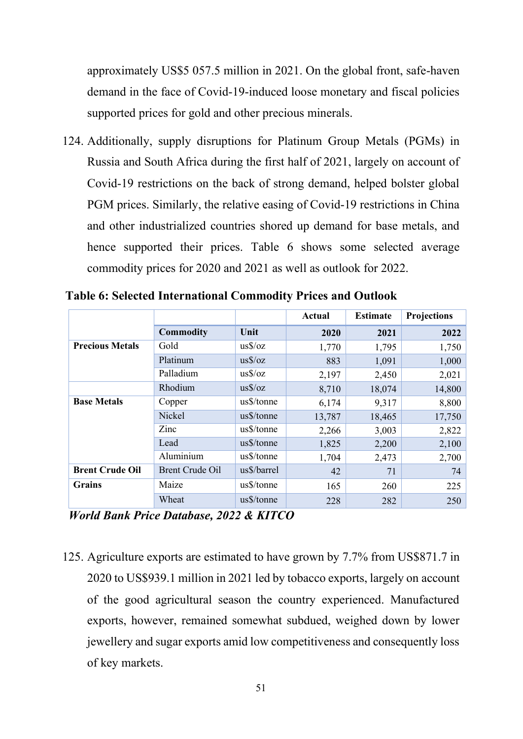approximately US$5 057.5 million in 2021. On the global front, safe-haven demand in the face of Covid-19-induced loose monetary and fiscal policies supported prices for gold and other precious minerals.

124. Additionally, supply disruptions for Platinum Group Metals (PGMs) in Russia and South Africa during the first half of 2021, largely on account of Covid-19 restrictions on the back of strong demand, helped bolster global PGM prices. Similarly, the relative easing of Covid-19 restrictions in China and other industrialized countries shored up demand for base metals, and hence supported their prices. Table 6 shows some selected average commodity prices for 2020 and 2021 as well as outlook for 2022.

**Table 6: Selected International Commodity Prices and Outlook**

| | | | Actual | Estimate | Projections |
|---|---|---|---|---|---|
| | **Commodity** | **Unit** | **2020** | **2021** | **2022** |
| **Precious Metals** | Gold | us$/oz | 1,770 | 1,795 | 1,750 |
| | Platinum | us$/oz | 883 | 1,091 | 1,000 |
| | Palladium | us$/oz | 2,197 | 2,450 | 2,021 |
| | Rhodium | us$/oz | 8,710 | 18,074 | 14,800 |
| **Base Metals** | Copper | us$/tonne | 6,174 | 9,317 | 8,800 |
| | Nickel | us$/tonne | 13,787 | 18,465 | 17,750 |
| | Zinc | us$/tonne | 2,266 | 3,003 | 2,822 |
| | Lead | us$/tonne | 1,825 | 2,200 | 2,100 |
| | Aluminium | us$/tonne | 1,704 | 2,473 | 2,700 |
| **Brent Crude Oil** | Brent Crude Oil | us$/barrel | 42 | 71 | 74 |
| **Grains** | Maize | us$/tonne | 165 | 260 | 225 |
| | Wheat | us$/tonne | 228 | 282 | 250 |

***World Bank Price Database, 2022 & KITCO***

125. Agriculture exports are estimated to have grown by 7.7% from US$871.7 in 2020 to US$939.1 million in 2021 led by tobacco exports, largely on account of the good agricultural season the country experienced. Manufactured exports, however, remained somewhat subdued, weighed down by lower jewellery and sugar exports amid low competitiveness and consequently loss of key markets.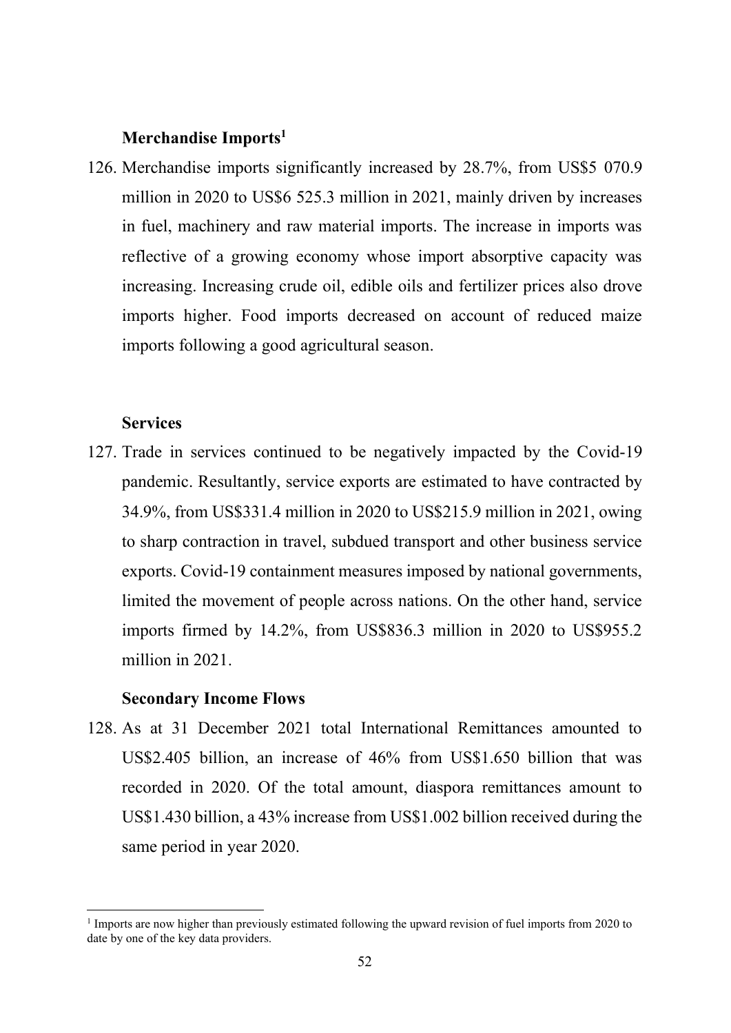### Merchandise Imports[1]

126. Merchandise imports significantly increased by 28.7%, from US$5 070.9 million in 2020 to US$6 525.3 million in 2021, mainly driven by increases in fuel, machinery and raw material imports. The increase in imports was reflective of a growing economy whose import absorptive capacity was increasing. Increasing crude oil, edible oils and fertilizer prices also drove imports higher. Food imports decreased on account of reduced maize imports following a good agricultural season.

### Services

127. Trade in services continued to be negatively impacted by the Covid-19 pandemic. Resultantly, service exports are estimated to have contracted by 34.9%, from US$331.4 million in 2020 to US$215.9 million in 2021, owing to sharp contraction in travel, subdued transport and other business service exports. Covid-19 containment measures imposed by national governments, limited the movement of people across nations. On the other hand, service imports firmed by 14.2%, from US$836.3 million in 2020 to US$955.2 million in 2021.

### Secondary Income Flows

128. As at 31 December 2021 total International Remittances amounted to US$2.405 billion, an increase of 46% from US$1.650 billion that was recorded in 2020. Of the total amount, diaspora remittances amount to US$1.430 billion, a 43% increase from US$1.002 billion received during the same period in year 2020.

[1] Imports are now higher than previously estimated following the upward revision of fuel imports from 2020 to date by one of the key data providers.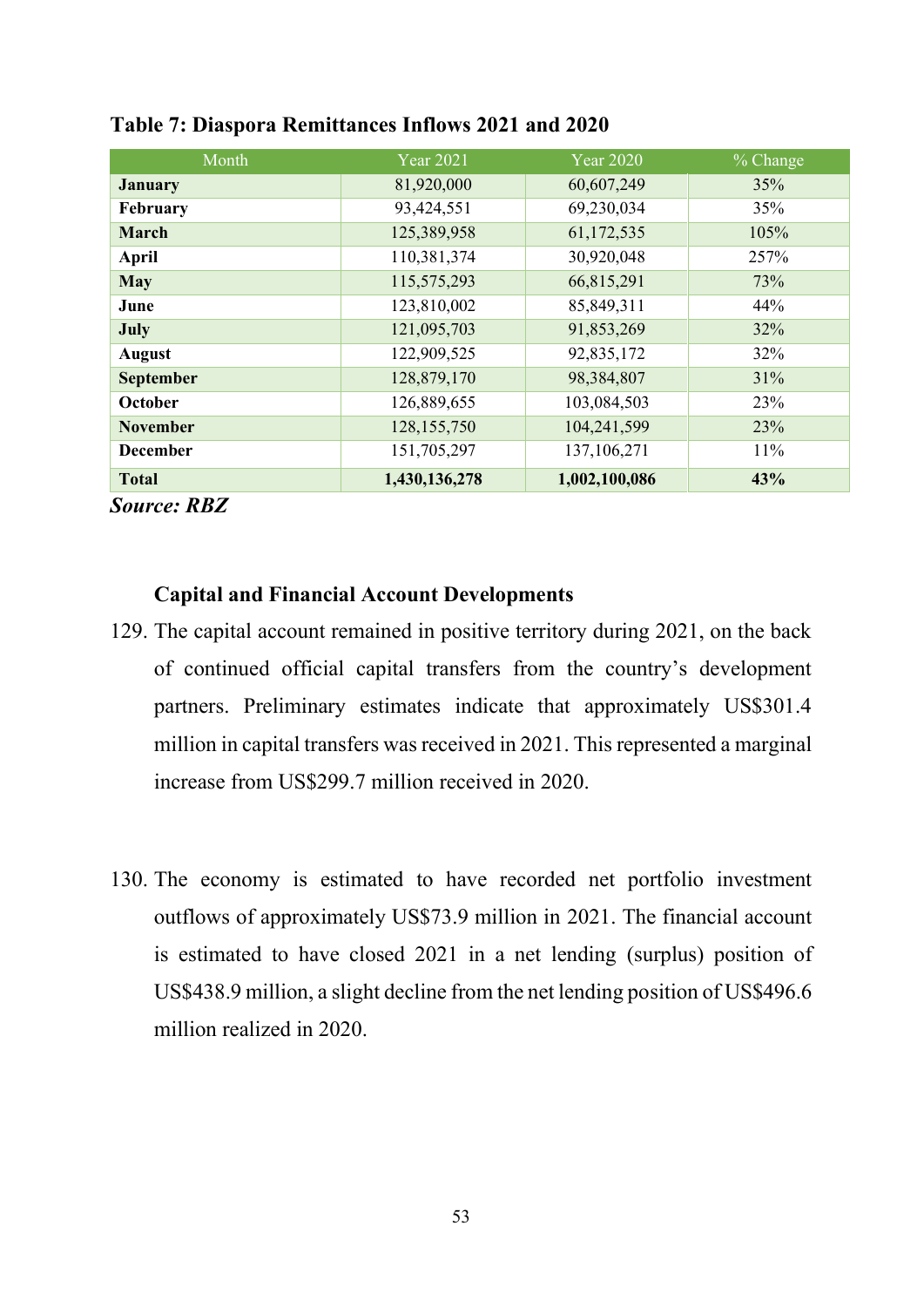**Table 7: Diaspora Remittances Inflows 2021 and 2020**

| Month | Year 2021 | Year 2020 | % Change |
|---|---|---|---|
| **January** | 81,920,000 | 60,607,249 | 35% |
| **February** | 93,424,551 | 69,230,034 | 35% |
| **March** | 125,389,958 | 61,172,535 | 105% |
| **April** | 110,381,374 | 30,920,048 | 257% |
| **May** | 115,575,293 | 66,815,291 | 73% |
| **June** | 123,810,002 | 85,849,311 | 44% |
| **July** | 121,095,703 | 91,853,269 | 32% |
| **August** | 122,909,525 | 92,835,172 | 32% |
| **September** | 128,879,170 | 98,384,807 | 31% |
| **October** | 126,889,655 | 103,084,503 | 23% |
| **November** | 128,155,750 | 104,241,599 | 23% |
| **December** | 151,705,297 | 137,106,271 | 11% |
| **Total** | **1,430,136,278** | **1,002,100,086** | **43%** |

***Source: RBZ***

**Capital and Financial Account Developments**

129. The capital account remained in positive territory during 2021, on the back of continued official capital transfers from the country's development partners. Preliminary estimates indicate that approximately US$301.4 million in capital transfers was received in 2021. This represented a marginal increase from US$299.7 million received in 2020.

130. The economy is estimated to have recorded net portfolio investment outflows of approximately US$73.9 million in 2021. The financial account is estimated to have closed 2021 in a net lending (surplus) position of US$438.9 million, a slight decline from the net lending position of US$496.6 million realized in 2020.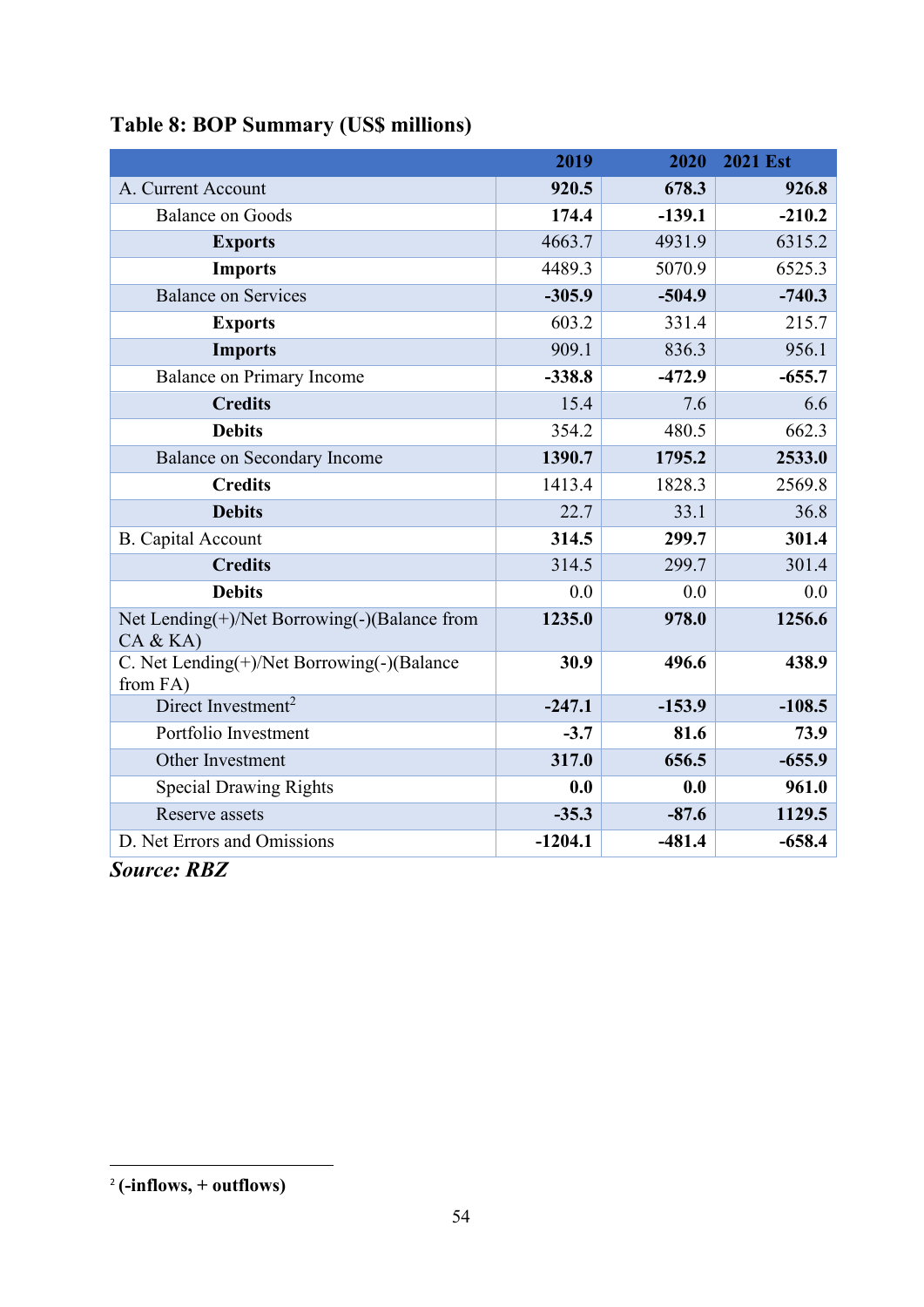**Table 8: BOP Summary (US$ millions)**

| | 2019 | 2020 | 2021 Est |
|---|---|---|---|
| A. Current Account | **920.5** | **678.3** | **926.8** |
| Balance on Goods | **174.4** | **-139.1** | **-210.2** |
| **Exports** | 4663.7 | 4931.9 | 6315.2 |
| **Imports** | 4489.3 | 5070.9 | 6525.3 |
| Balance on Services | **-305.9** | **-504.9** | **-740.3** |
| **Exports** | 603.2 | 331.4 | 215.7 |
| **Imports** | 909.1 | 836.3 | 956.1 |
| Balance on Primary Income | **-338.8** | **-472.9** | **-655.7** |
| **Credits** | 15.4 | 7.6 | 6.6 |
| **Debits** | 354.2 | 480.5 | 662.3 |
| Balance on Secondary Income | **1390.7** | **1795.2** | **2533.0** |
| **Credits** | 1413.4 | 1828.3 | 2569.8 |
| **Debits** | 22.7 | 33.1 | 36.8 |
| B. Capital Account | **314.5** | **299.7** | **301.4** |
| **Credits** | 314.5 | 299.7 | 301.4 |
| **Debits** | 0.0 | 0.0 | 0.0 |
| Net Lending(+)/Net Borrowing(-)(Balance from CA & KA) | **1235.0** | **978.0** | **1256.6** |
| C. Net Lending(+)/Net Borrowing(-)(Balance from FA) | **30.9** | **496.6** | **438.9** |
| Direct Investment[2] | **-247.1** | **-153.9** | **-108.5** |
| Portfolio Investment | **-3.7** | **81.6** | **73.9** |
| Other Investment | **317.0** | **656.5** | **-655.9** |
| Special Drawing Rights | **0.0** | **0.0** | **961.0** |
| Reserve assets | **-35.3** | **-87.6** | **1129.5** |
| D. Net Errors and Omissions | **-1204.1** | **-481.4** | **-658.4** |

***Source: RBZ***

[2] **(-inflows, + outflows)**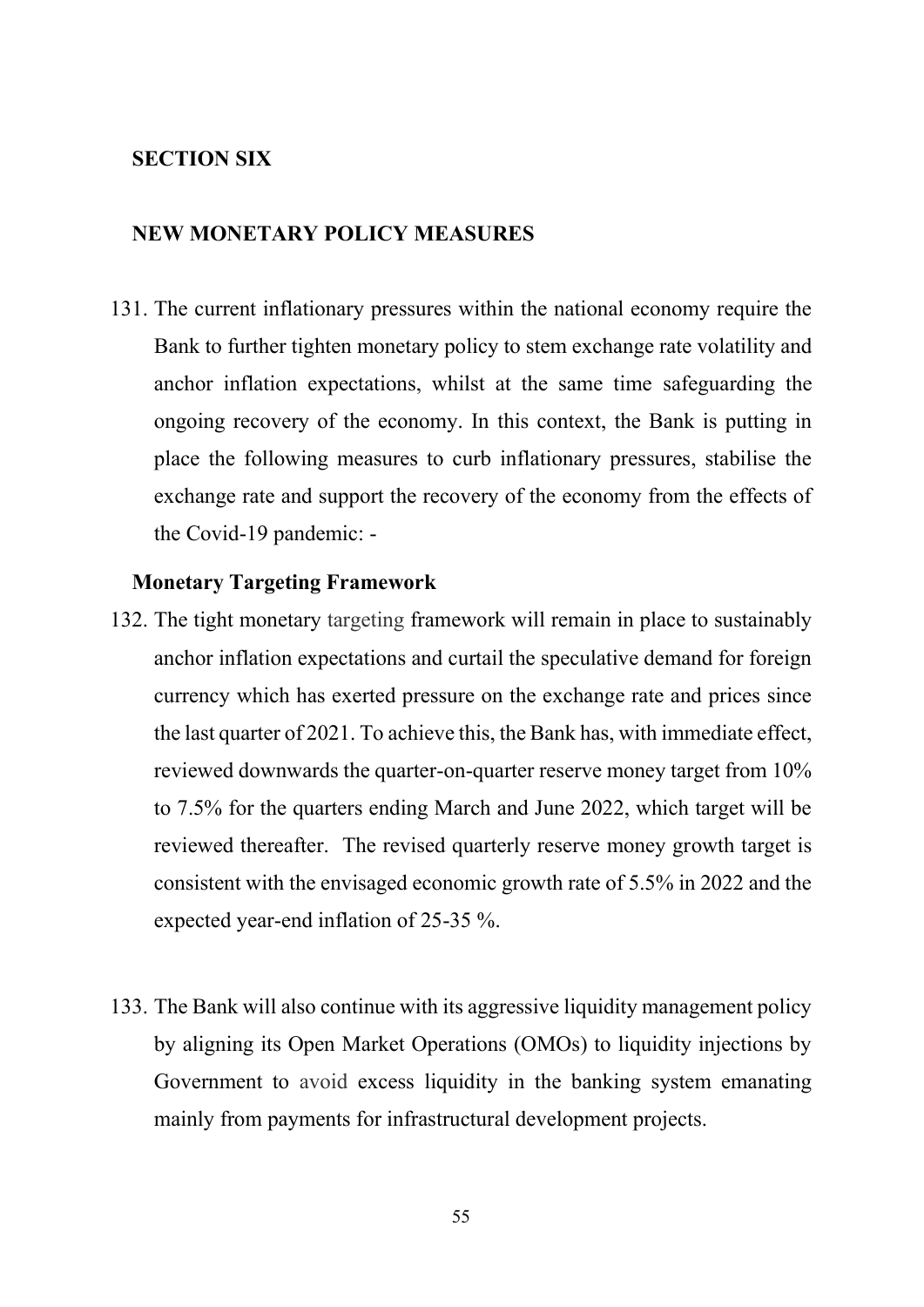## SECTION SIX

## NEW MONETARY POLICY MEASURES

131. The current inflationary pressures within the national economy require the Bank to further tighten monetary policy to stem exchange rate volatility and anchor inflation expectations, whilst at the same time safeguarding the ongoing recovery of the economy. In this context, the Bank is putting in place the following measures to curb inflationary pressures, stabilise the exchange rate and support the recovery of the economy from the effects of the Covid-19 pandemic: -

### Monetary Targeting Framework

132. The tight monetary targeting framework will remain in place to sustainably anchor inflation expectations and curtail the speculative demand for foreign currency which has exerted pressure on the exchange rate and prices since the last quarter of 2021. To achieve this, the Bank has, with immediate effect, reviewed downwards the quarter-on-quarter reserve money target from 10% to 7.5% for the quarters ending March and June 2022, which target will be reviewed thereafter. The revised quarterly reserve money growth target is consistent with the envisaged economic growth rate of 5.5% in 2022 and the expected year-end inflation of 25-35 %.

133. The Bank will also continue with its aggressive liquidity management policy by aligning its Open Market Operations (OMOs) to liquidity injections by Government to avoid excess liquidity in the banking system emanating mainly from payments for infrastructural development projects.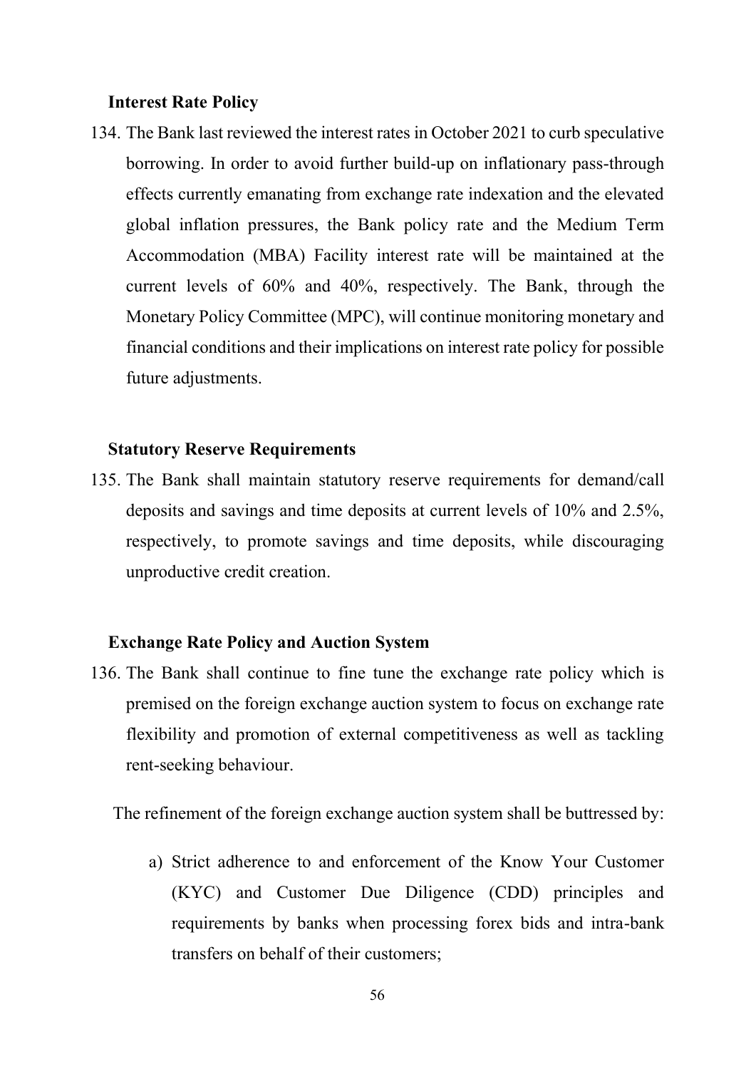### Interest Rate Policy

134. The Bank last reviewed the interest rates in October 2021 to curb speculative borrowing. In order to avoid further build-up on inflationary pass-through effects currently emanating from exchange rate indexation and the elevated global inflation pressures, the Bank policy rate and the Medium Term Accommodation (MBA) Facility interest rate will be maintained at the current levels of 60% and 40%, respectively. The Bank, through the Monetary Policy Committee (MPC), will continue monitoring monetary and financial conditions and their implications on interest rate policy for possible future adjustments.

### Statutory Reserve Requirements

135. The Bank shall maintain statutory reserve requirements for demand/call deposits and savings and time deposits at current levels of 10% and 2.5%, respectively, to promote savings and time deposits, while discouraging unproductive credit creation.

### Exchange Rate Policy and Auction System

136. The Bank shall continue to fine tune the exchange rate policy which is premised on the foreign exchange auction system to focus on exchange rate flexibility and promotion of external competitiveness as well as tackling rent-seeking behaviour.

The refinement of the foreign exchange auction system shall be buttressed by:

a) Strict adherence to and enforcement of the Know Your Customer (KYC) and Customer Due Diligence (CDD) principles and requirements by banks when processing forex bids and intra-bank transfers on behalf of their customers;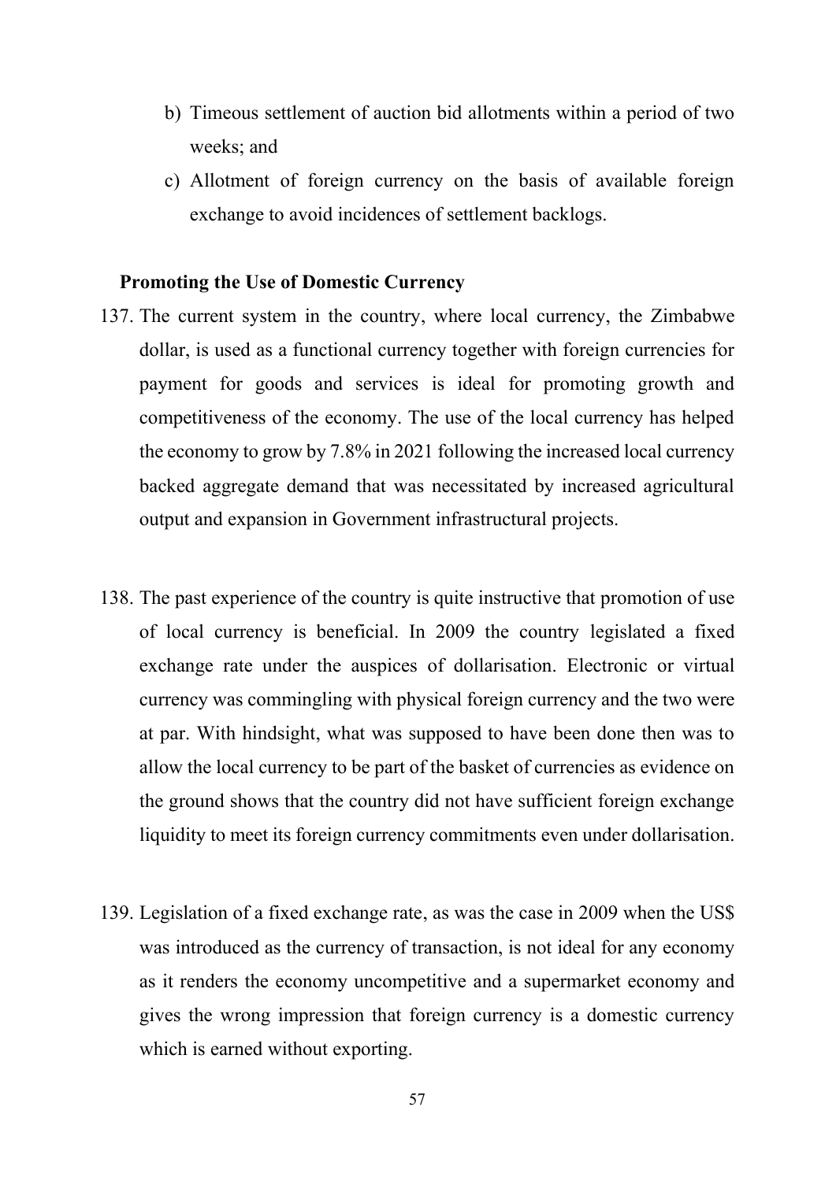b) Timeous settlement of auction bid allotments within a period of two weeks; and

c) Allotment of foreign currency on the basis of available foreign exchange to avoid incidences of settlement backlogs.

**Promoting the Use of Domestic Currency**

137. The current system in the country, where local currency, the Zimbabwe dollar, is used as a functional currency together with foreign currencies for payment for goods and services is ideal for promoting growth and competitiveness of the economy. The use of the local currency has helped the economy to grow by 7.8% in 2021 following the increased local currency backed aggregate demand that was necessitated by increased agricultural output and expansion in Government infrastructural projects.

138. The past experience of the country is quite instructive that promotion of use of local currency is beneficial. In 2009 the country legislated a fixed exchange rate under the auspices of dollarisation. Electronic or virtual currency was commingling with physical foreign currency and the two were at par. With hindsight, what was supposed to have been done then was to allow the local currency to be part of the basket of currencies as evidence on the ground shows that the country did not have sufficient foreign exchange liquidity to meet its foreign currency commitments even under dollarisation.

139. Legislation of a fixed exchange rate, as was the case in 2009 when the US$ was introduced as the currency of transaction, is not ideal for any economy as it renders the economy uncompetitive and a supermarket economy and gives the wrong impression that foreign currency is a domestic currency which is earned without exporting.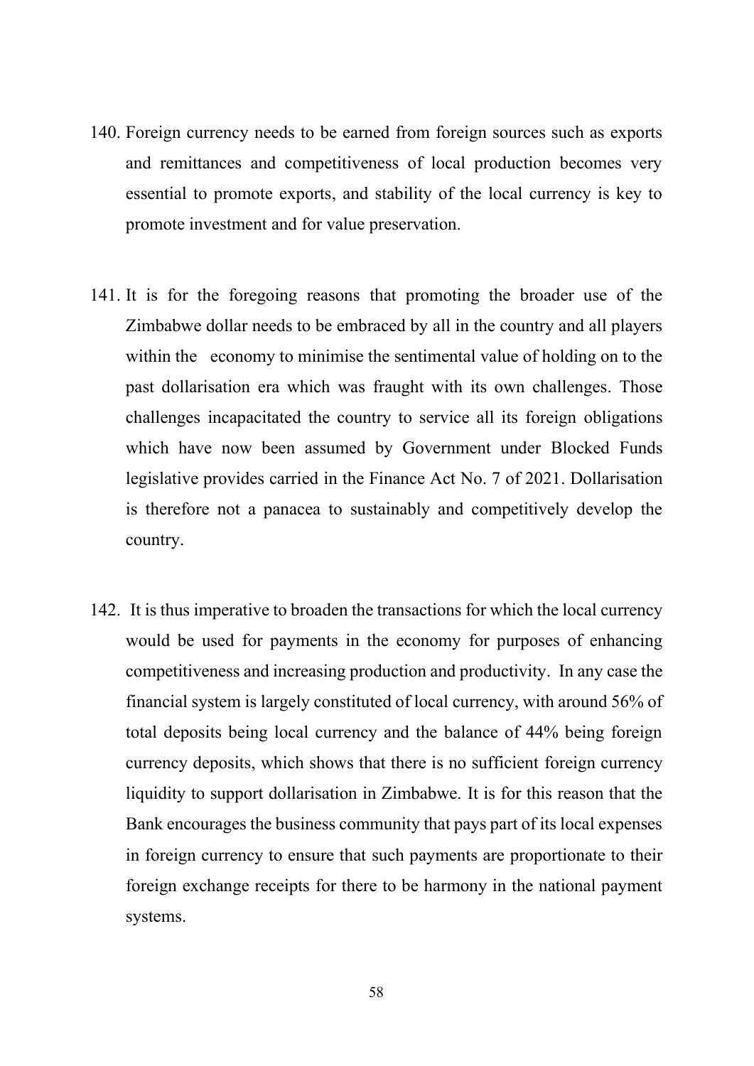140. Foreign currency needs to be earned from foreign sources such as exports and remittances and competitiveness of local production becomes very essential to promote exports, and stability of the local currency is key to promote investment and for value preservation.

141. It is for the foregoing reasons that promoting the broader use of the Zimbabwe dollar needs to be embraced by all in the country and all players within the economy to minimise the sentimental value of holding on to the past dollarisation era which was fraught with its own challenges. Those challenges incapacitated the country to service all its foreign obligations which have now been assumed by Government under Blocked Funds legislative provides carried in the Finance Act No. 7 of 2021. Dollarisation is therefore not a panacea to sustainably and competitively develop the country.

142. It is thus imperative to broaden the transactions for which the local currency would be used for payments in the economy for purposes of enhancing competitiveness and increasing production and productivity. In any case the financial system is largely constituted of local currency, with around 56% of total deposits being local currency and the balance of 44% being foreign currency deposits, which shows that there is no sufficient foreign currency liquidity to support dollarisation in Zimbabwe. It is for this reason that the Bank encourages the business community that pays part of its local expenses in foreign currency to ensure that such payments are proportionate to their foreign exchange receipts for there to be harmony in the national payment systems.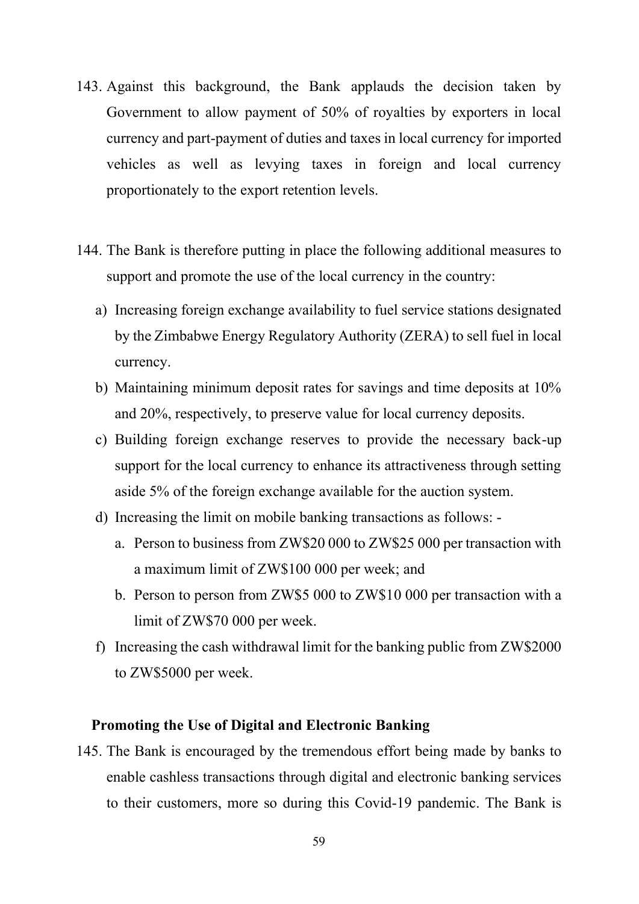143. Against this background, the Bank applauds the decision taken by Government to allow payment of 50% of royalties by exporters in local currency and part-payment of duties and taxes in local currency for imported vehicles as well as levying taxes in foreign and local currency proportionately to the export retention levels.

144. The Bank is therefore putting in place the following additional measures to support and promote the use of the local currency in the country:

   a) Increasing foreign exchange availability to fuel service stations designated by the Zimbabwe Energy Regulatory Authority (ZERA) to sell fuel in local currency.
   b) Maintaining minimum deposit rates for savings and time deposits at 10% and 20%, respectively, to preserve value for local currency deposits.
   c) Building foreign exchange reserves to provide the necessary back-up support for the local currency to enhance its attractiveness through setting aside 5% of the foreign exchange available for the auction system.
   d) Increasing the limit on mobile banking transactions as follows: -
      a. Person to business from ZW$20 000 to ZW$25 000 per transaction with a maximum limit of ZW$100 000 per week; and
      b. Person to person from ZW$5 000 to ZW$10 000 per transaction with a limit of ZW$70 000 per week.
   f) Increasing the cash withdrawal limit for the banking public from ZW$2000 to ZW$5000 per week.

**Promoting the Use of Digital and Electronic Banking**

145. The Bank is encouraged by the tremendous effort being made by banks to enable cashless transactions through digital and electronic banking services to their customers, more so during this Covid-19 pandemic. The Bank is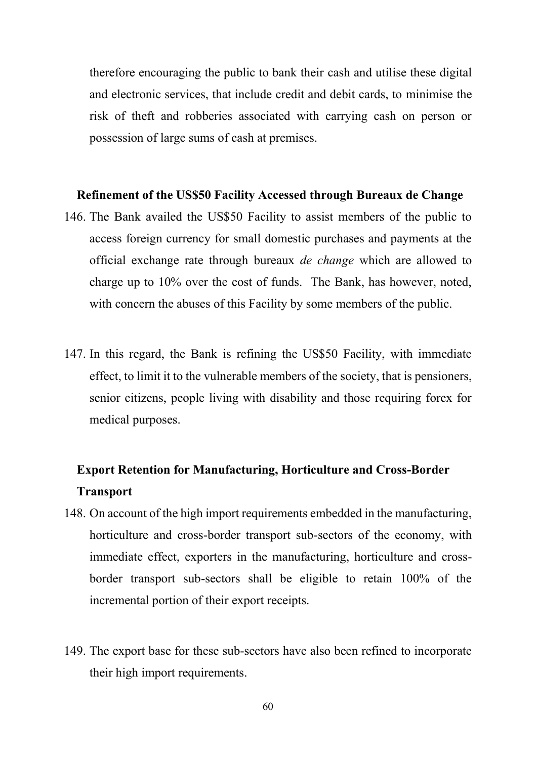therefore encouraging the public to bank their cash and utilise these digital and electronic services, that include credit and debit cards, to minimise the risk of theft and robberies associated with carrying cash on person or possession of large sums of cash at premises.

**Refinement of the US$50 Facility Accessed through Bureaux de Change**

146. The Bank availed the US$50 Facility to assist members of the public to access foreign currency for small domestic purchases and payments at the official exchange rate through bureaux *de change* which are allowed to charge up to 10% over the cost of funds. The Bank, has however, noted, with concern the abuses of this Facility by some members of the public.

147. In this regard, the Bank is refining the US$50 Facility, with immediate effect, to limit it to the vulnerable members of the society, that is pensioners, senior citizens, people living with disability and those requiring forex for medical purposes.

**Export Retention for Manufacturing, Horticulture and Cross-Border Transport**

148. On account of the high import requirements embedded in the manufacturing, horticulture and cross-border transport sub-sectors of the economy, with immediate effect, exporters in the manufacturing, horticulture and cross-border transport sub-sectors shall be eligible to retain 100% of the incremental portion of their export receipts.

149. The export base for these sub-sectors have also been refined to incorporate their high import requirements.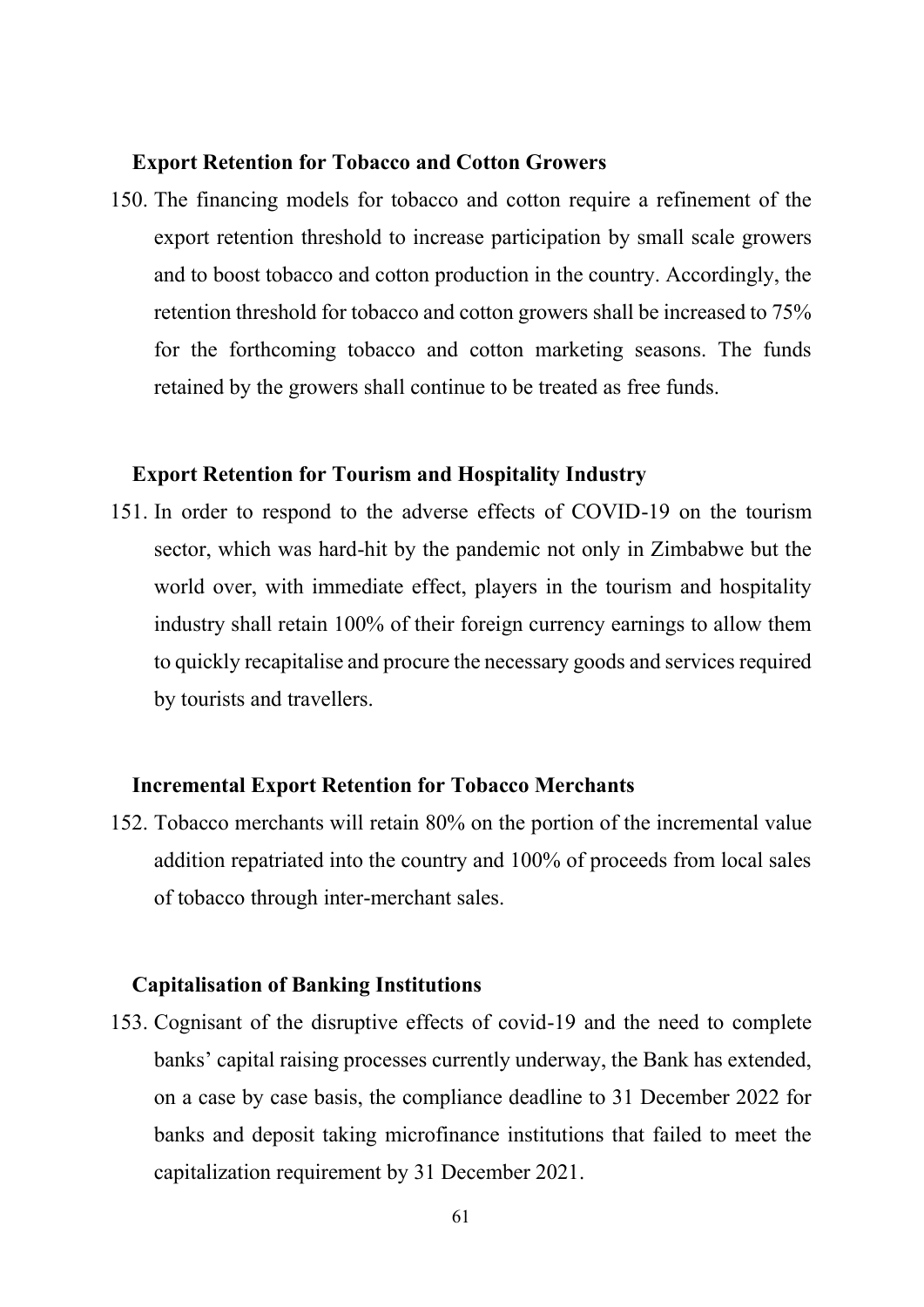### Export Retention for Tobacco and Cotton Growers

150. The financing models for tobacco and cotton require a refinement of the export retention threshold to increase participation by small scale growers and to boost tobacco and cotton production in the country. Accordingly, the retention threshold for tobacco and cotton growers shall be increased to 75% for the forthcoming tobacco and cotton marketing seasons. The funds retained by the growers shall continue to be treated as free funds.

### Export Retention for Tourism and Hospitality Industry

151. In order to respond to the adverse effects of COVID-19 on the tourism sector, which was hard-hit by the pandemic not only in Zimbabwe but the world over, with immediate effect, players in the tourism and hospitality industry shall retain 100% of their foreign currency earnings to allow them to quickly recapitalise and procure the necessary goods and services required by tourists and travellers.

### Incremental Export Retention for Tobacco Merchants

152. Tobacco merchants will retain 80% on the portion of the incremental value addition repatriated into the country and 100% of proceeds from local sales of tobacco through inter-merchant sales.

### Capitalisation of Banking Institutions

153. Cognisant of the disruptive effects of covid-19 and the need to complete banks' capital raising processes currently underway, the Bank has extended, on a case by case basis, the compliance deadline to 31 December 2022 for banks and deposit taking microfinance institutions that failed to meet the capitalization requirement by 31 December 2021.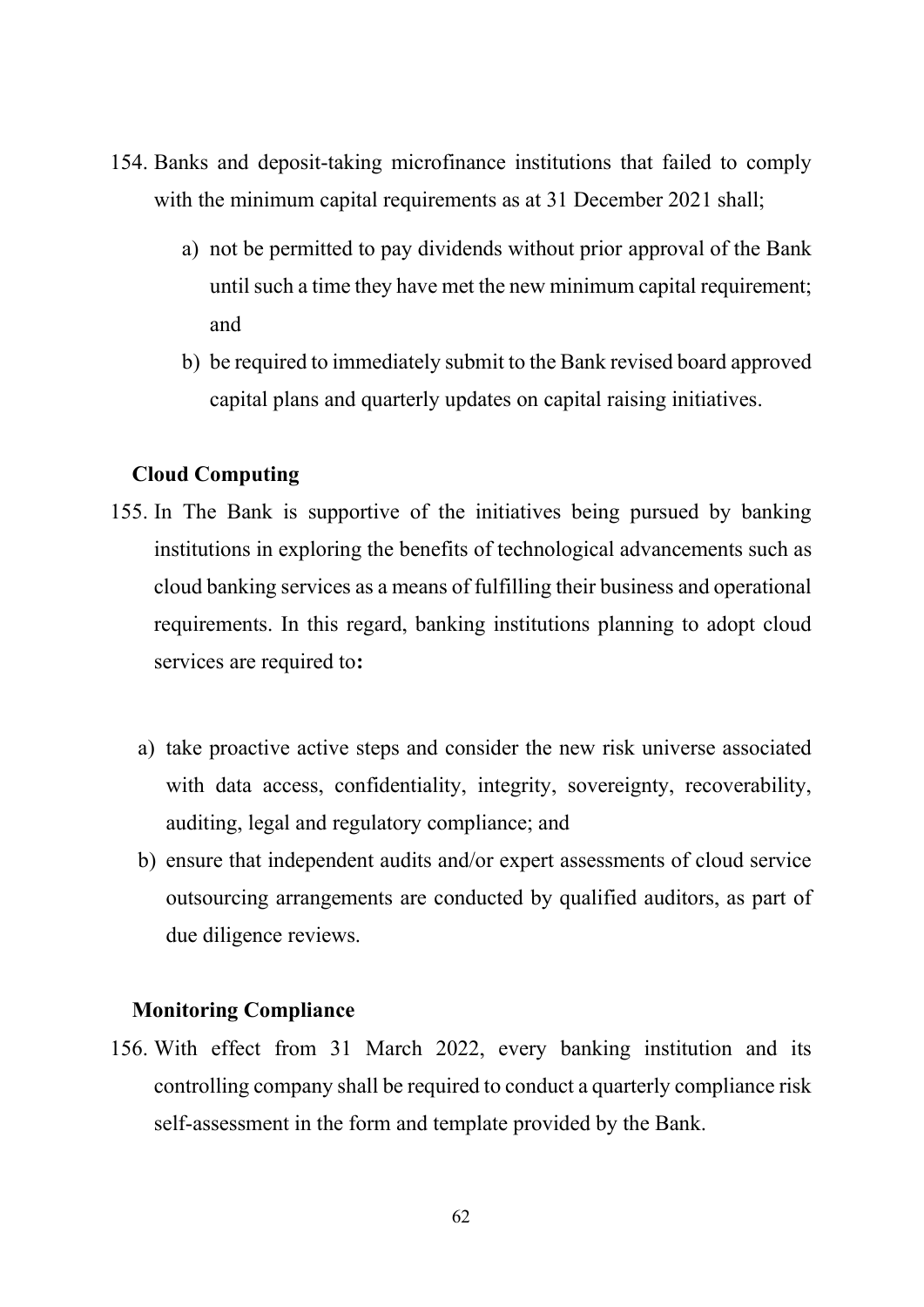154. Banks and deposit-taking microfinance institutions that failed to comply with the minimum capital requirements as at 31 December 2021 shall;

    a) not be permitted to pay dividends without prior approval of the Bank until such a time they have met the new minimum capital requirement; and
    b) be required to immediately submit to the Bank revised board approved capital plans and quarterly updates on capital raising initiatives.

**Cloud Computing**

155. In The Bank is supportive of the initiatives being pursued by banking institutions in exploring the benefits of technological advancements such as cloud banking services as a means of fulfilling their business and operational requirements. In this regard, banking institutions planning to adopt cloud services are required to**:**

    a) take proactive active steps and consider the new risk universe associated with data access, confidentiality, integrity, sovereignty, recoverability, auditing, legal and regulatory compliance; and
    b) ensure that independent audits and/or expert assessments of cloud service outsourcing arrangements are conducted by qualified auditors, as part of due diligence reviews.

**Monitoring Compliance**

156. With effect from 31 March 2022, every banking institution and its controlling company shall be required to conduct a quarterly compliance risk self-assessment in the form and template provided by the Bank.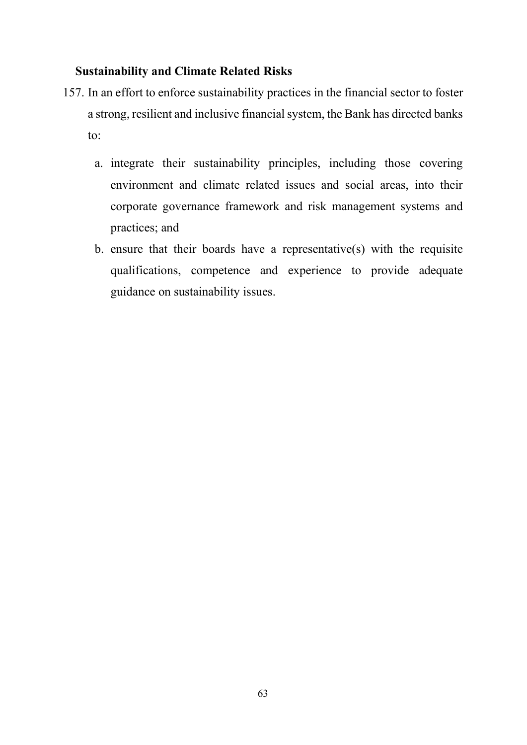**Sustainability and Climate Related Risks**

157. In an effort to enforce sustainability practices in the financial sector to foster a strong, resilient and inclusive financial system, the Bank has directed banks to:

    a. integrate their sustainability principles, including those covering environment and climate related issues and social areas, into their corporate governance framework and risk management systems and practices; and

    b. ensure that their boards have a representative(s) with the requisite qualifications, competence and experience to provide adequate guidance on sustainability issues.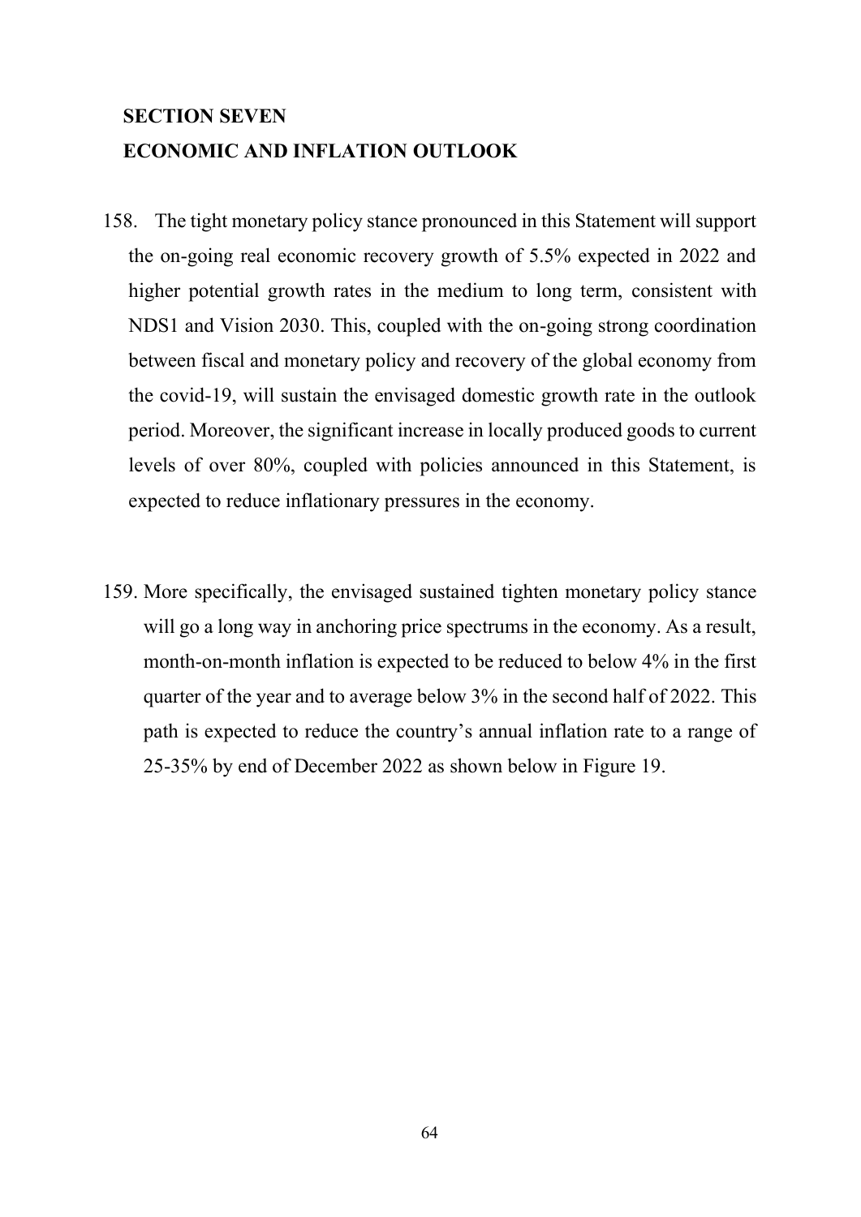## SECTION SEVEN

## ECONOMIC AND INFLATION OUTLOOK

158. The tight monetary policy stance pronounced in this Statement will support the on-going real economic recovery growth of 5.5% expected in 2022 and higher potential growth rates in the medium to long term, consistent with NDS1 and Vision 2030. This, coupled with the on-going strong coordination between fiscal and monetary policy and recovery of the global economy from the covid-19, will sustain the envisaged domestic growth rate in the outlook period. Moreover, the significant increase in locally produced goods to current levels of over 80%, coupled with policies announced in this Statement, is expected to reduce inflationary pressures in the economy.

159. More specifically, the envisaged sustained tighten monetary policy stance will go a long way in anchoring price spectrums in the economy. As a result, month-on-month inflation is expected to be reduced to below 4% in the first quarter of the year and to average below 3% in the second half of 2022. This path is expected to reduce the country's annual inflation rate to a range of 25-35% by end of December 2022 as shown below in Figure 19.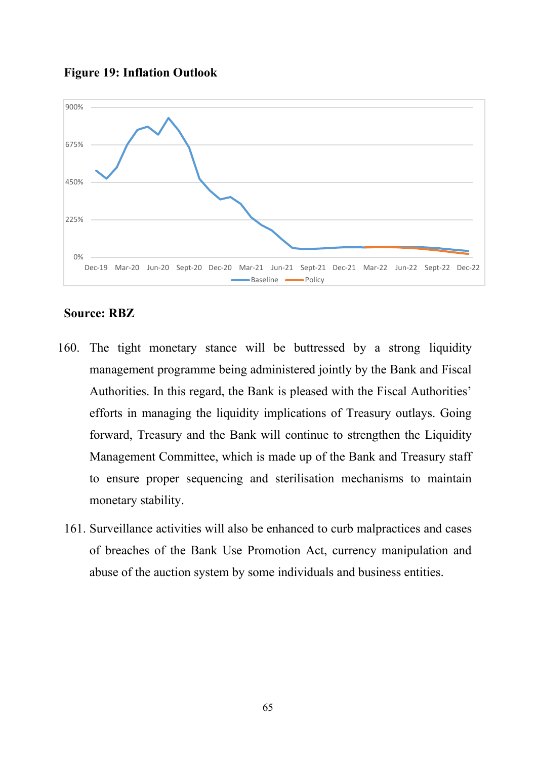**Figure 19: Inflation Outlook**

**Source: RBZ**

160. The tight monetary stance will be buttressed by a strong liquidity management programme being administered jointly by the Bank and Fiscal Authorities. In this regard, the Bank is pleased with the Fiscal Authorities' efforts in managing the liquidity implications of Treasury outlays. Going forward, Treasury and the Bank will continue to strengthen the Liquidity Management Committee, which is made up of the Bank and Treasury staff to ensure proper sequencing and sterilisation mechanisms to maintain monetary stability.

161. Surveillance activities will also be enhanced to curb malpractices and cases of breaches of the Bank Use Promotion Act, currency manipulation and abuse of the auction system by some individuals and business entities.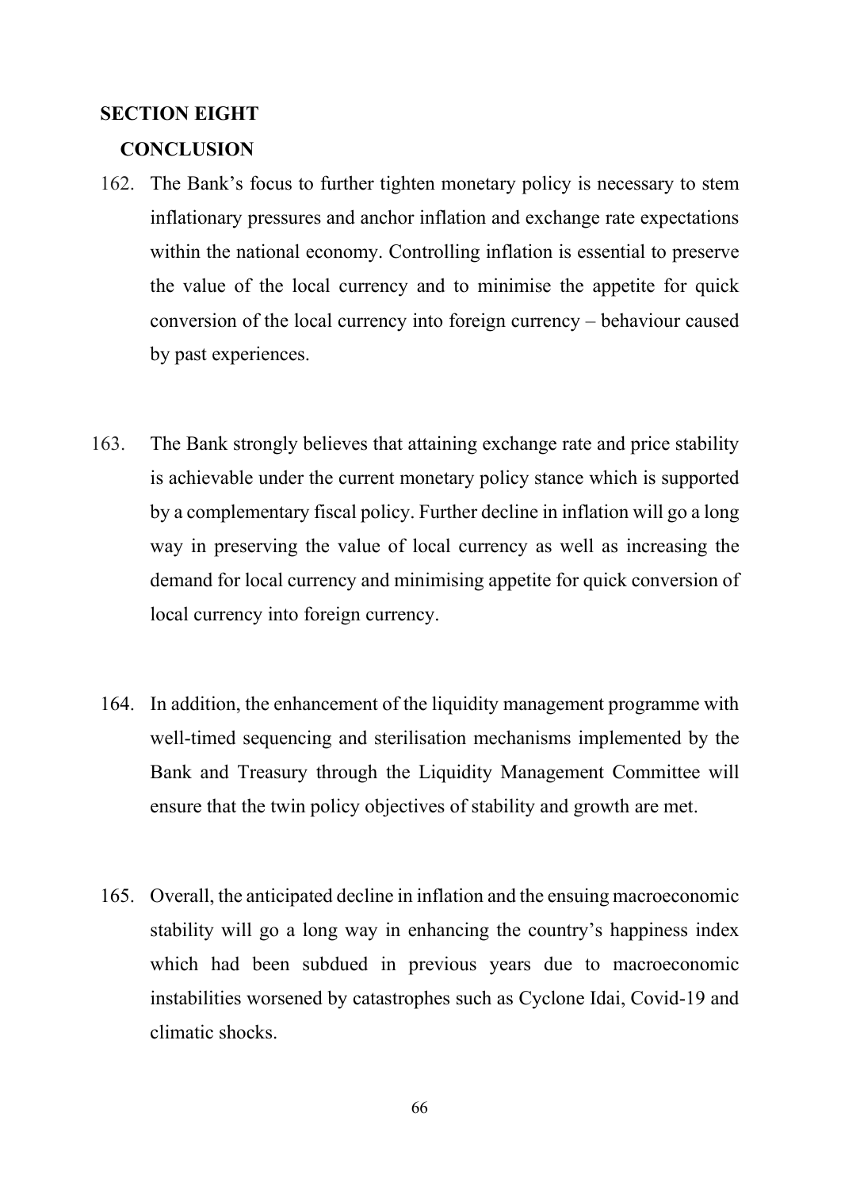## SECTION EIGHT

### CONCLUSION

162. The Bank's focus to further tighten monetary policy is necessary to stem inflationary pressures and anchor inflation and exchange rate expectations within the national economy. Controlling inflation is essential to preserve the value of the local currency and to minimise the appetite for quick conversion of the local currency into foreign currency – behaviour caused by past experiences.

163. The Bank strongly believes that attaining exchange rate and price stability is achievable under the current monetary policy stance which is supported by a complementary fiscal policy. Further decline in inflation will go a long way in preserving the value of local currency as well as increasing the demand for local currency and minimising appetite for quick conversion of local currency into foreign currency.

164. In addition, the enhancement of the liquidity management programme with well-timed sequencing and sterilisation mechanisms implemented by the Bank and Treasury through the Liquidity Management Committee will ensure that the twin policy objectives of stability and growth are met.

165. Overall, the anticipated decline in inflation and the ensuing macroeconomic stability will go a long way in enhancing the country's happiness index which had been subdued in previous years due to macroeconomic instabilities worsened by catastrophes such as Cyclone Idai, Covid-19 and climatic shocks.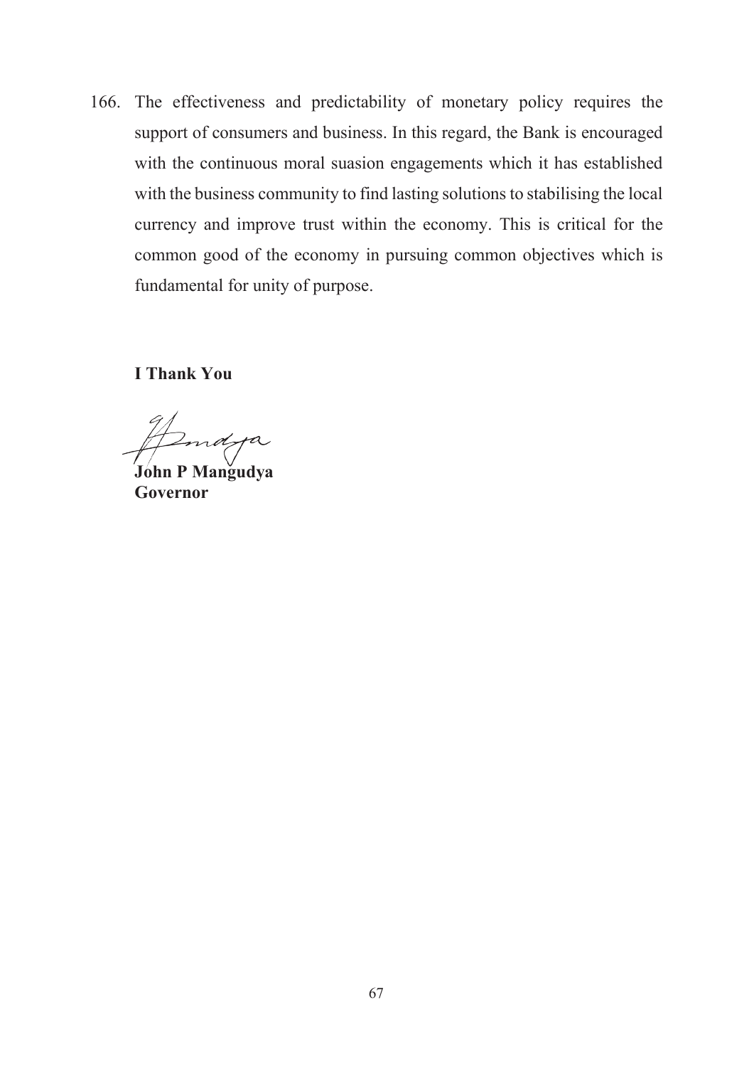166. The effectiveness and predictability of monetary policy requires the support of consumers and business. In this regard, the Bank is encouraged with the continuous moral suasion engagements which it has established with the business community to find lasting solutions to stabilising the local currency and improve trust within the economy. This is critical for the common good of the economy in pursuing common objectives which is fundamental for unity of purpose.

**I Thank You**

**John P Mangudya**
**Governor**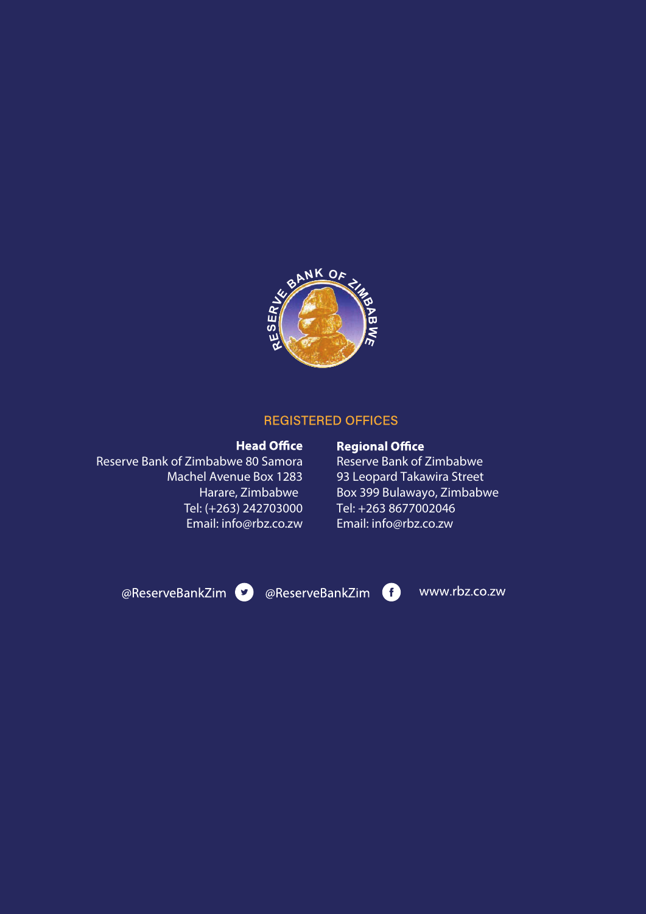## REGISTERED OFFICES

**Head Office**
Reserve Bank of Zimbabwe 80 Samora Machel Avenue Box 1283
Harare, Zimbabwe
Tel: (+263) 242703000
Email: info@rbz.co.zw

**Regional Office**
Reserve Bank of Zimbabwe
93 Leopard Takawira Street
Box 399 Bulawayo, Zimbabwe
Tel: +263 8677002046
Email: info@rbz.co.zw

@ReserveBankZim @ReserveBankZim www.rbz.co.zw